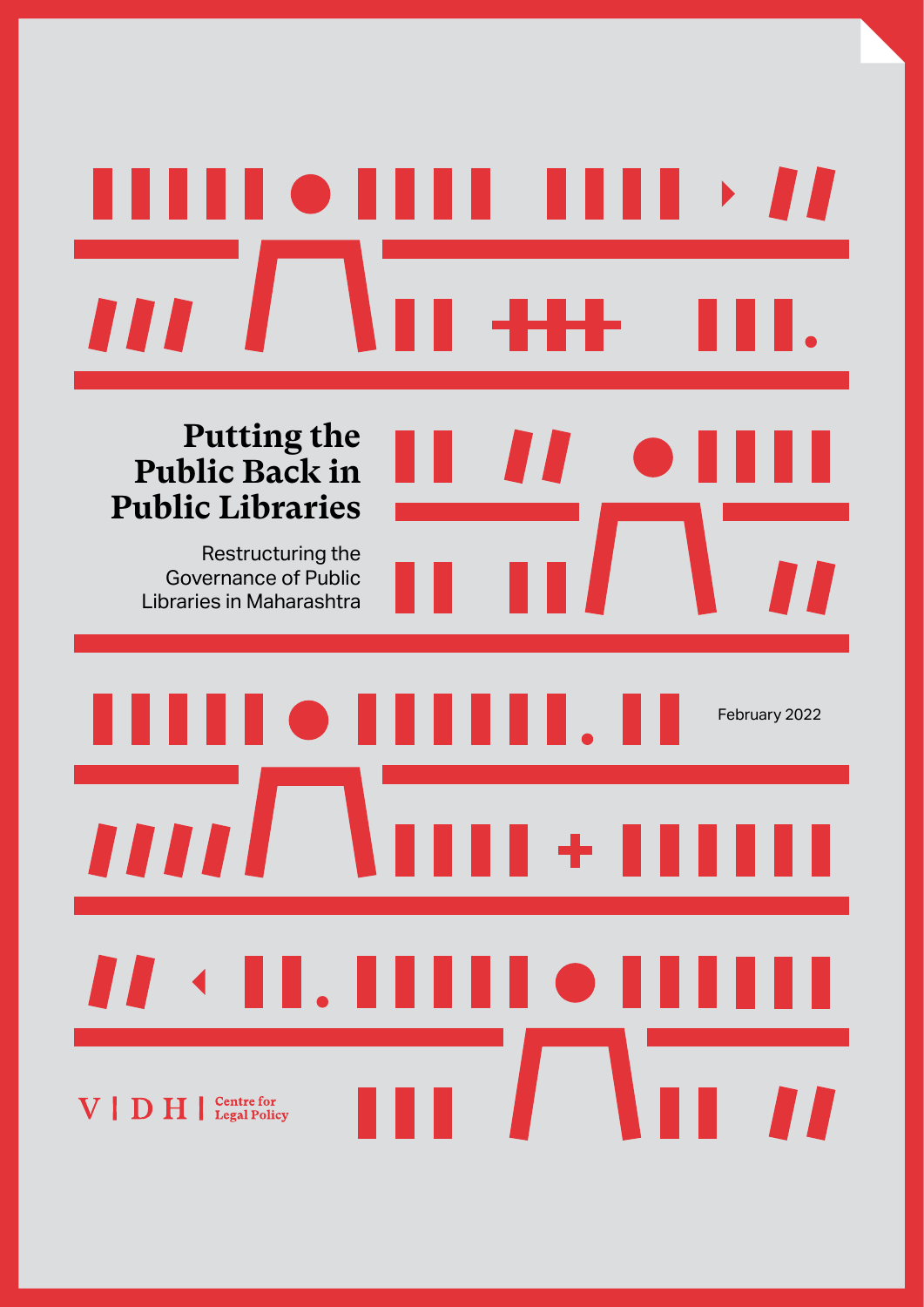# Putting the Public Back in Public Libraries

Restructuring the Governance of Public Libraries in Maharashtra

February 2022

VIDHI Centre for Legal Policy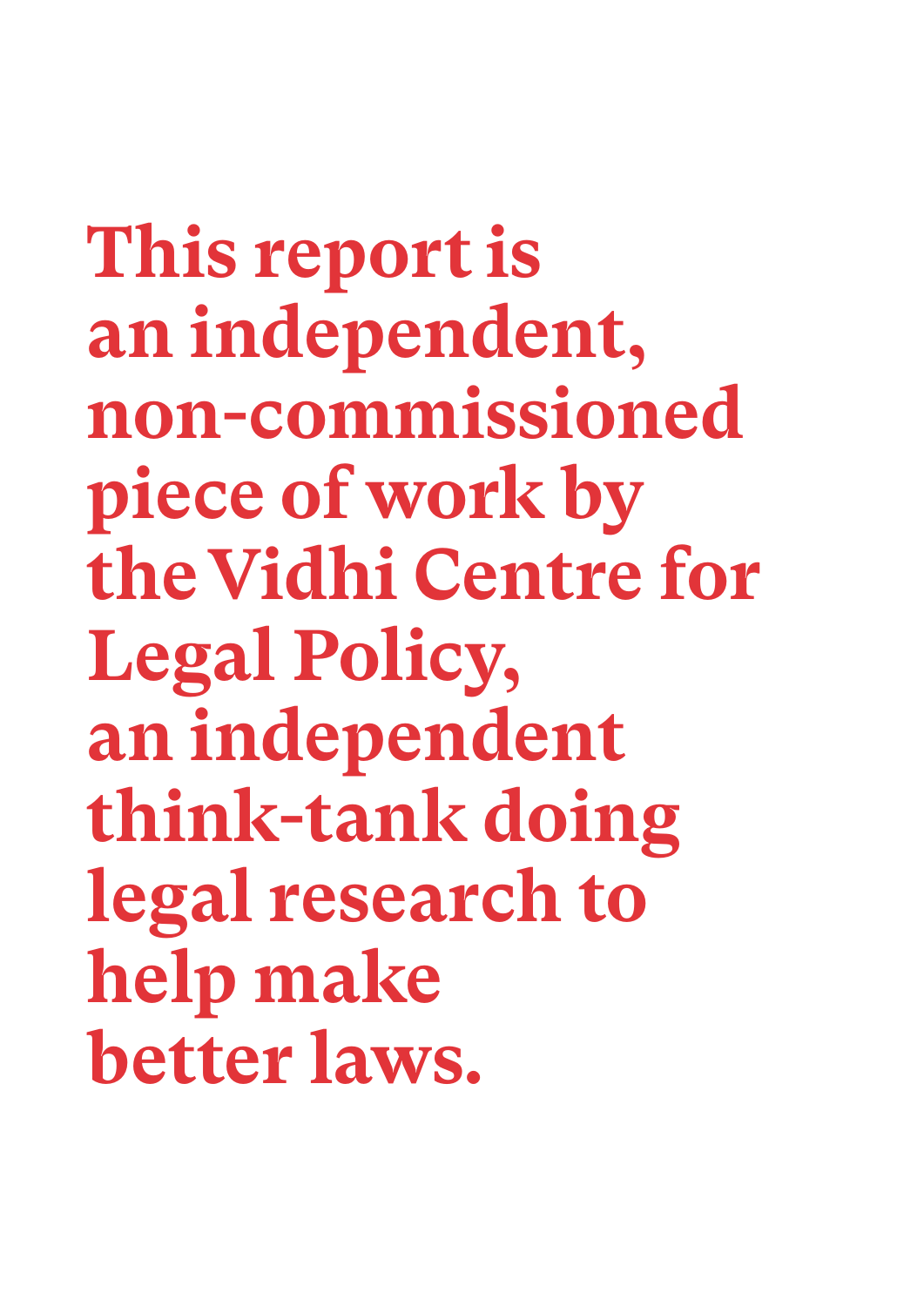**This report is an independent, non-commissioned piece of work by the Vidhi Centre for Legal Policy, an independent think-tank doing legal research to help make better laws.**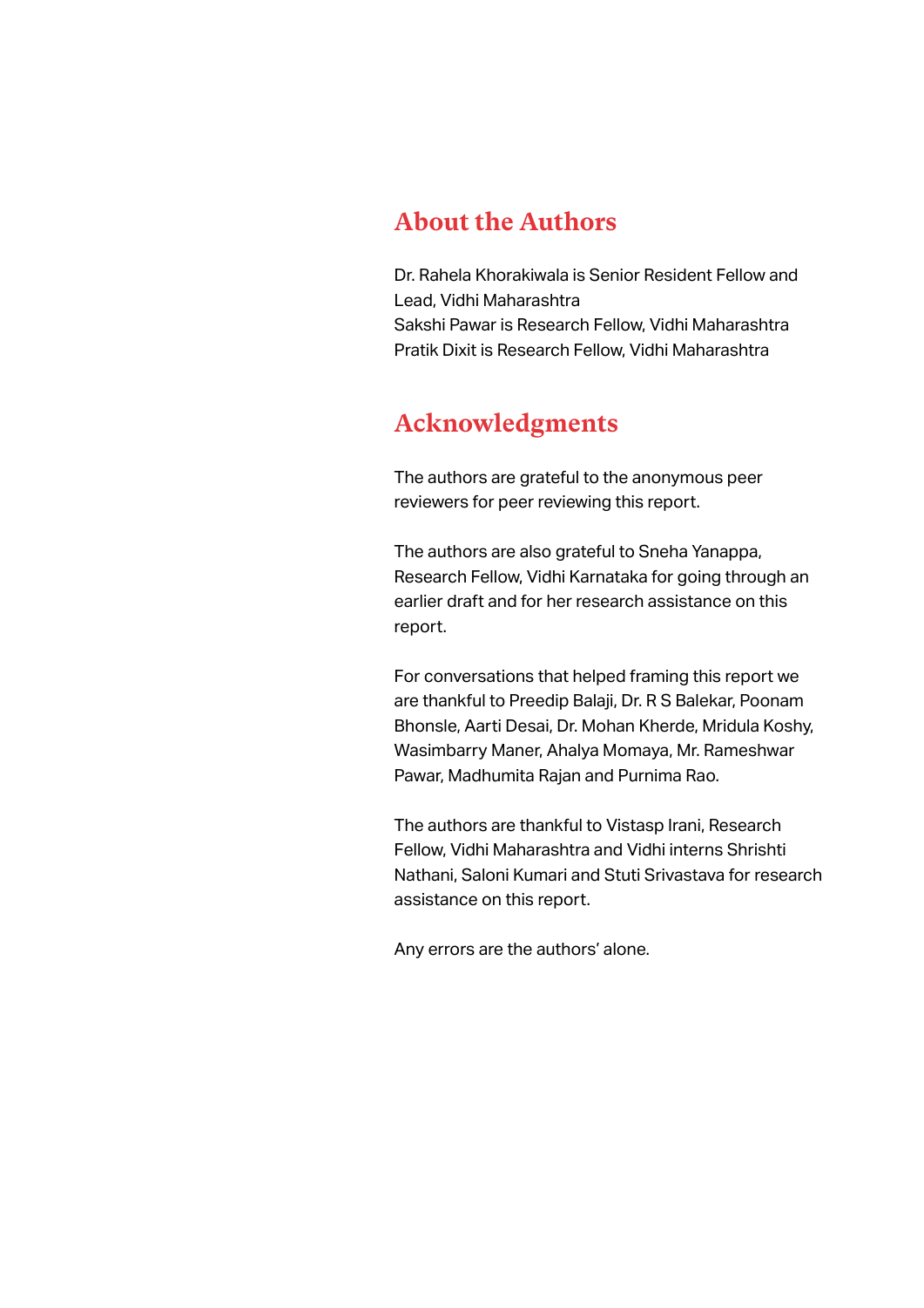## About the Authors

Dr. Rahela Khorakiwala is Senior Resident Fellow and Lead, Vidhi Maharashtra
Sakshi Pawar is Research Fellow, Vidhi Maharashtra
Pratik Dixit is Research Fellow, Vidhi Maharashtra

## Acknowledgments

The authors are grateful to the anonymous peer reviewers for peer reviewing this report.

The authors are also grateful to Sneha Yanappa, Research Fellow, Vidhi Karnataka for going through an earlier draft and for her research assistance on this report.

For conversations that helped framing this report we are thankful to Preedip Balaji, Dr. R S Balekar, Poonam Bhonsle, Aarti Desai, Dr. Mohan Kherde, Mridula Koshy, Wasimbarry Maner, Ahalya Momaya, Mr. Rameshwar Pawar, Madhumita Rajan and Purnima Rao.

The authors are thankful to Vistasp Irani, Research Fellow, Vidhi Maharashtra and Vidhi interns Shrishti Nathani, Saloni Kumari and Stuti Srivastava for research assistance on this report.

Any errors are the authors' alone.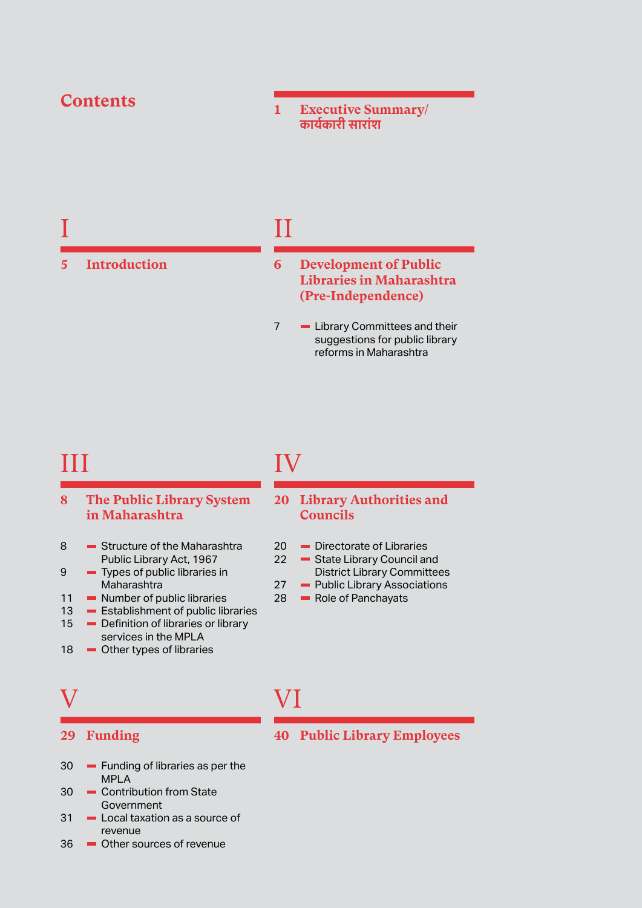# Contents

1 **Executive Summary/ कार्यकारी सारांश**

## I

5 **Introduction**

## II

6 **Development of Public Libraries in Maharashtra (Pre-Independence)**

- 7 Library Committees and their suggestions for public library reforms in Maharashtra

## III

8 **The Public Library System in Maharashtra**

- 8 Structure of the Maharashtra Public Library Act, 1967
- 9 Types of public libraries in Maharashtra
- 11 Number of public libraries
- 13 Establishment of public libraries
- 15 Definition of libraries or library services in the MPLA
- 18 Other types of libraries

## IV

20 **Library Authorities and Councils**

- 20 Directorate of Libraries
- 22 State Library Council and District Library Committees
- 27 Public Library Associations
- 28 Role of Panchayats

## V

29 **Funding**

- 30 Funding of libraries as per the MPLA
- 30 Contribution from State Government
- 31 Local taxation as a source of revenue
- 36 Other sources of revenue

## VI

40 **Public Library Employees**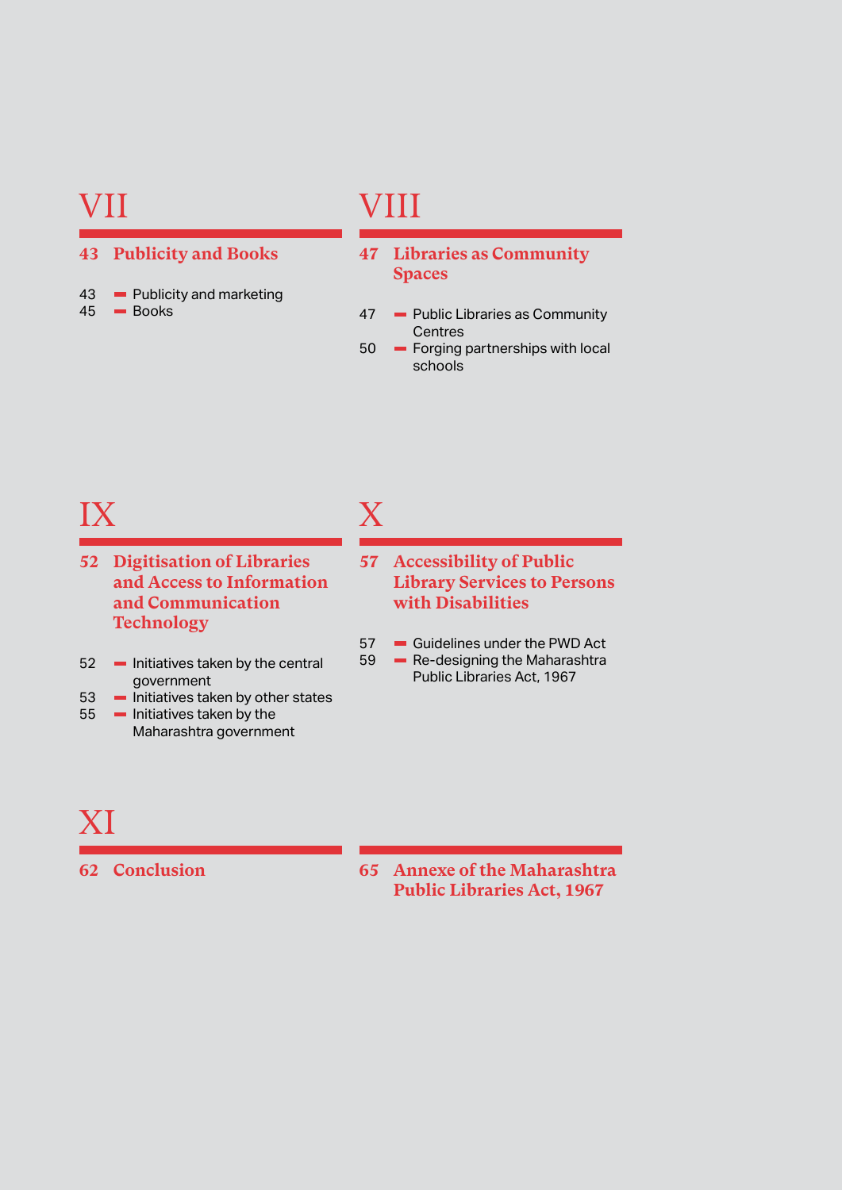# VII

## 43 Publicity and Books

- 43 Publicity and marketing
- 45 Books

# VIII

## 47 Libraries as Community Spaces

- 47 Public Libraries as Community Centres
- 50 Forging partnerships with local schools

# IX

## 52 Digitisation of Libraries and Access to Information and Communication Technology

- 52 Initiatives taken by the central government
- 53 Initiatives taken by other states
- 55 Initiatives taken by the Maharashtra government

# X

## 57 Accessibility of Public Library Services to Persons with Disabilities

- 57 Guidelines under the PWD Act
- 59 Re-designing the Maharashtra Public Libraries Act, 1967

# XI

## 62 Conclusion

## 65 Annexe of the Maharashtra Public Libraries Act, 1967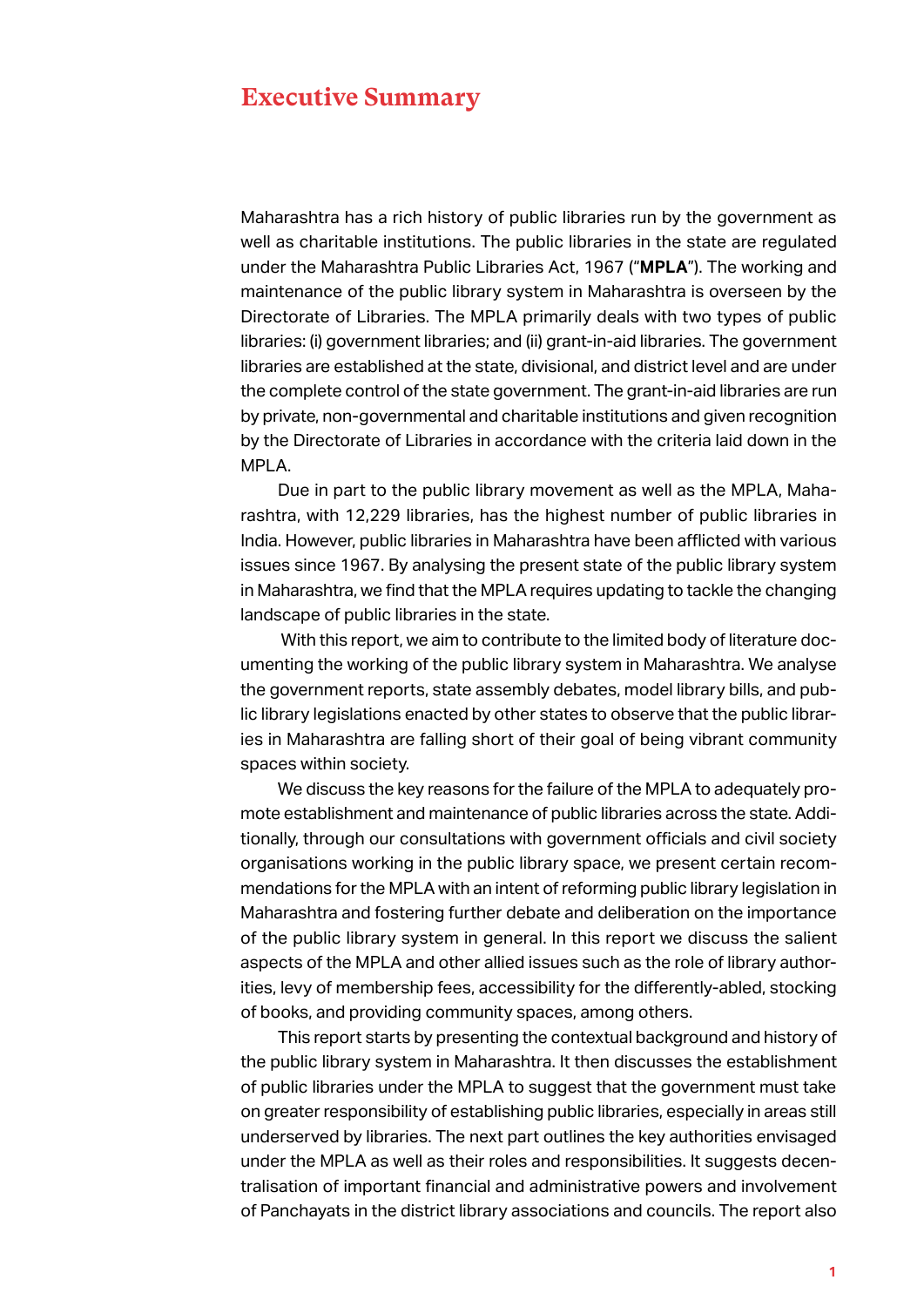# Executive Summary

Maharashtra has a rich history of public libraries run by the government as well as charitable institutions. The public libraries in the state are regulated under the Maharashtra Public Libraries Act, 1967 ("**MPLA**"). The working and maintenance of the public library system in Maharashtra is overseen by the Directorate of Libraries. The MPLA primarily deals with two types of public libraries: (i) government libraries; and (ii) grant-in-aid libraries. The government libraries are established at the state, divisional, and district level and are under the complete control of the state government. The grant-in-aid libraries are run by private, non-governmental and charitable institutions and given recognition by the Directorate of Libraries in accordance with the criteria laid down in the MPLA.

Due in part to the public library movement as well as the MPLA, Maharashtra, with 12,229 libraries, has the highest number of public libraries in India. However, public libraries in Maharashtra have been afflicted with various issues since 1967. By analysing the present state of the public library system in Maharashtra, we find that the MPLA requires updating to tackle the changing landscape of public libraries in the state.

With this report, we aim to contribute to the limited body of literature documenting the working of the public library system in Maharashtra. We analyse the government reports, state assembly debates, model library bills, and public library legislations enacted by other states to observe that the public libraries in Maharashtra are falling short of their goal of being vibrant community spaces within society.

We discuss the key reasons for the failure of the MPLA to adequately promote establishment and maintenance of public libraries across the state. Additionally, through our consultations with government officials and civil society organisations working in the public library space, we present certain recommendations for the MPLA with an intent of reforming public library legislation in Maharashtra and fostering further debate and deliberation on the importance of the public library system in general. In this report we discuss the salient aspects of the MPLA and other allied issues such as the role of library authorities, levy of membership fees, accessibility for the differently-abled, stocking of books, and providing community spaces, among others.

This report starts by presenting the contextual background and history of the public library system in Maharashtra. It then discusses the establishment of public libraries under the MPLA to suggest that the government must take on greater responsibility of establishing public libraries, especially in areas still underserved by libraries. The next part outlines the key authorities envisaged under the MPLA as well as their roles and responsibilities. It suggests decentralisation of important financial and administrative powers and involvement of Panchayats in the district library associations and councils. The report also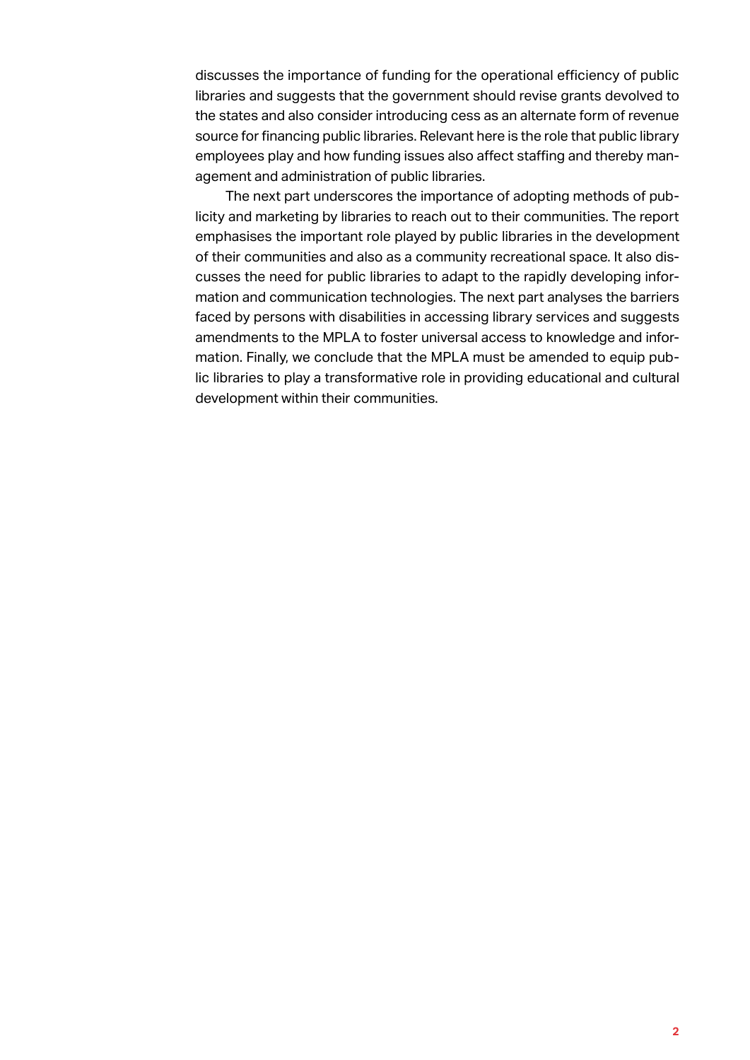discusses the importance of funding for the operational efficiency of public libraries and suggests that the government should revise grants devolved to the states and also consider introducing cess as an alternate form of revenue source for financing public libraries. Relevant here is the role that public library employees play and how funding issues also affect staffing and thereby management and administration of public libraries.

The next part underscores the importance of adopting methods of publicity and marketing by libraries to reach out to their communities. The report emphasises the important role played by public libraries in the development of their communities and also as a community recreational space. It also discusses the need for public libraries to adapt to the rapidly developing information and communication technologies. The next part analyses the barriers faced by persons with disabilities in accessing library services and suggests amendments to the MPLA to foster universal access to knowledge and information. Finally, we conclude that the MPLA must be amended to equip public libraries to play a transformative role in providing educational and cultural development within their communities.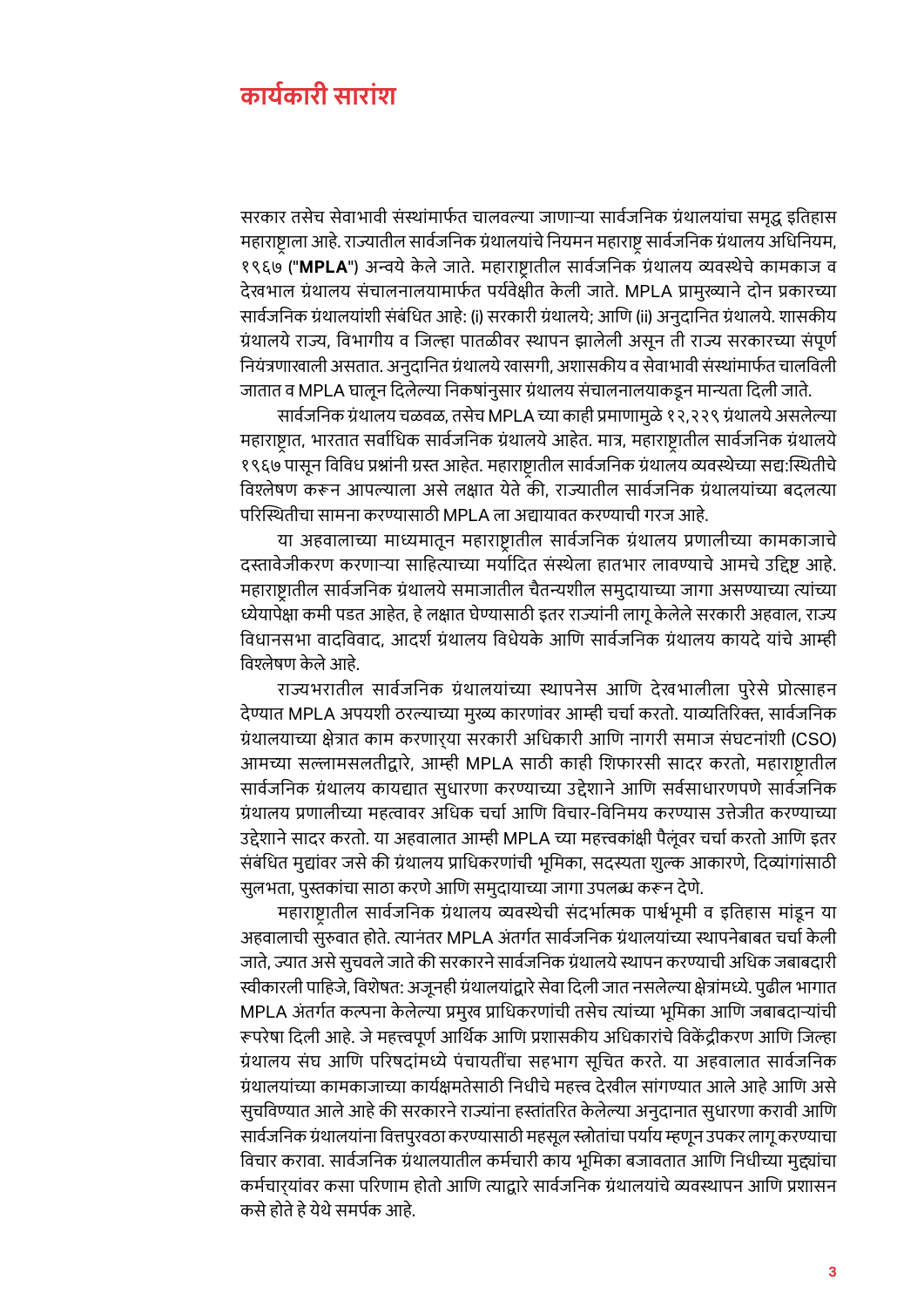# कार्यकारी सारांश

सरकार तसेच सेवाभावी संस्थांमार्फत चालवल्या जाणाऱ्या सार्वजनिक ग्रंथालयांचा समृद्ध इतिहास महाराष्ट्राला आहे. राज्यातील सार्वजनिक ग्रंथालयांचे नियमन महाराष्ट्र सार्वजनिक ग्रंथालय अधिनियम, १९६७ ("**MPLA**") अन्वये केले जाते. महाराष्ट्रातील सार्वजनिक ग्रंथालय व्यवस्थेचे कामकाज व देखभाल ग्रंथालय संचालनालयामार्फत पर्यवेक्षीत केली जाते. MPLA प्रामुख्याने दोन प्रकारच्या सार्वजनिक ग्रंथालयांशी संबंधित आहे: (i) सरकारी ग्रंथालये; आणि (ii) अनुदानित ग्रंथालये. शासकीय ग्रंथालये राज्य, विभागीय व जिल्हा पातळीवर स्थापन झालेली असून ती राज्य सरकारच्या संपूर्ण नियंत्रणाखाली असतात. अनुदानित ग्रंथालये खासगी, अशासकीय व सेवाभावी संस्थांमार्फत चालविली जातात व MPLA घालून दिलेल्या निकषांनुसार ग्रंथालय संचालनालयाकडून मान्यता दिली जाते.

सार्वजनिक ग्रंथालय चळवळ, तसेच MPLA च्या काही प्रमाणामुळे १२,२२९ ग्रंथालये असलेल्या महाराष्ट्रात, भारतात सर्वाधिक सार्वजनिक ग्रंथालये आहेत. मात्र, महाराष्ट्रातील सार्वजनिक ग्रंथालये १९६७ पासून विविध प्रश्नांनी ग्रस्त आहेत. महाराष्ट्रातील सार्वजनिक ग्रंथालय व्यवस्थेच्या सद्य:स्थितीचे विश्लेषण करून आपल्याला असे लक्षात येते की, राज्यातील सार्वजनिक ग्रंथालयांच्या बदलत्या परिस्थितीचा सामना करण्यासाठी MPLA ला अद्यायावत करण्याची गरज आहे.

या अहवालाच्या माध्यमातून महाराष्ट्रातील सार्वजनिक ग्रंथालय प्रणालीच्या कामकाजाचे दस्तावेजीकरण करणाऱ्या साहित्याच्या मर्यादित संस्थेला हातभार लावण्याचे आमचे उद्दिष्ट आहे. महाराष्ट्रातील सार्वजनिक ग्रंथालये समाजातील चैतन्यशील समुदायाच्या जागा असण्याच्या त्यांच्या ध्येयापेक्षा कमी पडत आहेत, हे लक्षात घेण्यासाठी इतर राज्यांनी लागू केलेले सरकारी अहवाल, राज्य विधानसभा वादविवाद, आदर्श ग्रंथालय विधेयके आणि सार्वजनिक ग्रंथालय कायदे यांचे आम्ही विश्लेषण केले आहे.

राज्यभरातील सार्वजनिक ग्रंथालयांच्या स्थापनेस आणि देखभालीला पुरेसे प्रोत्साहन देण्यात MPLA अपयशी ठरल्याच्या मुख्य कारणांवर आम्ही चर्चा करतो. याव्यतिरिक्त, सार्वजनिक ग्रंथालयाच्या क्षेत्रात काम करणाऱ्या सरकारी अधिकारी आणि नागरी समाज संघटनांशी (CSO) आमच्या सल्लामसलतीद्वारे, आम्ही MPLA साठी काही शिफारसी सादर करतो, महाराष्ट्रातील सार्वजनिक ग्रंथालय कायद्यात सुधारणा करण्याच्या उद्देशाने आणि सर्वसाधारणपणे सार्वजनिक ग्रंथालय प्रणालीच्या महत्वावर अधिक चर्चा आणि विचार-विनिमय करण्यास उत्तेजीत करण्याच्या उद्देशाने सादर करतो. या अहवालात आम्ही MPLA च्या महत्त्वकांक्षी पैलूंवर चर्चा करतो आणि इतर संबंधित मुद्यांवर जसे की ग्रंथालय प्राधिकरणांची भूमिका, सदस्यता शुल्क आकारणे, दिव्यांगांसाठी सुलभता, पुस्तकांचा साठा करणे आणि समुदायाच्या जागा उपलब्ध करून देणे.

महाराष्ट्रातील सार्वजनिक ग्रंथालय व्यवस्थेची संदर्भात्मक पार्श्वभूमी व इतिहास मांडून या अहवालाची सुरुवात होते. त्यानंतर MPLA अंतर्गत सार्वजनिक ग्रंथालयांच्या स्थापनेबाबत चर्चा केली जाते, ज्यात असे सुचवले जाते की सरकारने सार्वजनिक ग्रंथालये स्थापन करण्याची अधिक जबाबदारी स्वीकारली पाहिजे, विशेषत: अजूनही ग्रंथालयांद्वारे सेवा दिली जात नसलेल्या क्षेत्रांमध्ये. पुढील भागात MPLA अंतर्गत कल्पना केलेल्या प्रमुख प्राधिकरणांची तसेच त्यांच्या भूमिका आणि जबाबदाऱ्यांची रूपरेषा दिली आहे. जे महत्त्वपूर्ण आर्थिक आणि प्रशासकीय अधिकारांचे विकेंद्रीकरण आणि जिल्हा ग्रंथालय संघ आणि परिषदांमध्ये पंचायतींचा सहभाग सूचित करते. या अहवालात सार्वजनिक ग्रंथालयांच्या कामकाजाच्या कार्यक्षमतेसाठी निधीचे महत्त्व देखील सांगण्यात आले आहे आणि असे सुचविण्यात आले आहे की सरकारने राज्यांना हस्तांतरित केलेल्या अनुदानात सुधारणा करावी आणि सार्वजनिक ग्रंथालयांना वित्तपुरवठा करण्यासाठी महसूल स्त्रोतांचा पर्याय म्हणून उपकर लागू करण्याचा विचार करावा. सार्वजनिक ग्रंथालयातील कर्मचारी काय भूमिका बजावतात आणि निधीच्या मुद्द्यांचा कर्मचाऱ्यांवर कसा परिणाम होतो आणि त्याद्वारे सार्वजनिक ग्रंथालयांचे व्यवस्थापन आणि प्रशासन कसे होते हे येथे समर्पक आहे.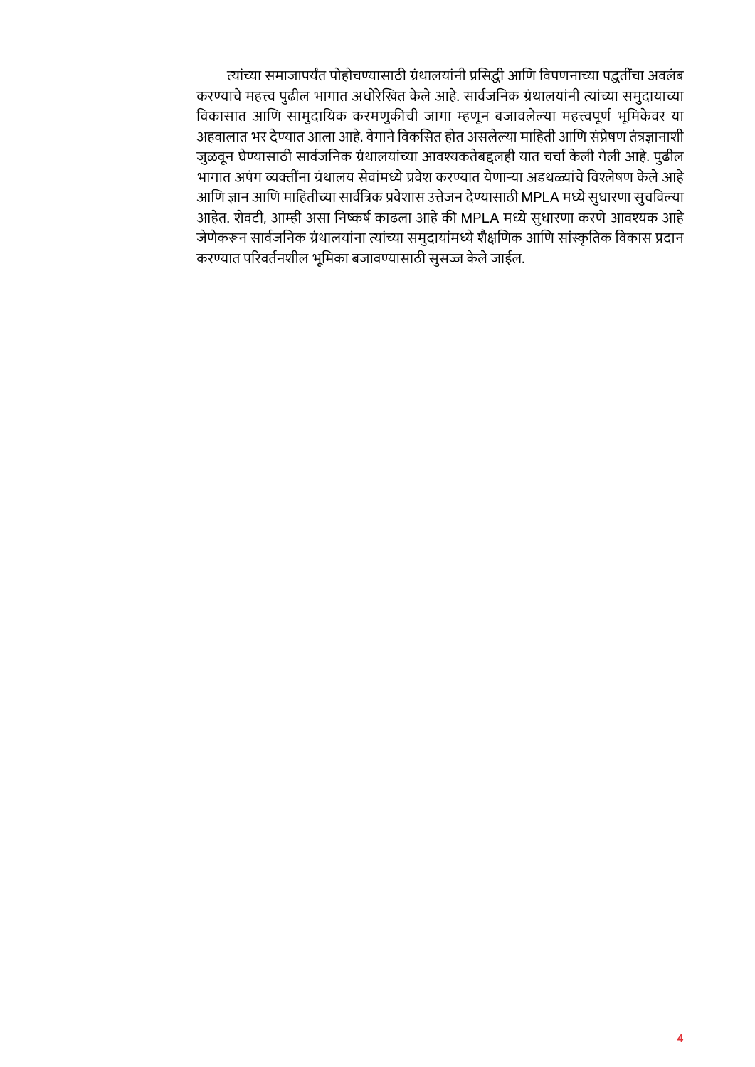त्यांच्या समाजापर्यंत पोहोचण्यासाठी ग्रंथालयांनी प्रसिद्धी आणि विपणनाच्या पद्धतींचा अवलंब करण्याचे महत्त्व पुढील भागात अधोरेखित केले आहे. सार्वजनिक ग्रंथालयांनी त्यांच्या समुदायाच्या विकासात आणि सामुदायिक करमणुकीची जागा म्हणून बजावलेल्या महत्त्वपूर्ण भूमिकेवर या अहवालात भर देण्यात आला आहे. वेगाने विकसित होत असलेल्या माहिती आणि संप्रेषण तंत्रज्ञानाशी जुळवून घेण्यासाठी सार्वजनिक ग्रंथालयांच्या आवश्यकतेबद्दलही यात चर्चा केली गेली आहे. पुढील भागात अपंग व्यक्तींना ग्रंथालय सेवांमध्ये प्रवेश करण्यात येणाऱ्या अडथळ्यांचे विश्लेषण केले आहे आणि ज्ञान आणि माहितीच्या सार्वत्रिक प्रवेशास उत्तेजन देण्यासाठी MPLA मध्ये सुधारणा सुचविल्या आहेत. शेवटी, आम्ही असा निष्कर्ष काढला आहे की MPLA मध्ये सुधारणा करणे आवश्यक आहे जेणेकरून सार्वजनिक ग्रंथालयांना त्यांच्या समुदायांमध्ये शैक्षणिक आणि सांस्कृतिक विकास प्रदान करण्यात परिवर्तनशील भूमिका बजावण्यासाठी सुसज्ज केले जाईल.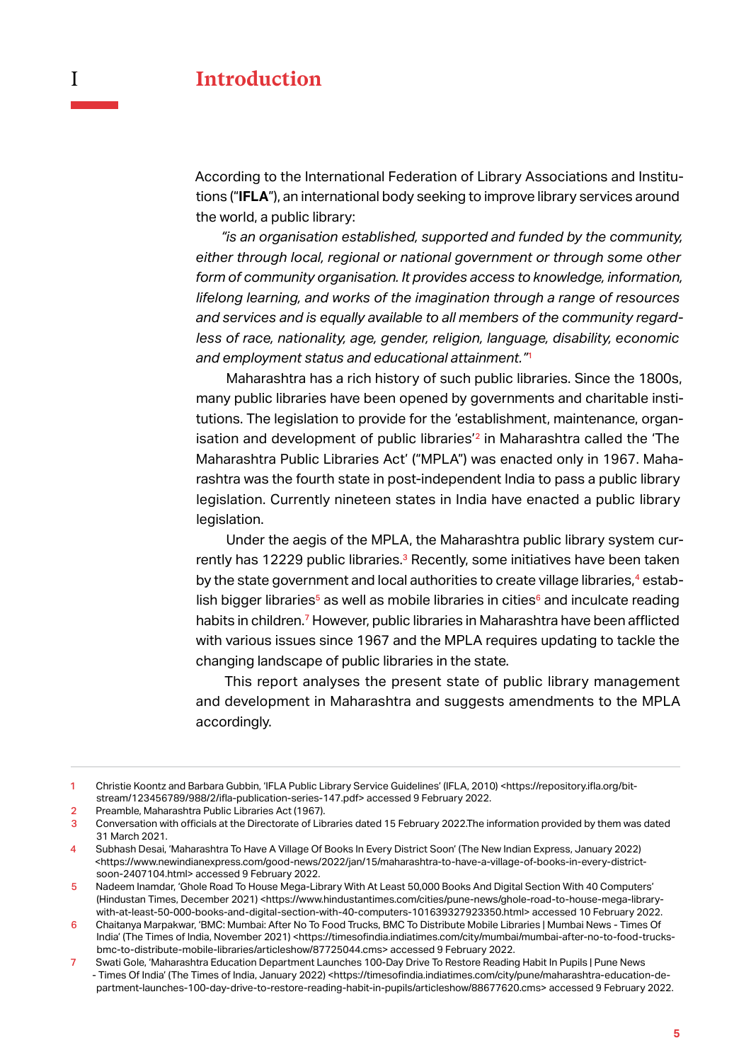# I Introduction

According to the International Federation of Library Associations and Institutions ("**IFLA**"), an international body seeking to improve library services around the world, a public library:

*"is an organisation established, supported and funded by the community, either through local, regional or national government or through some other form of community organisation. It provides access to knowledge, information, lifelong learning, and works of the imagination through a range of resources and services and is equally available to all members of the community regardless of race, nationality, age, gender, religion, language, disability, economic and employment status and educational attainment."*[1]

Maharashtra has a rich history of such public libraries. Since the 1800s, many public libraries have been opened by governments and charitable institutions. The legislation to provide for the 'establishment, maintenance, organisation and development of public libraries'[2] in Maharashtra called the 'The Maharashtra Public Libraries Act' ("MPLA") was enacted only in 1967. Maharashtra was the fourth state in post-independent India to pass a public library legislation. Currently nineteen states in India have enacted a public library legislation.

Under the aegis of the MPLA, the Maharashtra public library system currently has 12229 public libraries.[3] Recently, some initiatives have been taken by the state government and local authorities to create village libraries,[4] establish bigger libraries[5] as well as mobile libraries in cities[6] and inculcate reading habits in children.[7] However, public libraries in Maharashtra have been afflicted with various issues since 1967 and the MPLA requires updating to tackle the changing landscape of public libraries in the state.

This report analyses the present state of public library management and development in Maharashtra and suggests amendments to the MPLA accordingly.

---

1 Christie Koontz and Barbara Gubbin, 'IFLA Public Library Service Guidelines' (IFLA, 2010) <https://repository.ifla.org/bitstream/123456789/988/2/ifla-publication-series-147.pdf> accessed 9 February 2022.

2 Preamble, Maharashtra Public Libraries Act (1967).

3 Conversation with officials at the Directorate of Libraries dated 15 February 2022.The information provided by them was dated 31 March 2021.

4 Subhash Desai, 'Maharashtra To Have A Village Of Books In Every District Soon' (The New Indian Express, January 2022) <https://www.newindianexpress.com/good-news/2022/jan/15/maharashtra-to-have-a-village-of-books-in-every-district-soon-2407104.html> accessed 9 February 2022.

5 Nadeem Inamdar, 'Ghole Road To House Mega-Library With At Least 50,000 Books And Digital Section With 40 Computers' (Hindustan Times, December 2021) <https://www.hindustantimes.com/cities/pune-news/ghole-road-to-house-mega-library-with-at-least-50-000-books-and-digital-section-with-40-computers-101639327923350.html> accessed 10 February 2022.

6 Chaitanya Marpakwar, 'BMC: Mumbai: After No To Food Trucks, BMC To Distribute Mobile Libraries | Mumbai News - Times Of India' (The Times of India, November 2021) <https://timesofindia.indiatimes.com/city/mumbai/mumbai-after-no-to-food-trucks-bmc-to-distribute-mobile-libraries/articleshow/87725044.cms> accessed 9 February 2022.

7 Swati Gole, 'Maharashtra Education Department Launches 100-Day Drive To Restore Reading Habit In Pupils | Pune News - Times Of India' (The Times of India, January 2022) <https://timesofindia.indiatimes.com/city/pune/maharashtra-education-department-launches-100-day-drive-to-restore-reading-habit-in-pupils/articleshow/88677620.cms> accessed 9 February 2022.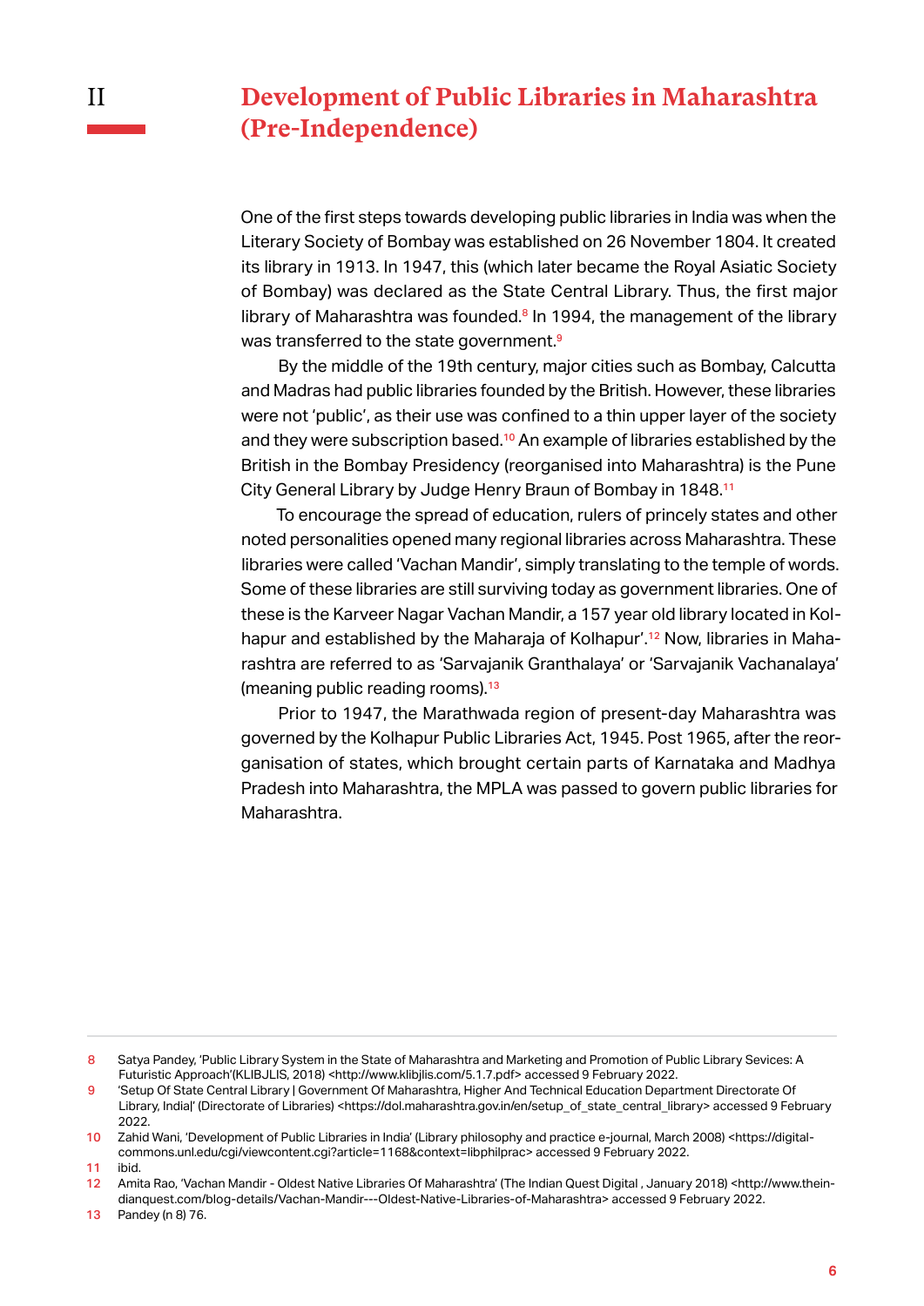# II Development of Public Libraries in Maharashtra (Pre-Independence)

One of the first steps towards developing public libraries in India was when the Literary Society of Bombay was established on 26 November 1804. It created its library in 1913. In 1947, this (which later became the Royal Asiatic Society of Bombay) was declared as the State Central Library. Thus, the first major library of Maharashtra was founded.[8] In 1994, the management of the library was transferred to the state government.[9]

By the middle of the 19th century, major cities such as Bombay, Calcutta and Madras had public libraries founded by the British. However, these libraries were not 'public', as their use was confined to a thin upper layer of the society and they were subscription based.[10] An example of libraries established by the British in the Bombay Presidency (reorganised into Maharashtra) is the Pune City General Library by Judge Henry Braun of Bombay in 1848.[11]

To encourage the spread of education, rulers of princely states and other noted personalities opened many regional libraries across Maharashtra. These libraries were called 'Vachan Mandir', simply translating to the temple of words. Some of these libraries are still surviving today as government libraries. One of these is the Karveer Nagar Vachan Mandir, a 157 year old library located in Kolhapur and established by the Maharaja of Kolhapur'.[12] Now, libraries in Maharashtra are referred to as 'Sarvajanik Granthalaya' or 'Sarvajanik Vachanalaya' (meaning public reading rooms).[13]

Prior to 1947, the Marathwada region of present-day Maharashtra was governed by the Kolhapur Public Libraries Act, 1945. Post 1965, after the reorganisation of states, which brought certain parts of Karnataka and Madhya Pradesh into Maharashtra, the MPLA was passed to govern public libraries for Maharashtra.

---

8 Satya Pandey, 'Public Library System in the State of Maharashtra and Marketing and Promotion of Public Library Sevices: A Futuristic Approach'(KLIBJLIS, 2018) <http://www.klibjlis.com/5.1.7.pdf> accessed 9 February 2022.

9 'Setup Of State Central Library | Government Of Maharashtra, Higher And Technical Education Department Directorate Of Library, India|' (Directorate of Libraries) <https://dol.maharashtra.gov.in/en/setup_of_state_central_library> accessed 9 February 2022.

10 Zahid Wani, 'Development of Public Libraries in India' (Library philosophy and practice e-journal, March 2008) <https://digitalcommons.unl.edu/cgi/viewcontent.cgi?article=1168&context=libphilprac> accessed 9 February 2022.

11 ibid.

12 Amita Rao, 'Vachan Mandir - Oldest Native Libraries Of Maharashtra' (The Indian Quest Digital , January 2018) <http://www.theindianquest.com/blog-details/Vachan-Mandir---Oldest-Native-Libraries-of-Maharashtra> accessed 9 February 2022.

13 Pandey (n 8) 76.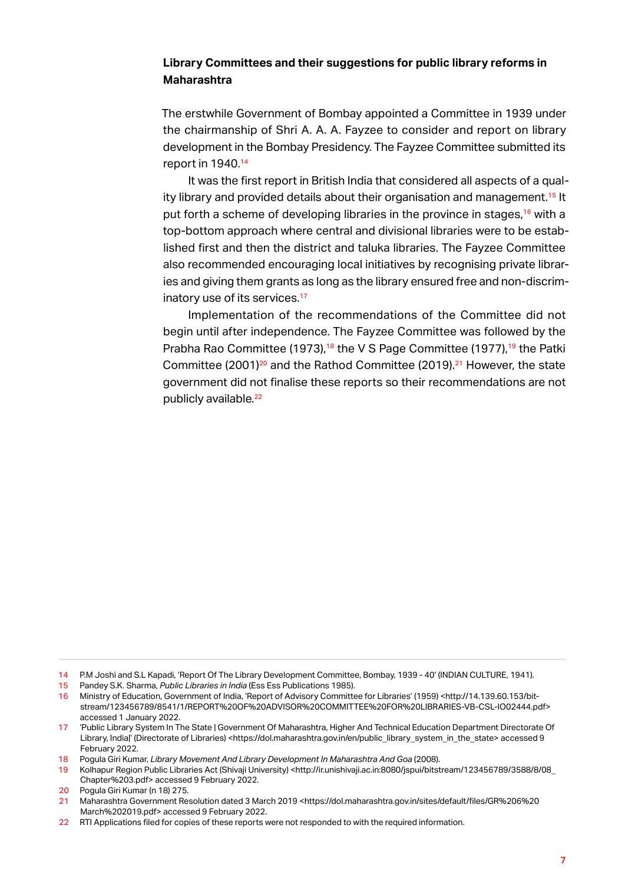### Library Committees and their suggestions for public library reforms in Maharashtra

The erstwhile Government of Bombay appointed a Committee in 1939 under the chairmanship of Shri A. A. A. Fayzee to consider and report on library development in the Bombay Presidency. The Fayzee Committee submitted its report in 1940.[14]

It was the first report in British India that considered all aspects of a quality library and provided details about their organisation and management.[15] It put forth a scheme of developing libraries in the province in stages,[16] with a top-bottom approach where central and divisional libraries were to be established first and then the district and taluka libraries. The Fayzee Committee also recommended encouraging local initiatives by recognising private libraries and giving them grants as long as the library ensured free and non-discriminatory use of its services.[17]

Implementation of the recommendations of the Committee did not begin until after independence. The Fayzee Committee was followed by the Prabha Rao Committee (1973),[18] the V S Page Committee (1977),[19] the Patki Committee (2001)[20] and the Rathod Committee (2019).[21] However, the state government did not finalise these reports so their recommendations are not publicly available.[22]

---

14 P.M Joshi and S.L Kapadi, 'Report Of The Library Development Committee, Bombay, 1939 - 40' (INDIAN CULTURE, 1941).

15 Pandey S.K. Sharma, *Public Libraries in India* (Ess Ess Publications 1985).

16 Ministry of Education, Government of India, 'Report of Advisory Committee for Libraries' (1959) <http://14.139.60.153/bitstream/123456789/8541/1/REPORT%20OF%20ADVISOR%20COMMITTEE%20FOR%20LIBRARIES-VB-CSL-IO02444.pdf> accessed 1 January 2022.

17 'Public Library System In The State | Government Of Maharashtra, Higher And Technical Education Department Directorate Of Library, India|' (Directorate of Libraries) <https://dol.maharashtra.gov.in/en/public_library_system_in_the_state> accessed 9 February 2022.

18 Pogula Giri Kumar, *Library Movement And Library Development In Maharashtra And Goa* (2008).

19 Kolhapur Region Public Libraries Act (Shivaji University) <http://ir.unishivaji.ac.in:8080/jspui/bitstream/123456789/3588/8/08_Chapter%203.pdf> accessed 9 February 2022.

20 Pogula Giri Kumar (n 18) 275.

21 Maharashtra Government Resolution dated 3 March 2019 <https://dol.maharashtra.gov.in/sites/default/files/GR%206%20March%202019.pdf> accessed 9 February 2022.

22 RTI Applications filed for copies of these reports were not responded to with the required information.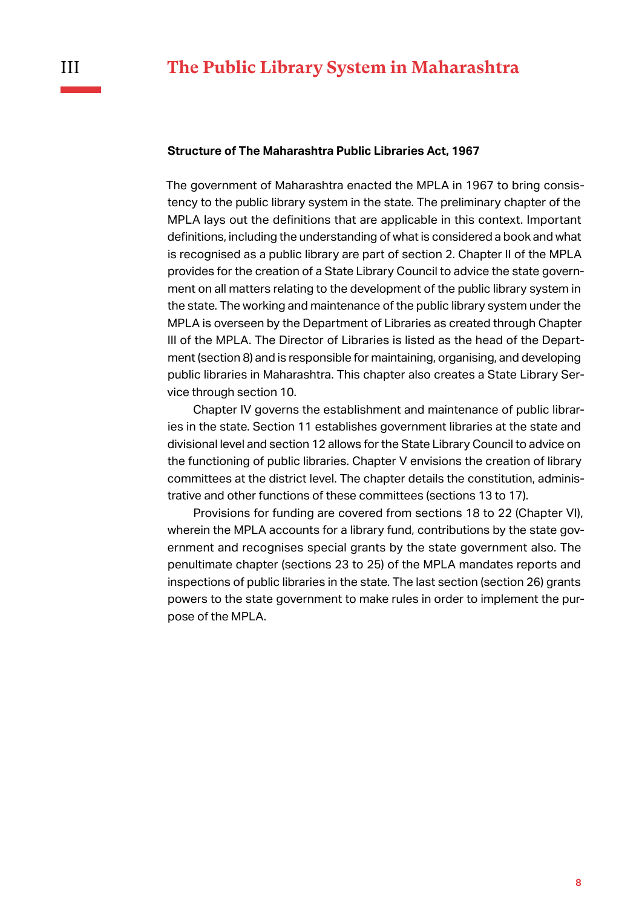# III The Public Library System in Maharashtra

**Structure of The Maharashtra Public Libraries Act, 1967**

The government of Maharashtra enacted the MPLA in 1967 to bring consistency to the public library system in the state. The preliminary chapter of the MPLA lays out the definitions that are applicable in this context. Important definitions, including the understanding of what is considered a book and what is recognised as a public library are part of section 2. Chapter II of the MPLA provides for the creation of a State Library Council to advice the state government on all matters relating to the development of the public library system in the state. The working and maintenance of the public library system under the MPLA is overseen by the Department of Libraries as created through Chapter III of the MPLA. The Director of Libraries is listed as the head of the Department (section 8) and is responsible for maintaining, organising, and developing public libraries in Maharashtra. This chapter also creates a State Library Service through section 10.

Chapter IV governs the establishment and maintenance of public libraries in the state. Section 11 establishes government libraries at the state and divisional level and section 12 allows for the State Library Council to advice on the functioning of public libraries. Chapter V envisions the creation of library committees at the district level. The chapter details the constitution, administrative and other functions of these committees (sections 13 to 17).

Provisions for funding are covered from sections 18 to 22 (Chapter VI), wherein the MPLA accounts for a library fund, contributions by the state government and recognises special grants by the state government also. The penultimate chapter (sections 23 to 25) of the MPLA mandates reports and inspections of public libraries in the state. The last section (section 26) grants powers to the state government to make rules in order to implement the purpose of the MPLA.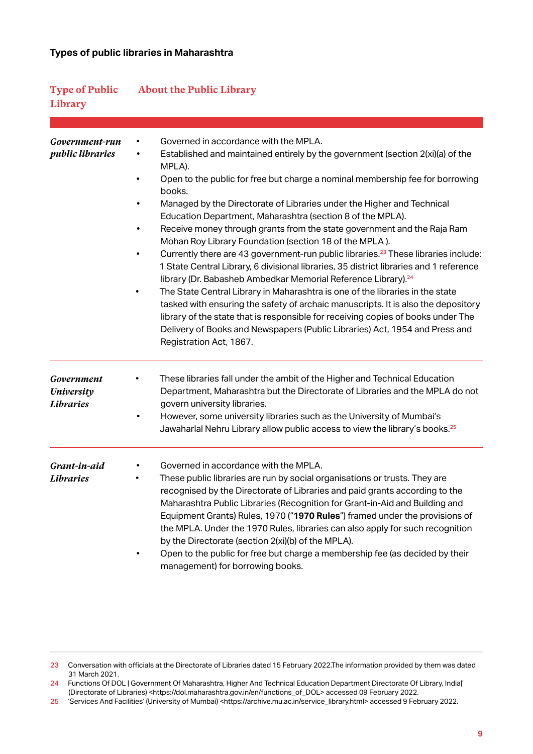### Types of public libraries in Maharashtra

| Type of Public Library | About the Public Library |
|---|---|
| *Government-run public libraries* | • Governed in accordance with the MPLA.<br>• Established and maintained entirely by the government (section 2(xi)(a) of the MPLA).<br>• Open to the public for free but charge a nominal membership fee for borrowing books.<br>• Managed by the Directorate of Libraries under the Higher and Technical Education Department, Maharashtra (section 8 of the MPLA).<br>• Receive money through grants from the state government and the Raja Ram Mohan Roy Library Foundation (section 18 of the MPLA ).<br>• Currently there are 43 government-run public libraries.[23] These libraries include: 1 State Central Library, 6 divisional libraries, 35 district libraries and 1 reference library (Dr. Babasheb Ambedkar Memorial Reference Library).[24]<br>• The State Central Library in Maharashtra is one of the libraries in the state tasked with ensuring the safety of archaic manuscripts. It is also the depository library of the state that is responsible for receiving copies of books under The Delivery of Books and Newspapers (Public Libraries) Act, 1954 and Press and Registration Act, 1867. |
| *Government University Libraries* | • These libraries fall under the ambit of the Higher and Technical Education Department, Maharashtra but the Directorate of Libraries and the MPLA do not govern university libraries.<br>• However, some university libraries such as the University of Mumbai's Jawaharlal Nehru Library allow public access to view the library's books.[25] |
| *Grant-in-aid Libraries* | • Governed in accordance with the MPLA.<br>• These public libraries are run by social organisations or trusts. They are recognised by the Directorate of Libraries and paid grants according to the Maharashtra Public Libraries (Recognition for Grant-in-Aid and Building and Equipment Grants) Rules, 1970 ("**1970 Rules**") framed under the provisions of the MPLA. Under the 1970 Rules, libraries can also apply for such recognition by the Directorate (section 2(xi)(b) of the MPLA).<br>• Open to the public for free but charge a membership fee (as decided by their management) for borrowing books. |

23 Conversation with officials at the Directorate of Libraries dated 15 February 2022.The information provided by them was dated 31 March 2021.

24 Functions Of DOL | Government Of Maharashtra, Higher And Technical Education Department Directorate Of Library, India|' (Directorate of Libraries) <https://dol.maharashtra.gov.in/en/functions_of_DOL> accessed 09 February 2022.

25 'Services And Facilities' (University of Mumbai) <https://archive.mu.ac.in/service_library.html> accessed 9 February 2022.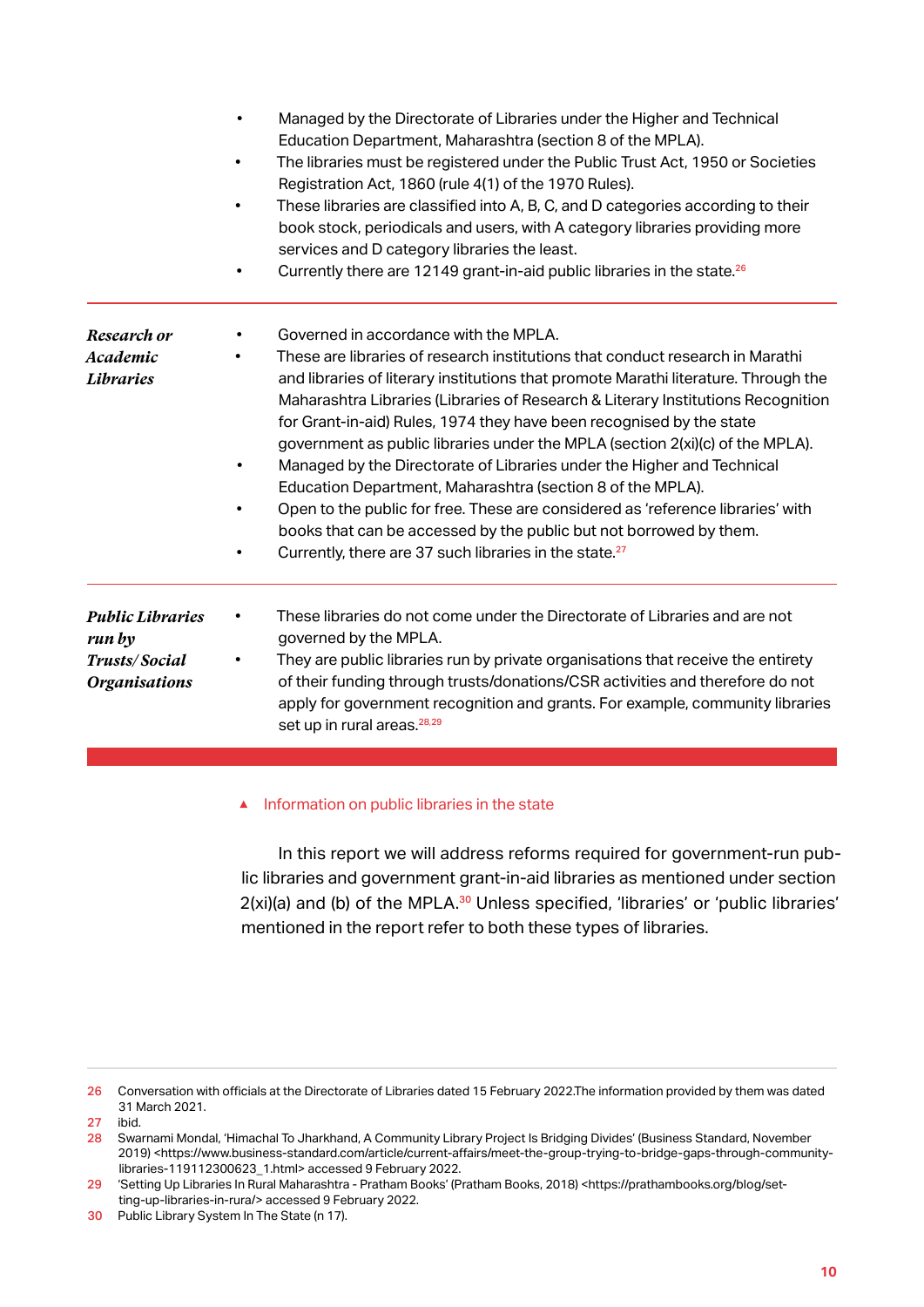| | |
|---|---|
| | • Managed by the Directorate of Libraries under the Higher and Technical Education Department, Maharashtra (section 8 of the MPLA).<br>• The libraries must be registered under the Public Trust Act, 1950 or Societies Registration Act, 1860 (rule 4(1) of the 1970 Rules).<br>• These libraries are classified into A, B, C, and D categories according to their book stock, periodicals and users, with A category libraries providing more services and D category libraries the least.<br>• Currently there are 12149 grant-in-aid public libraries in the state.[26] |
| ***Research or Academic Libraries*** | • Governed in accordance with the MPLA.<br>• These are libraries of research institutions that conduct research in Marathi and libraries of literary institutions that promote Marathi literature. Through the Maharashtra Libraries (Libraries of Research & Literary Institutions Recognition for Grant-in-aid) Rules, 1974 they have been recognised by the state government as public libraries under the MPLA (section 2(xi)(c) of the MPLA).<br>• Managed by the Directorate of Libraries under the Higher and Technical Education Department, Maharashtra (section 8 of the MPLA).<br>• Open to the public for free. These are considered as 'reference libraries' with books that can be accessed by the public but not borrowed by them.<br>• Currently, there are 37 such libraries in the state.[27] |
| ***Public Libraries run by Trusts/ Social Organisations*** | • These libraries do not come under the Directorate of Libraries and are not governed by the MPLA.<br>• They are public libraries run by private organisations that receive the entirety of their funding through trusts/donations/CSR activities and therefore do not apply for government recognition and grants. For example, community libraries set up in rural areas.[28,29] |

▲ Information on public libraries in the state

In this report we will address reforms required for government-run public libraries and government grant-in-aid libraries as mentioned under section 2(xi)(a) and (b) of the MPLA.[30] Unless specified, 'libraries' or 'public libraries' mentioned in the report refer to both these types of libraries.

---

26 Conversation with officials at the Directorate of Libraries dated 15 February 2022.The information provided by them was dated 31 March 2021.

27 ibid.

28 Swarnami Mondal, 'Himachal To Jharkhand, A Community Library Project Is Bridging Divides' (Business Standard, November 2019) <https://www.business-standard.com/article/current-affairs/meet-the-group-trying-to-bridge-gaps-through-community-libraries-119112300623_1.html> accessed 9 February 2022.

29 'Setting Up Libraries In Rural Maharashtra - Pratham Books' (Pratham Books, 2018) <https://prathambooks.org/blog/setting-up-libraries-in-rura/> accessed 9 February 2022.

30 Public Library System In The State (n 17).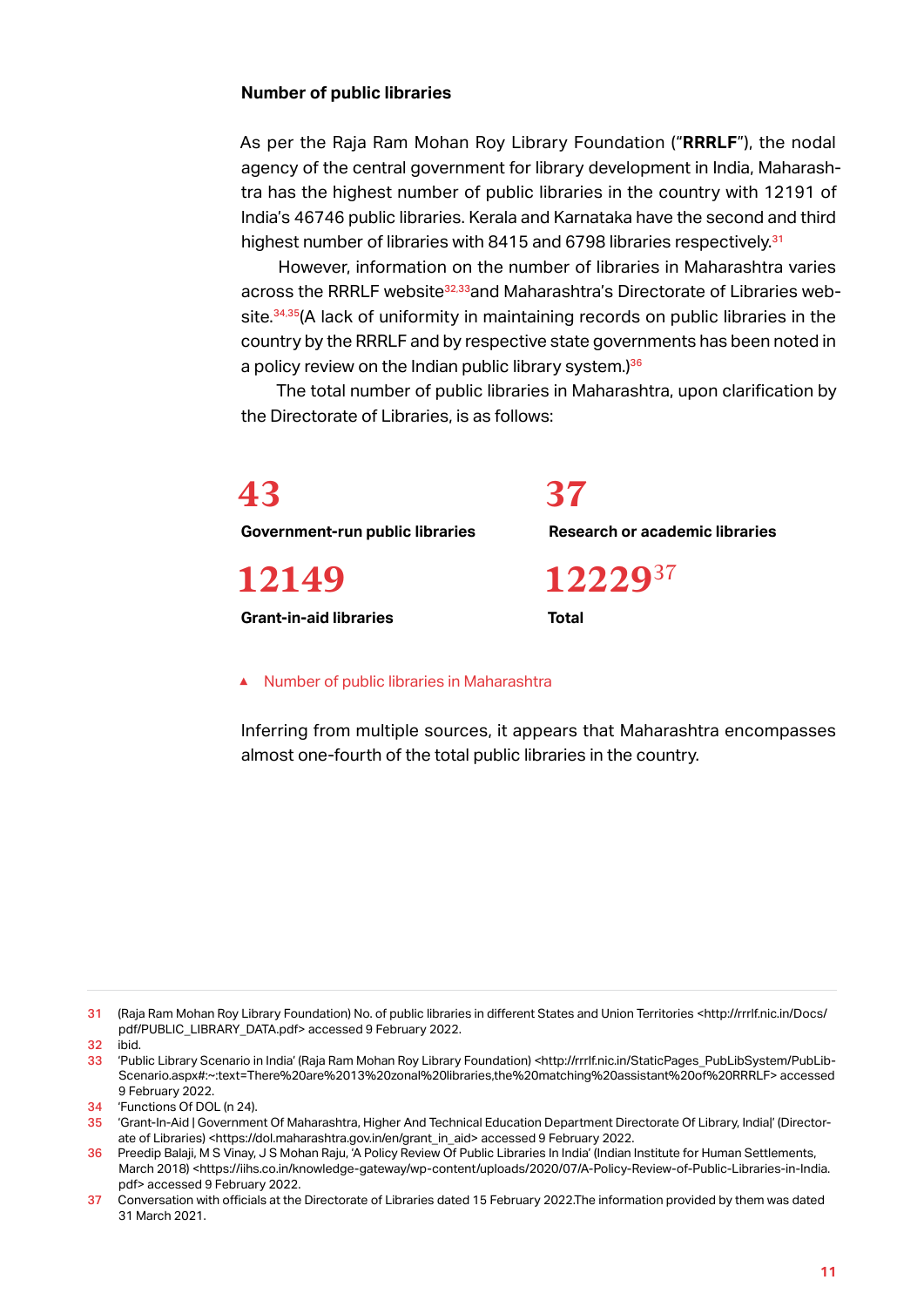**Number of public libraries**

As per the Raja Ram Mohan Roy Library Foundation ("**RRRLF**"), the nodal agency of the central government for library development in India, Maharashtra has the highest number of public libraries in the country with 12191 of India's 46746 public libraries. Kerala and Karnataka have the second and third highest number of libraries with 8415 and 6798 libraries respectively.[31]

However, information on the number of libraries in Maharashtra varies across the RRRLF website[32,33] and Maharashtra's Directorate of Libraries website.[34,35] (A lack of uniformity in maintaining records on public libraries in the country by the RRRLF and by respective state governments has been noted in a policy review on the Indian public library system.)[36]

The total number of public libraries in Maharashtra, upon clarification by the Directorate of Libraries, is as follows:

**43**
**Government-run public libraries**

**37**
**Research or academic libraries**

**12149**
**Grant-in-aid libraries**

**12229**[37]
**Total**

▲ Number of public libraries in Maharashtra

Inferring from multiple sources, it appears that Maharashtra encompasses almost one-fourth of the total public libraries in the country.

---

31 (Raja Ram Mohan Roy Library Foundation) No. of public libraries in different States and Union Territories <http://rrrlf.nic.in/Docs/pdf/PUBLIC_LIBRARY_DATA.pdf> accessed 9 February 2022.

32 ibid.

33 'Public Library Scenario in India' (Raja Ram Mohan Roy Library Foundation) <http://rrrlf.nic.in/StaticPages_PubLibSystem/PubLibScenario.aspx#:~:text=There%20are%2013%20zonal%20libraries,the%20matching%20assistant%20of%20RRRLF> accessed 9 February 2022.

34 'Functions Of DOL (n 24).

35 'Grant-In-Aid | Government Of Maharashtra, Higher And Technical Education Department Directorate Of Library, India|' (Directorate of Libraries) <https://dol.maharashtra.gov.in/en/grant_in_aid> accessed 9 February 2022.

36 Preedip Balaji, M S Vinay, J S Mohan Raju, 'A Policy Review Of Public Libraries In India' (Indian Institute for Human Settlements, March 2018) <https://iihs.co.in/knowledge-gateway/wp-content/uploads/2020/07/A-Policy-Review-of-Public-Libraries-in-India.pdf> accessed 9 February 2022.

37 Conversation with officials at the Directorate of Libraries dated 15 February 2022.The information provided by them was dated 31 March 2021.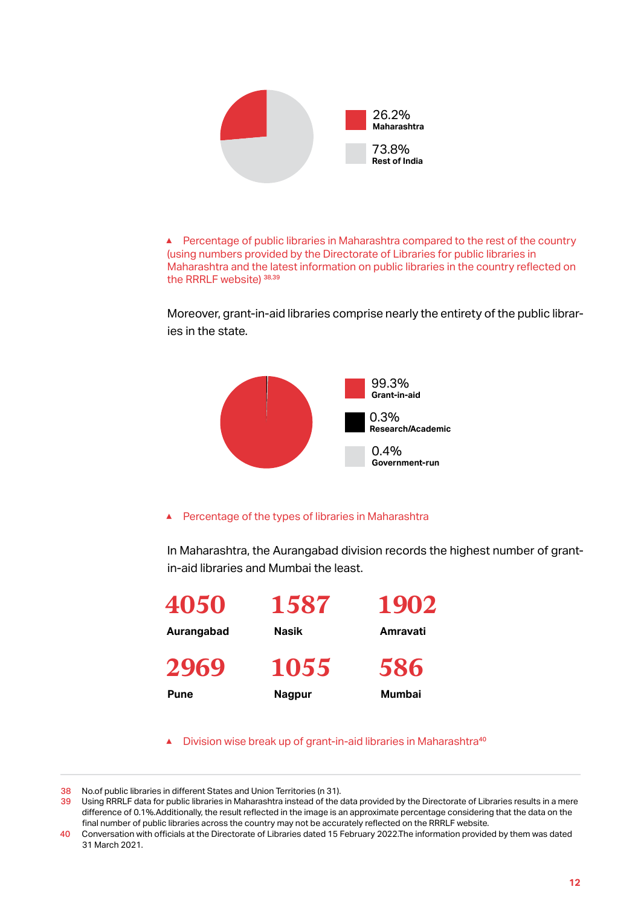26.2% **Maharashtra**

73.8% **Rest of India**

▲ Percentage of public libraries in Maharashtra compared to the rest of the country (using numbers provided by the Directorate of Libraries for public libraries in Maharashtra and the latest information on public libraries in the country reflected on the RRRLF website) [38,39]

Moreover, grant-in-aid libraries comprise nearly the entirety of the public libraries in the state.

99.3% **Grant-in-aid**

0.3% **Research/Academic**

0.4% **Government-run**

▲ Percentage of the types of libraries in Maharashtra

In Maharashtra, the Aurangabad division records the highest number of grant-in-aid libraries and Mumbai the least.

| 4050 | 1587 | 1902 |
|---|---|---|
| **Aurangabad** | **Nasik** | **Amravati** |
| **2969** | **1055** | **586** |
| **Pune** | **Nagpur** | **Mumbai** |

▲ Division wise break up of grant-in-aid libraries in Maharashtra[40]

---

38 No.of public libraries in different States and Union Territories (n 31).

39 Using RRRLF data for public libraries in Maharashtra instead of the data provided by the Directorate of Libraries results in a mere difference of 0.1%.Additionally, the result reflected in the image is an approximate percentage considering that the data on the final number of public libraries across the country may not be accurately reflected on the RRRLF website.

40 Conversation with officials at the Directorate of Libraries dated 15 February 2022.The information provided by them was dated 31 March 2021.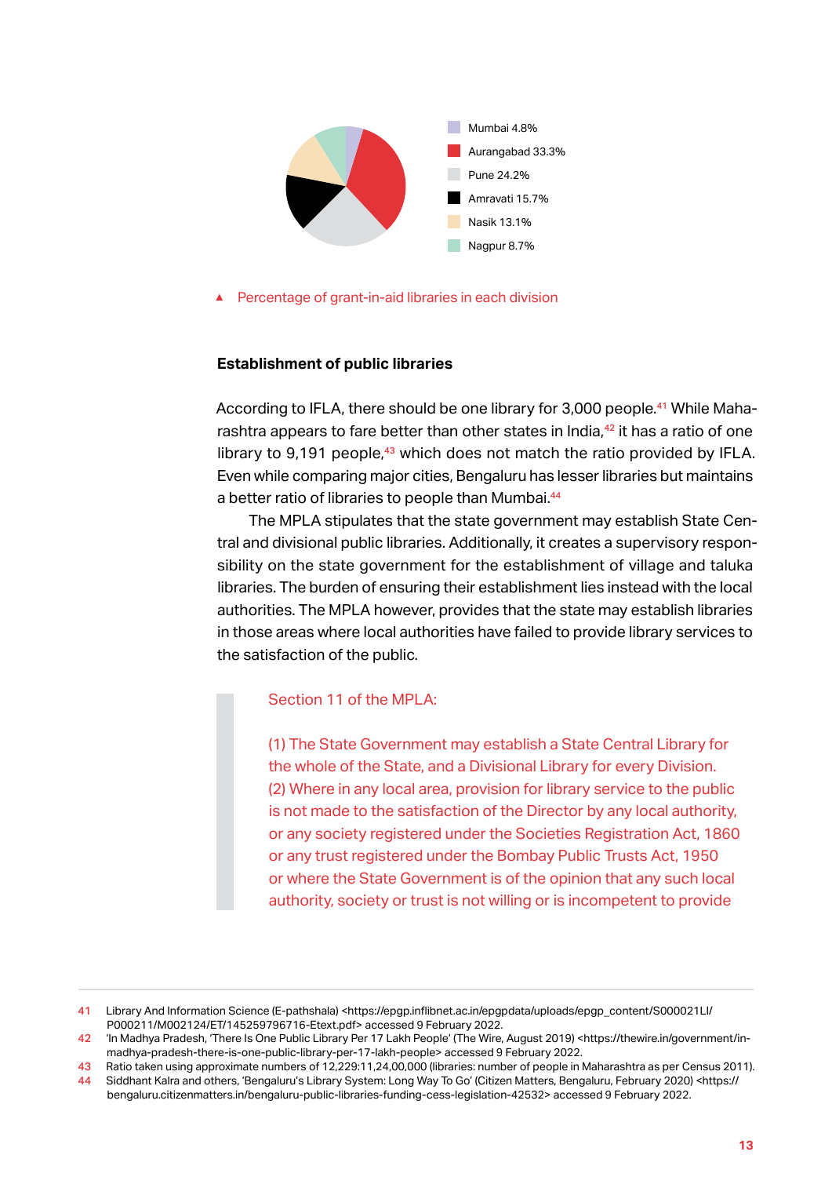Mumbai 4.8%
Aurangabad 33.3%
Pune 24.2%
Amravati 15.7%
Nasik 13.1%
Nagpur 8.7%

▲ Percentage of grant-in-aid libraries in each division

### Establishment of public libraries

According to IFLA, there should be one library for 3,000 people.[41] While Maharashtra appears to fare better than other states in India,[42] it has a ratio of one library to 9,191 people,[43] which does not match the ratio provided by IFLA. Even while comparing major cities, Bengaluru has lesser libraries but maintains a better ratio of libraries to people than Mumbai.[44]

The MPLA stipulates that the state government may establish State Central and divisional public libraries. Additionally, it creates a supervisory responsibility on the state government for the establishment of village and taluka libraries. The burden of ensuring their establishment lies instead with the local authorities. The MPLA however, provides that the state may establish libraries in those areas where local authorities have failed to provide library services to the satisfaction of the public.

> Section 11 of the MPLA:
>
> (1) The State Government may establish a State Central Library for the whole of the State, and a Divisional Library for every Division.
> (2) Where in any local area, provision for library service to the public is not made to the satisfaction of the Director by any local authority, or any society registered under the Societies Registration Act, 1860 or any trust registered under the Bombay Public Trusts Act, 1950 or where the State Government is of the opinion that any such local authority, society or trust is not willing or is incompetent to provide

---

41 Library And Information Science (E-pathshala) <https://epgp.inflibnet.ac.in/epgpdata/uploads/epgp_content/S000021LI/P000211/M002124/ET/145259796716-Etext.pdf> accessed 9 February 2022.

42 'In Madhya Pradesh, 'There Is One Public Library Per 17 Lakh People' (The Wire, August 2019) <https://thewire.in/government/in-madhya-pradesh-there-is-one-public-library-per-17-lakh-people> accessed 9 February 2022.

43 Ratio taken using approximate numbers of 12,229:11,24,00,000 (libraries: number of people in Maharashtra as per Census 2011).

44 Siddhant Kalra and others, 'Bengaluru's Library System: Long Way To Go' (Citizen Matters, Bengaluru, February 2020) <https://bengaluru.citizenmatters.in/bengaluru-public-libraries-funding-cess-legislation-42532> accessed 9 February 2022.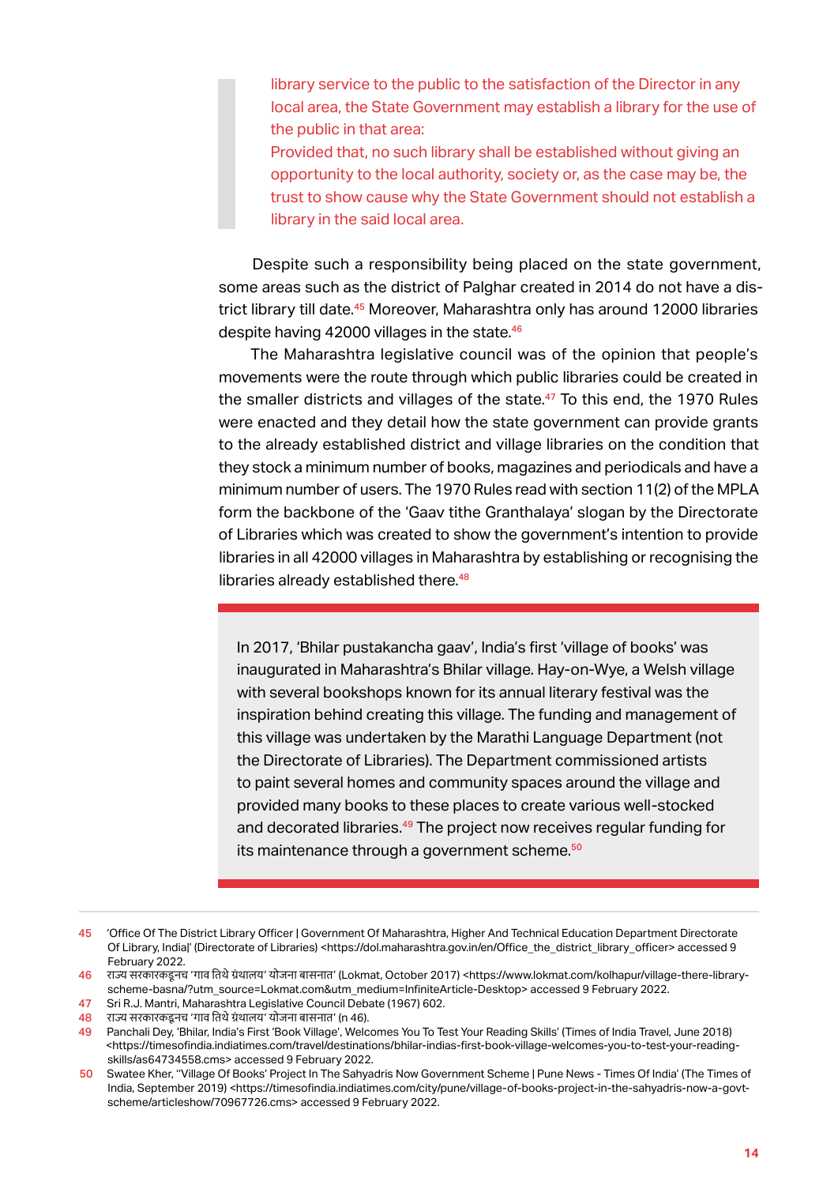> library service to the public to the satisfaction of the Director in any local area, the State Government may establish a library for the use of the public in that area:
> Provided that, no such library shall be established without giving an opportunity to the local authority, society or, as the case may be, the trust to show cause why the State Government should not establish a library in the said local area.

Despite such a responsibility being placed on the state government, some areas such as the district of Palghar created in 2014 do not have a district library till date.[45] Moreover, Maharashtra only has around 12000 libraries despite having 42000 villages in the state.[46]

The Maharashtra legislative council was of the opinion that people's movements were the route through which public libraries could be created in the smaller districts and villages of the state.[47] To this end, the 1970 Rules were enacted and they detail how the state government can provide grants to the already established district and village libraries on the condition that they stock a minimum number of books, magazines and periodicals and have a minimum number of users. The 1970 Rules read with section 11(2) of the MPLA form the backbone of the 'Gaav tithe Granthalaya' slogan by the Directorate of Libraries which was created to show the government's intention to provide libraries in all 42000 villages in Maharashtra by establishing or recognising the libraries already established there.[48]

---

In 2017, 'Bhilar pustakancha gaav', India's first 'village of books' was inaugurated in Maharashtra's Bhilar village. Hay-on-Wye, a Welsh village with several bookshops known for its annual literary festival was the inspiration behind creating this village. The funding and management of this village was undertaken by the Marathi Language Department (not the Directorate of Libraries). The Department commissioned artists to paint several homes and community spaces around the village and provided many books to these places to create various well-stocked and decorated libraries.[49] The project now receives regular funding for its maintenance through a government scheme.[50]

---

45 'Office Of The District Library Officer | Government Of Maharashtra, Higher And Technical Education Department Directorate Of Library, India|' (Directorate of Libraries) <https://dol.maharashtra.gov.in/en/Office_the_district_library_officer> accessed 9 February 2022.

46 राज्य सरकारकडूनच 'गाव तिथे ग्रंथालय' योजना बासनात' (Lokmat, October 2017) <https://www.lokmat.com/kolhapur/village-there-library-scheme-basna/?utm_source=Lokmat.com&utm_medium=InfiniteArticle-Desktop> accessed 9 February 2022.

47 Sri R.J. Mantri, Maharashtra Legislative Council Debate (1967) 602.

48 राज्य सरकारकडूनच 'गाव तिथे ग्रंथालय' योजना बासनात' (n 46).

49 Panchali Dey, 'Bhilar, India's First 'Book Village', Welcomes You To Test Your Reading Skills' (Times of India Travel, June 2018) <https://timesofindia.indiatimes.com/travel/destinations/bhilar-indias-first-book-village-welcomes-you-to-test-your-reading-skills/as64734558.cms> accessed 9 February 2022.

50 Swatee Kher, ''Village Of Books' Project In The Sahyadris Now Government Scheme | Pune News - Times Of India' (The Times of India, September 2019) <https://timesofindia.indiatimes.com/city/pune/village-of-books-project-in-the-sahyadris-now-a-govt-scheme/articleshow/70967726.cms> accessed 9 February 2022.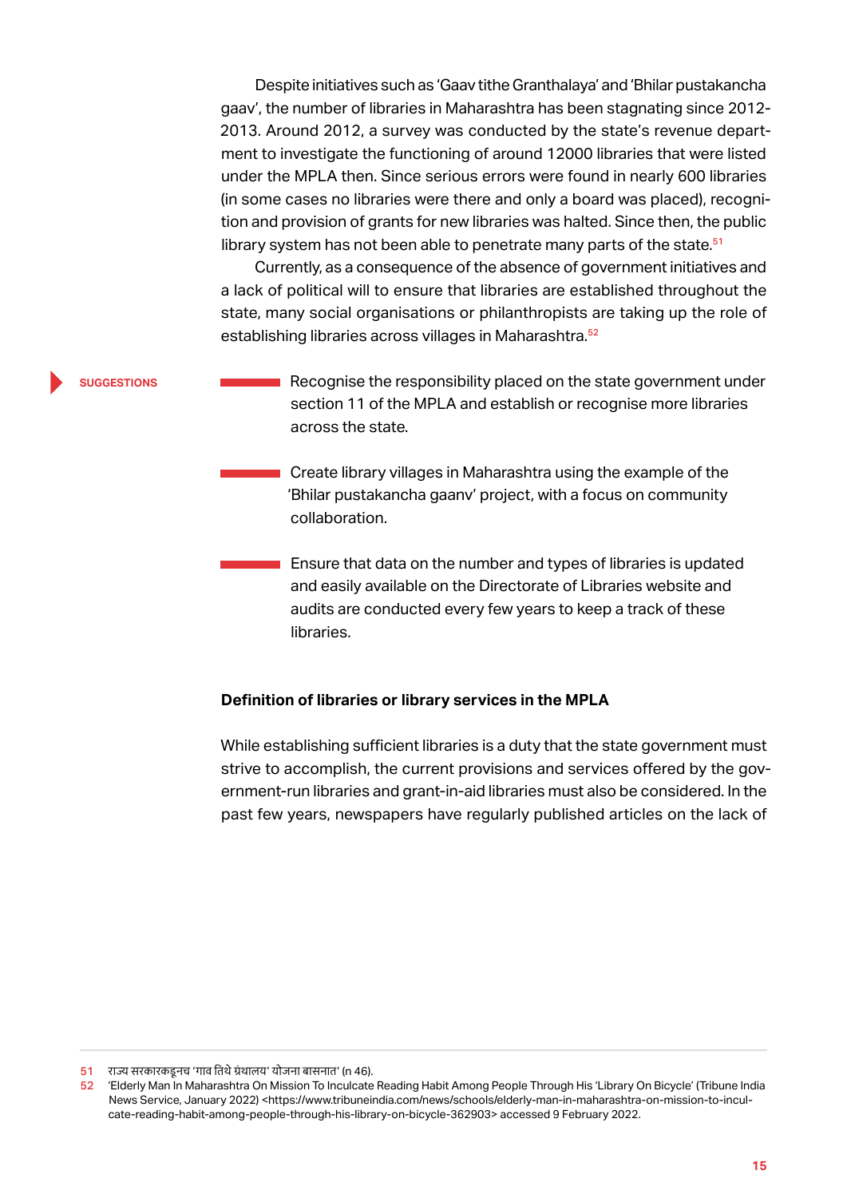Despite initiatives such as 'Gaav tithe Granthalaya' and 'Bhilar pustakancha gaav', the number of libraries in Maharashtra has been stagnating since 2012-2013. Around 2012, a survey was conducted by the state's revenue department to investigate the functioning of around 12000 libraries that were listed under the MPLA then. Since serious errors were found in nearly 600 libraries (in some cases no libraries were there and only a board was placed), recognition and provision of grants for new libraries was halted. Since then, the public library system has not been able to penetrate many parts of the state.[51]

Currently, as a consequence of the absence of government initiatives and a lack of political will to ensure that libraries are established throughout the state, many social organisations or philanthropists are taking up the role of establishing libraries across villages in Maharashtra.[52]

**SUGGESTIONS**

- Recognise the responsibility placed on the state government under section 11 of the MPLA and establish or recognise more libraries across the state.
- Create library villages in Maharashtra using the example of the 'Bhilar pustakancha gaanv' project, with a focus on community collaboration.
- Ensure that data on the number and types of libraries is updated and easily available on the Directorate of Libraries website and audits are conducted every few years to keep a track of these libraries.

### Definition of libraries or library services in the MPLA

While establishing sufficient libraries is a duty that the state government must strive to accomplish, the current provisions and services offered by the government-run libraries and grant-in-aid libraries must also be considered. In the past few years, newspapers have regularly published articles on the lack of

---

51 राज्य सरकारकडूनच 'गाव तिथे ग्रंथालय' योजना बासनात' (n 46).

52 'Elderly Man In Maharashtra On Mission To Inculcate Reading Habit Among People Through His 'Library On Bicycle' (Tribune India News Service, January 2022) <https://www.tribuneindia.com/news/schools/elderly-man-in-maharashtra-on-mission-to-inculcate-reading-habit-among-people-through-his-library-on-bicycle-362903> accessed 9 February 2022.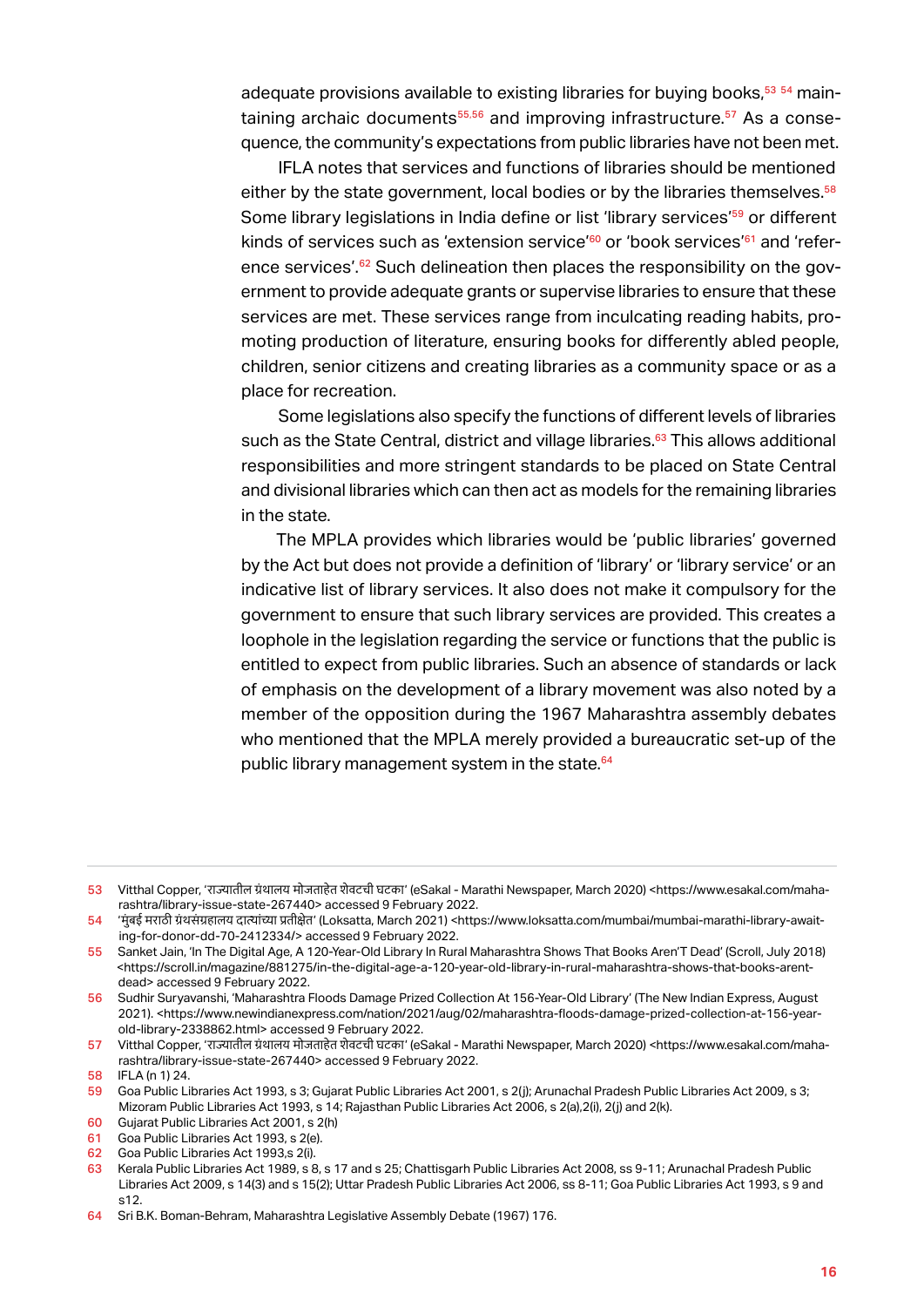adequate provisions available to existing libraries for buying books,[53] [54] maintaining archaic documents[55,56] and improving infrastructure.[57] As a consequence, the community's expectations from public libraries have not been met.

IFLA notes that services and functions of libraries should be mentioned either by the state government, local bodies or by the libraries themselves.[58] Some library legislations in India define or list 'library services'[59] or different kinds of services such as 'extension service'[60] or 'book services'[61] and 'reference services'.[62] Such delineation then places the responsibility on the government to provide adequate grants or supervise libraries to ensure that these services are met. These services range from inculcating reading habits, promoting production of literature, ensuring books for differently abled people, children, senior citizens and creating libraries as a community space or as a place for recreation.

Some legislations also specify the functions of different levels of libraries such as the State Central, district and village libraries.[63] This allows additional responsibilities and more stringent standards to be placed on State Central and divisional libraries which can then act as models for the remaining libraries in the state.

The MPLA provides which libraries would be 'public libraries' governed by the Act but does not provide a definition of 'library' or 'library service' or an indicative list of library services. It also does not make it compulsory for the government to ensure that such library services are provided. This creates a loophole in the legislation regarding the service or functions that the public is entitled to expect from public libraries. Such an absence of standards or lack of emphasis on the development of a library movement was also noted by a member of the opposition during the 1967 Maharashtra assembly debates who mentioned that the MPLA merely provided a bureaucratic set-up of the public library management system in the state.[64]

---

53 Vitthal Copper, 'राज्यातील ग्रंथालय मोजताहेत शेवटची घटका' (eSakal - Marathi Newspaper, March 2020) <https://www.esakal.com/maharashtra/library-issue-state-267440> accessed 9 February 2022.

54 'मुंबई मराठी ग्रंथसंग्रहालय दात्यांच्या प्रतीक्षेत' (Loksatta, March 2021) <https://www.loksatta.com/mumbai/mumbai-marathi-library-awaiting-for-donor-dd-70-2412334/> accessed 9 February 2022.

55 Sanket Jain, 'In The Digital Age, A 120-Year-Old Library In Rural Maharashtra Shows That Books Aren'T Dead' (Scroll, July 2018) <https://scroll.in/magazine/881275/in-the-digital-age-a-120-year-old-library-in-rural-maharashtra-shows-that-books-arent-dead> accessed 9 February 2022.

56 Sudhir Suryavanshi, 'Maharashtra Floods Damage Prized Collection At 156-Year-Old Library' (The New Indian Express, August 2021). <https://www.newindianexpress.com/nation/2021/aug/02/maharashtra-floods-damage-prized-collection-at-156-year-old-library-2338862.html> accessed 9 February 2022.

57 Vitthal Copper, 'राज्यातील ग्रंथालय मोजताहेत शेवटची घटका' (eSakal - Marathi Newspaper, March 2020) <https://www.esakal.com/maharashtra/library-issue-state-267440> accessed 9 February 2022.

58 IFLA (n 1) 24.

59 Goa Public Libraries Act 1993, s 3; Gujarat Public Libraries Act 2001, s 2(j); Arunachal Pradesh Public Libraries Act 2009, s 3; Mizoram Public Libraries Act 1993, s 14; Rajasthan Public Libraries Act 2006, s 2(a),2(i), 2(j) and 2(k).

60 Gujarat Public Libraries Act 2001, s 2(h)

61 Goa Public Libraries Act 1993, s 2(e).

62 Goa Public Libraries Act 1993,s 2(i).

63 Kerala Public Libraries Act 1989, s 8, s 17 and s 25; Chattisgarh Public Libraries Act 2008, ss 9-11; Arunachal Pradesh Public Libraries Act 2009, s 14(3) and s 15(2); Uttar Pradesh Public Libraries Act 2006, ss 8-11; Goa Public Libraries Act 1993, s 9 and s12.

64 Sri B.K. Boman-Behram, Maharashtra Legislative Assembly Debate (1967) 176.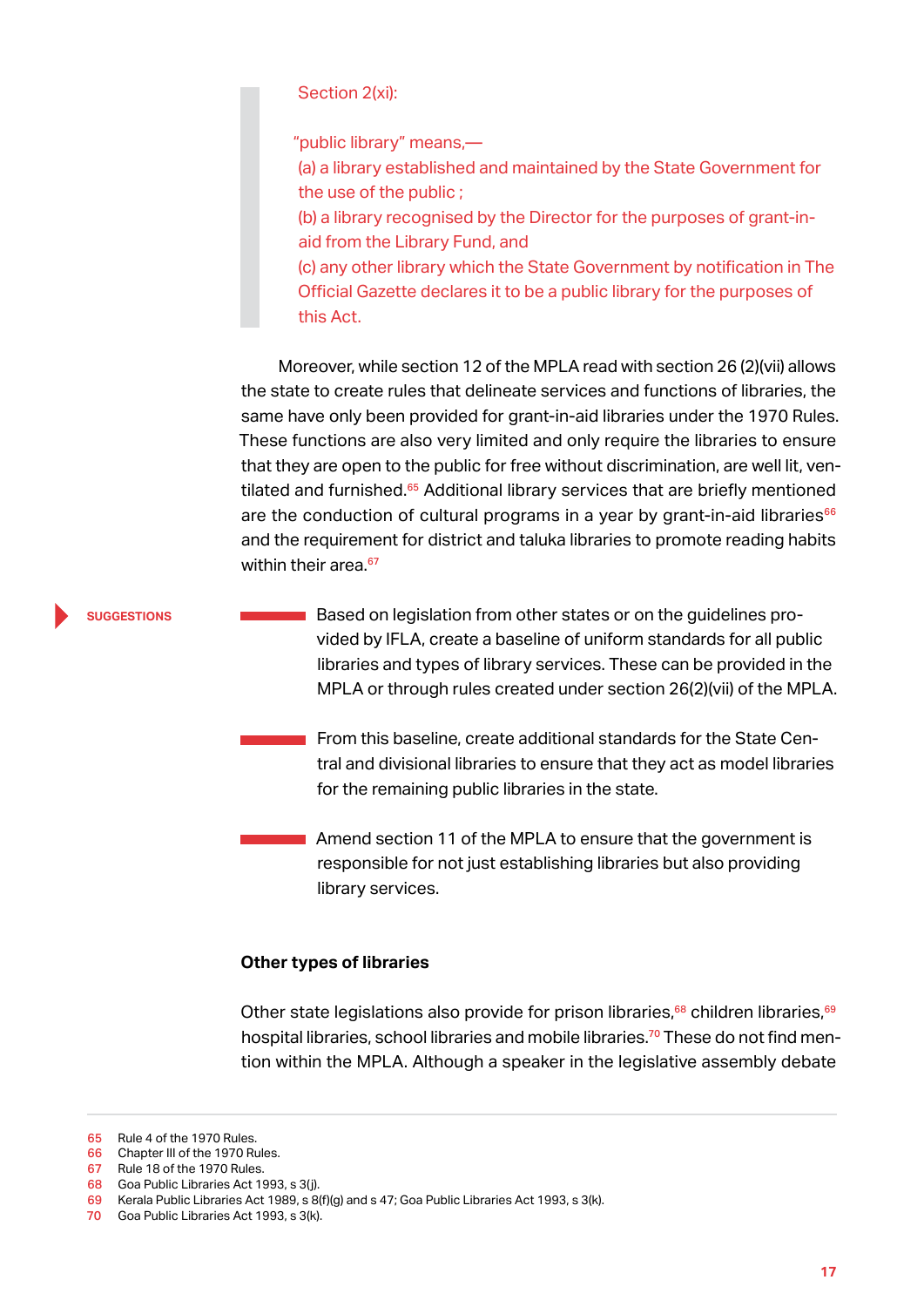> Section 2(xi):
>
> "public library" means,—
> (a) a library established and maintained by the State Government for the use of the public ;
> (b) a library recognised by the Director for the purposes of grant-in-aid from the Library Fund, and
> (c) any other library which the State Government by notification in The Official Gazette declares it to be a public library for the purposes of this Act.

Moreover, while section 12 of the MPLA read with section 26 (2)(vii) allows the state to create rules that delineate services and functions of libraries, the same have only been provided for grant-in-aid libraries under the 1970 Rules. These functions are also very limited and only require the libraries to ensure that they are open to the public for free without discrimination, are well lit, ventilated and furnished.[65] Additional library services that are briefly mentioned are the conduction of cultural programs in a year by grant-in-aid libraries[66] and the requirement for district and taluka libraries to promote reading habits within their area.[67]

**SUGGESTIONS**

- Based on legislation from other states or on the guidelines provided by IFLA, create a baseline of uniform standards for all public libraries and types of library services. These can be provided in the MPLA or through rules created under section 26(2)(vii) of the MPLA.
- From this baseline, create additional standards for the State Central and divisional libraries to ensure that they act as model libraries for the remaining public libraries in the state.
- Amend section 11 of the MPLA to ensure that the government is responsible for not just establishing libraries but also providing library services.

### Other types of libraries

Other state legislations also provide for prison libraries,[68] children libraries,[69] hospital libraries, school libraries and mobile libraries.[70] These do not find mention within the MPLA. Although a speaker in the legislative assembly debate

---

65 Rule 4 of the 1970 Rules.
66 Chapter III of the 1970 Rules.
67 Rule 18 of the 1970 Rules.
68 Goa Public Libraries Act 1993, s 3(j).
69 Kerala Public Libraries Act 1989, s 8(f)(g) and s 47; Goa Public Libraries Act 1993, s 3(k).
70 Goa Public Libraries Act 1993, s 3(k).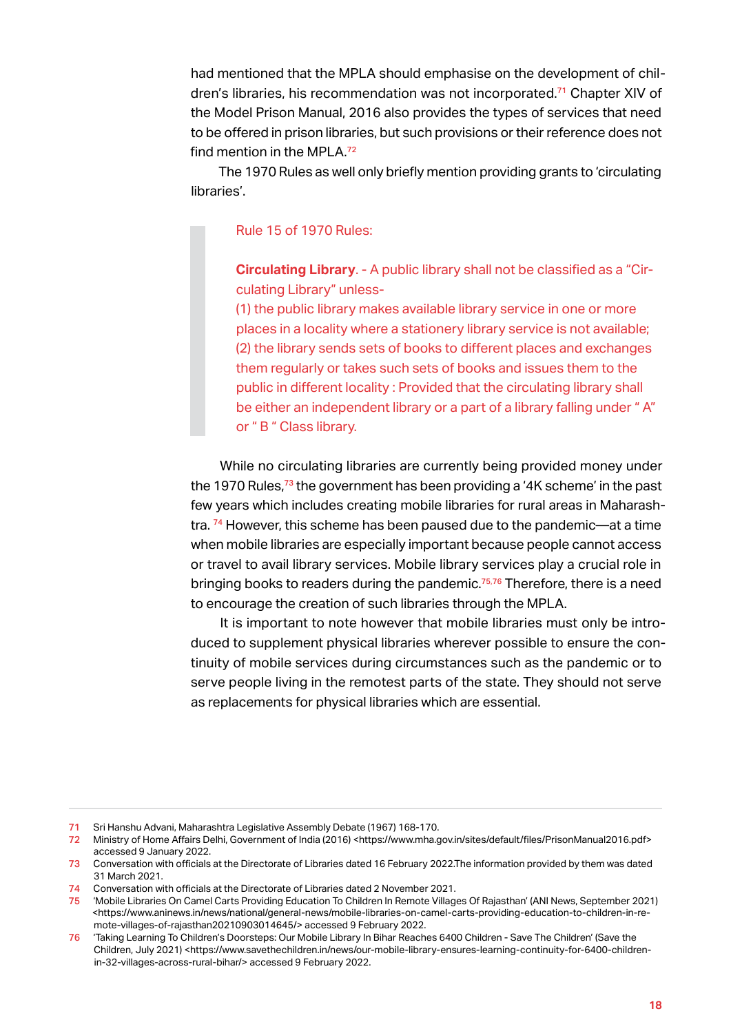had mentioned that the MPLA should emphasise on the development of children's libraries, his recommendation was not incorporated.[71] Chapter XIV of the Model Prison Manual, 2016 also provides the types of services that need to be offered in prison libraries, but such provisions or their reference does not find mention in the MPLA.[72]

The 1970 Rules as well only briefly mention providing grants to 'circulating libraries'.

> Rule 15 of 1970 Rules:
>
> **Circulating Library**. - A public library shall not be classified as a "Circulating Library" unless-
> (1) the public library makes available library service in one or more places in a locality where a stationery library service is not available;
> (2) the library sends sets of books to different places and exchanges them regularly or takes such sets of books and issues them to the public in different locality : Provided that the circulating library shall be either an independent library or a part of a library falling under " A" or " B " Class library.

While no circulating libraries are currently being provided money under the 1970 Rules,[73] the government has been providing a '4K scheme' in the past few years which includes creating mobile libraries for rural areas in Maharashtra. [74] However, this scheme has been paused due to the pandemic—at a time when mobile libraries are especially important because people cannot access or travel to avail library services. Mobile library services play a crucial role in bringing books to readers during the pandemic.[75,76] Therefore, there is a need to encourage the creation of such libraries through the MPLA.

It is important to note however that mobile libraries must only be introduced to supplement physical libraries wherever possible to ensure the continuity of mobile services during circumstances such as the pandemic or to serve people living in the remotest parts of the state. They should not serve as replacements for physical libraries which are essential.

---

71 Sri Hanshu Advani, Maharashtra Legislative Assembly Debate (1967) 168-170.

72 Ministry of Home Affairs Delhi, Government of India (2016) <https://www.mha.gov.in/sites/default/files/PrisonManual2016.pdf> accessed 9 January 2022.

73 Conversation with officials at the Directorate of Libraries dated 16 February 2022.The information provided by them was dated 31 March 2021.

74 Conversation with officials at the Directorate of Libraries dated 2 November 2021.

75 'Mobile Libraries On Camel Carts Providing Education To Children In Remote Villages Of Rajasthan' (ANI News, September 2021) <https://www.aninews.in/news/national/general-news/mobile-libraries-on-camel-carts-providing-education-to-children-in-remote-villages-of-rajasthan20210903014645/> accessed 9 February 2022.

76 'Taking Learning To Children's Doorsteps: Our Mobile Library In Bihar Reaches 6400 Children - Save The Children' (Save the Children, July 2021) <https://www.savethechildren.in/news/our-mobile-library-ensures-learning-continuity-for-6400-children-in-32-villages-across-rural-bihar/> accessed 9 February 2022.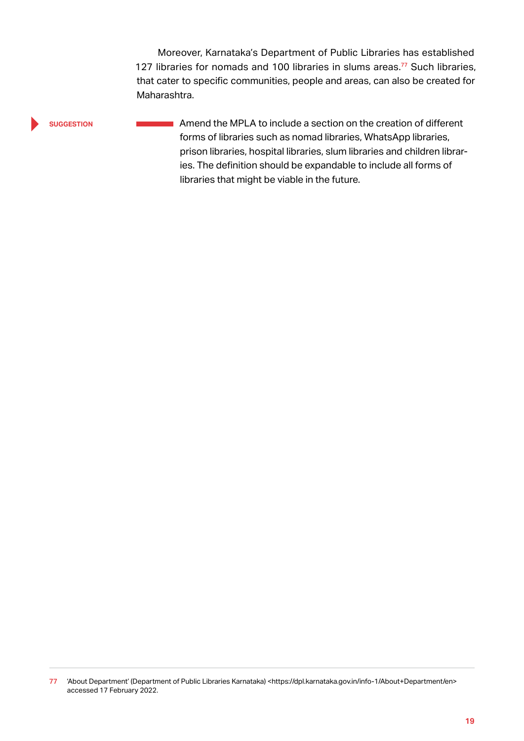Moreover, Karnataka's Department of Public Libraries has established 127 libraries for nomads and 100 libraries in slums areas.[77] Such libraries, that cater to specific communities, people and areas, can also be created for Maharashtra.

**SUGGESTION**

Amend the MPLA to include a section on the creation of different forms of libraries such as nomad libraries, WhatsApp libraries, prison libraries, hospital libraries, slum libraries and children libraries. The definition should be expandable to include all forms of libraries that might be viable in the future.

---

77 'About Department' (Department of Public Libraries Karnataka) <https://dpl.karnataka.gov.in/info-1/About+Department/en> accessed 17 February 2022.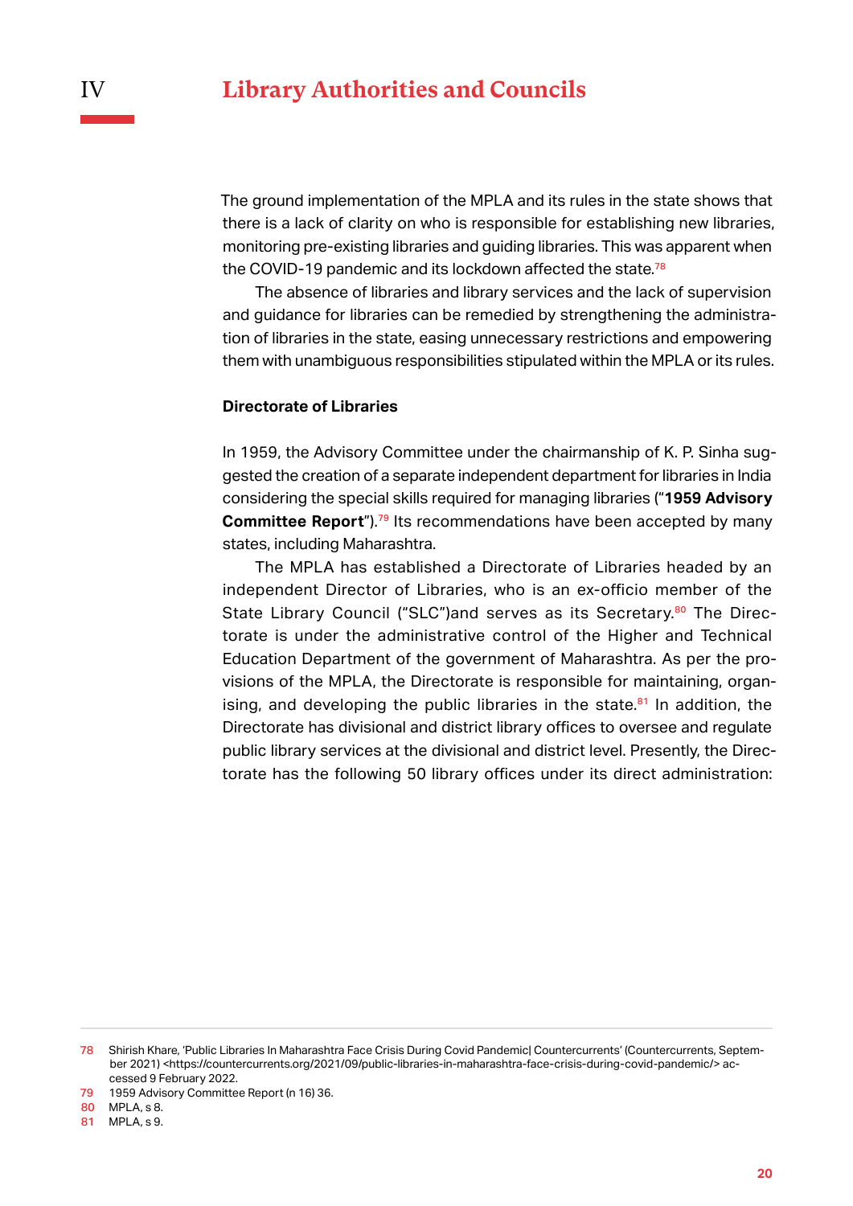# IV Library Authorities and Councils

The ground implementation of the MPLA and its rules in the state shows that there is a lack of clarity on who is responsible for establishing new libraries, monitoring pre-existing libraries and guiding libraries. This was apparent when the COVID-19 pandemic and its lockdown affected the state.[78]

The absence of libraries and library services and the lack of supervision and guidance for libraries can be remedied by strengthening the administration of libraries in the state, easing unnecessary restrictions and empowering them with unambiguous responsibilities stipulated within the MPLA or its rules.

### Directorate of Libraries

In 1959, the Advisory Committee under the chairmanship of K. P. Sinha suggested the creation of a separate independent department for libraries in India considering the special skills required for managing libraries ("**1959 Advisory Committee Report**").[79] Its recommendations have been accepted by many states, including Maharashtra.

The MPLA has established a Directorate of Libraries headed by an independent Director of Libraries, who is an ex-officio member of the State Library Council ("SLC")and serves as its Secretary.[80] The Directorate is under the administrative control of the Higher and Technical Education Department of the government of Maharashtra. As per the provisions of the MPLA, the Directorate is responsible for maintaining, organising, and developing the public libraries in the state.[81] In addition, the Directorate has divisional and district library offices to oversee and regulate public library services at the divisional and district level. Presently, the Directorate has the following 50 library offices under its direct administration:

---

78 Shirish Khare, 'Public Libraries In Maharashtra Face Crisis During Covid Pandemic| Countercurrents' (Countercurrents, September 2021) <https://countercurrents.org/2021/09/public-libraries-in-maharashtra-face-crisis-during-covid-pandemic/> accessed 9 February 2022.

79 1959 Advisory Committee Report (n 16) 36.

80 MPLA, s 8.

81 MPLA, s 9.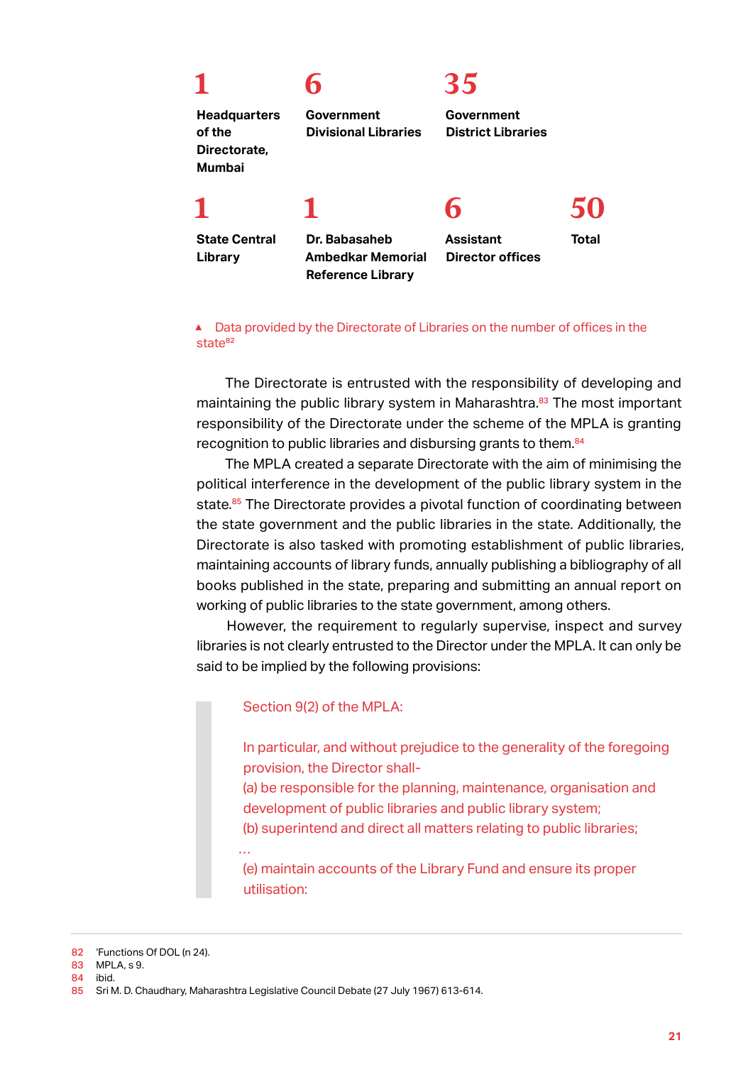| Number | Office |
| --- | --- |
| 1 | Headquarters of the Directorate, Mumbai |
| 6 | Government Divisional Libraries |
| 35 | Government District Libraries |
| 1 | State Central Library |
| 1 | Dr. Babasaheb Ambedkar Memorial Reference Library |
| 6 | Assistant Director offices |
| 50 | Total |

▲ Data provided by the Directorate of Libraries on the number of offices in the state[82]

The Directorate is entrusted with the responsibility of developing and maintaining the public library system in Maharashtra.[83] The most important responsibility of the Directorate under the scheme of the MPLA is granting recognition to public libraries and disbursing grants to them.[84]

The MPLA created a separate Directorate with the aim of minimising the political interference in the development of the public library system in the state.[85] The Directorate provides a pivotal function of coordinating between the state government and the public libraries in the state. Additionally, the Directorate is also tasked with promoting establishment of public libraries, maintaining accounts of library funds, annually publishing a bibliography of all books published in the state, preparing and submitting an annual report on working of public libraries to the state government, among others.

However, the requirement to regularly supervise, inspect and survey libraries is not clearly entrusted to the Director under the MPLA. It can only be said to be implied by the following provisions:

> Section 9(2) of the MPLA:
>
> In particular, and without prejudice to the generality of the foregoing provision, the Director shall-
> (a) be responsible for the planning, maintenance, organisation and development of public libraries and public library system;
> (b) superintend and direct all matters relating to public libraries;
> …
> (e) maintain accounts of the Library Fund and ensure its proper utilisation:

82 'Functions Of DOL (n 24).
83 MPLA, s 9.
84 ibid.
85 Sri M. D. Chaudhary, Maharashtra Legislative Council Debate (27 July 1967) 613-614.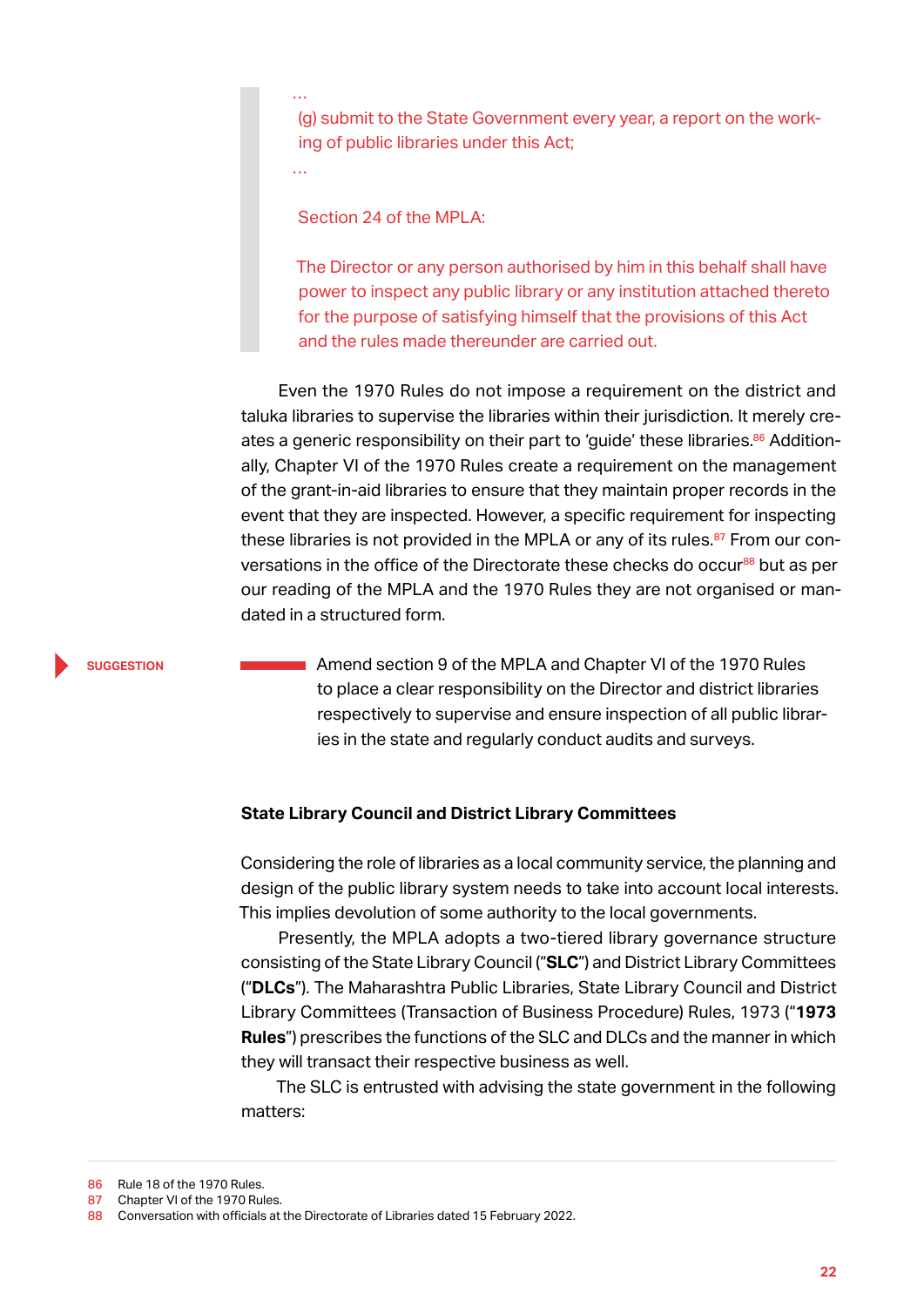> ...
> (g) submit to the State Government every year, a report on the working of public libraries under this Act;
> ...
>
> Section 24 of the MPLA:
>
> The Director or any person authorised by him in this behalf shall have power to inspect any public library or any institution attached thereto for the purpose of satisfying himself that the provisions of this Act and the rules made thereunder are carried out.

Even the 1970 Rules do not impose a requirement on the district and taluka libraries to supervise the libraries within their jurisdiction. It merely creates a generic responsibility on their part to 'guide' these libraries.[86] Additionally, Chapter VI of the 1970 Rules create a requirement on the management of the grant-in-aid libraries to ensure that they maintain proper records in the event that they are inspected. However, a specific requirement for inspecting these libraries is not provided in the MPLA or any of its rules.[87] From our conversations in the office of the Directorate these checks do occur[88] but as per our reading of the MPLA and the 1970 Rules they are not organised or mandated in a structured form.

**SUGGESTION**

Amend section 9 of the MPLA and Chapter VI of the 1970 Rules to place a clear responsibility on the Director and district libraries respectively to supervise and ensure inspection of all public libraries in the state and regularly conduct audits and surveys.

### State Library Council and District Library Committees

Considering the role of libraries as a local community service, the planning and design of the public library system needs to take into account local interests. This implies devolution of some authority to the local governments.

Presently, the MPLA adopts a two-tiered library governance structure consisting of the State Library Council ("**SLC**") and District Library Committees ("**DLCs**"). The Maharashtra Public Libraries, State Library Council and District Library Committees (Transaction of Business Procedure) Rules, 1973 ("**1973 Rules**") prescribes the functions of the SLC and DLCs and the manner in which they will transact their respective business as well.

The SLC is entrusted with advising the state government in the following matters:

---

86 Rule 18 of the 1970 Rules.
87 Chapter VI of the 1970 Rules.
88 Conversation with officials at the Directorate of Libraries dated 15 February 2022.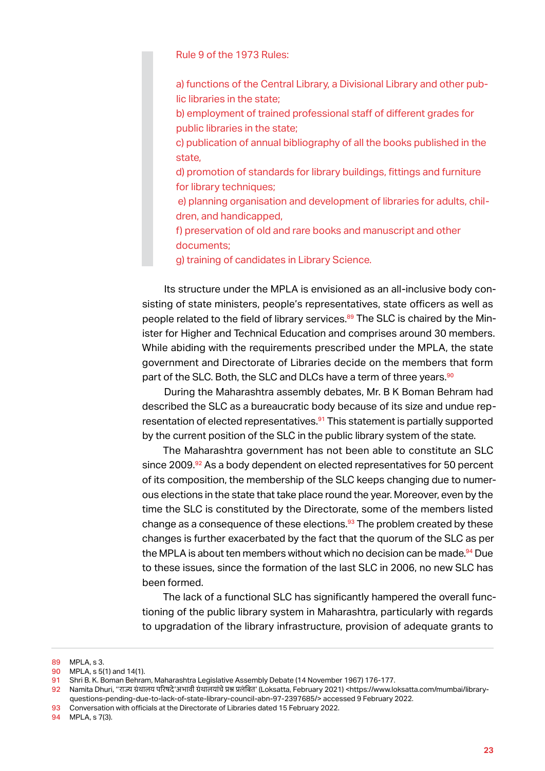> Rule 9 of the 1973 Rules:
>
> a) functions of the Central Library, a Divisional Library and other public libraries in the state;
> b) employment of trained professional staff of different grades for public libraries in the state;
> c) publication of annual bibliography of all the books published in the state,
> d) promotion of standards for library buildings, fittings and furniture for library techniques;
> e) planning organisation and development of libraries for adults, children, and handicapped,
> f) preservation of old and rare books and manuscript and other documents;
> g) training of candidates in Library Science.

Its structure under the MPLA is envisioned as an all-inclusive body consisting of state ministers, people's representatives, state officers as well as people related to the field of library services.[89] The SLC is chaired by the Minister for Higher and Technical Education and comprises around 30 members. While abiding with the requirements prescribed under the MPLA, the state government and Directorate of Libraries decide on the members that form part of the SLC. Both, the SLC and DLCs have a term of three years.[90]

During the Maharashtra assembly debates, Mr. B K Boman Behram had described the SLC as a bureaucratic body because of its size and undue representation of elected representatives.[91] This statement is partially supported by the current position of the SLC in the public library system of the state.

The Maharashtra government has not been able to constitute an SLC since 2009.[92] As a body dependent on elected representatives for 50 percent of its composition, the membership of the SLC keeps changing due to numerous elections in the state that take place round the year. Moreover, even by the time the SLC is constituted by the Directorate, some of the members listed change as a consequence of these elections.[93] The problem created by these changes is further exacerbated by the fact that the quorum of the SLC as per the MPLA is about ten members without which no decision can be made.[94] Due to these issues, since the formation of the last SLC in 2006, no new SLC has been formed.

The lack of a functional SLC has significantly hampered the overall functioning of the public library system in Maharashtra, particularly with regards to upgradation of the library infrastructure, provision of adequate grants to

---

89 MPLA, s 3.

90 MPLA, s 5(1) and 14(1).

91 Shri B. K. Boman Behram, Maharashtra Legislative Assembly Debate (14 November 1967) 176-177.

92 Namita Dhuri, "राज्य ग्रंथालय परिषदे'अभावी ग्रंथालयांचे प्रश्न प्रलंबित' (Loksatta, February 2021) <https://www.loksatta.com/mumbai/library-questions-pending-due-to-lack-of-state-library-council-abn-97-2397685/> accessed 9 February 2022.

93 Conversation with officials at the Directorate of Libraries dated 15 February 2022.

94 MPLA, s 7(3).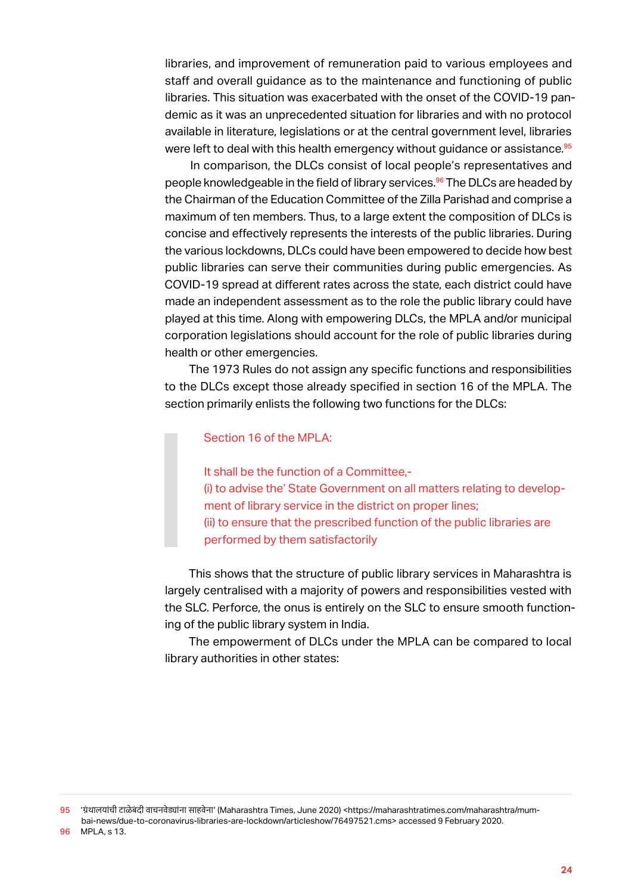libraries, and improvement of remuneration paid to various employees and staff and overall guidance as to the maintenance and functioning of public libraries. This situation was exacerbated with the onset of the COVID-19 pandemic as it was an unprecedented situation for libraries and with no protocol available in literature, legislations or at the central government level, libraries were left to deal with this health emergency without guidance or assistance.[95]

In comparison, the DLCs consist of local people's representatives and people knowledgeable in the field of library services.[96] The DLCs are headed by the Chairman of the Education Committee of the Zilla Parishad and comprise a maximum of ten members. Thus, to a large extent the composition of DLCs is concise and effectively represents the interests of the public libraries. During the various lockdowns, DLCs could have been empowered to decide how best public libraries can serve their communities during public emergencies. As COVID-19 spread at different rates across the state, each district could have made an independent assessment as to the role the public library could have played at this time. Along with empowering DLCs, the MPLA and/or municipal corporation legislations should account for the role of public libraries during health or other emergencies.

The 1973 Rules do not assign any specific functions and responsibilities to the DLCs except those already specified in section 16 of the MPLA. The section primarily enlists the following two functions for the DLCs:

> Section 16 of the MPLA:
>
> It shall be the function of a Committee,-
> (i) to advise the' State Government on all matters relating to development of library service in the district on proper lines;
> (ii) to ensure that the prescribed function of the public libraries are performed by them satisfactorily

This shows that the structure of public library services in Maharashtra is largely centralised with a majority of powers and responsibilities vested with the SLC. Perforce, the onus is entirely on the SLC to ensure smooth functioning of the public library system in India.

The empowerment of DLCs under the MPLA can be compared to local library authorities in other states:

---

95 'ग्रंथालयांची टाळेबंदी वाचनवेड्यांना साहवेना' (Maharashtra Times, June 2020) <https://maharashtratimes.com/maharashtra/mumbai-news/due-to-coronavirus-libraries-are-lockdown/articleshow/76497521.cms> accessed 9 February 2020.

96 MPLA, s 13.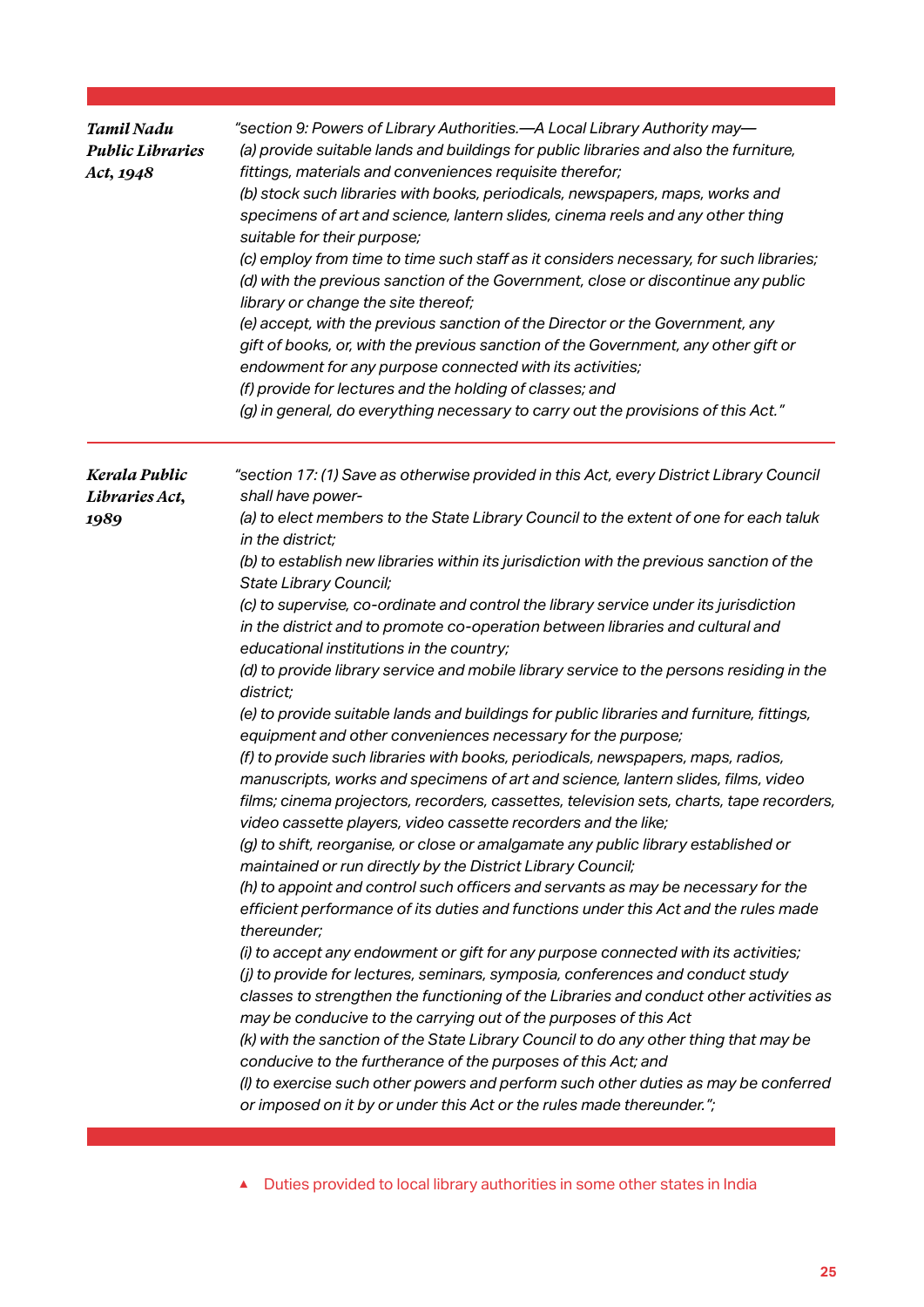| | |
|---|---|
| ***Tamil Nadu Public Libraries Act, 1948*** | *"section 9: Powers of Library Authorities.—A Local Library Authority may—<br>(a) provide suitable lands and buildings for public libraries and also the furniture, fittings, materials and conveniences requisite therefor;<br>(b) stock such libraries with books, periodicals, newspapers, maps, works and specimens of art and science, lantern slides, cinema reels and any other thing suitable for their purpose;<br>(c) employ from time to time such staff as it considers necessary, for such libraries;<br>(d) with the previous sanction of the Government, close or discontinue any public library or change the site thereof;<br>(e) accept, with the previous sanction of the Director or the Government, any gift of books, or, with the previous sanction of the Government, any other gift or endowment for any purpose connected with its activities;<br>(f) provide for lectures and the holding of classes; and<br>(g) in general, do everything necessary to carry out the provisions of this Act."* |
| ***Kerala Public Libraries Act, 1989*** | *"section 17: (1) Save as otherwise provided in this Act, every District Library Council shall have power-<br>(a) to elect members to the State Library Council to the extent of one for each taluk in the district;<br>(b) to establish new libraries within its jurisdiction with the previous sanction of the State Library Council;<br>(c) to supervise, co-ordinate and control the library service under its jurisdiction in the district and to promote co-operation between libraries and cultural and educational institutions in the country;<br>(d) to provide library service and mobile library service to the persons residing in the district;<br>(e) to provide suitable lands and buildings for public libraries and furniture, fittings, equipment and other conveniences necessary for the purpose;<br>(f) to provide such libraries with books, periodicals, newspapers, maps, radios, manuscripts, works and specimens of art and science, lantern slides, films, video films; cinema projectors, recorders, cassettes, television sets, charts, tape recorders, video cassette players, video cassette recorders and the like;<br>(g) to shift, reorganise, or close or amalgamate any public library established or maintained or run directly by the District Library Council;<br>(h) to appoint and control such officers and servants as may be necessary for the efficient performance of its duties and functions under this Act and the rules made thereunder;<br>(i) to accept any endowment or gift for any purpose connected with its activities;<br>(j) to provide for lectures, seminars, symposia, conferences and conduct study classes to strengthen the functioning of the Libraries and conduct other activities as may be conducive to the carrying out of the purposes of this Act<br>(k) with the sanction of the State Library Council to do any other thing that may be conducive to the furtherance of the purposes of this Act; and<br>(l) to exercise such other powers and perform such other duties as may be conferred or imposed on it by or under this Act or the rules made thereunder.";* |

▲ Duties provided to local library authorities in some other states in India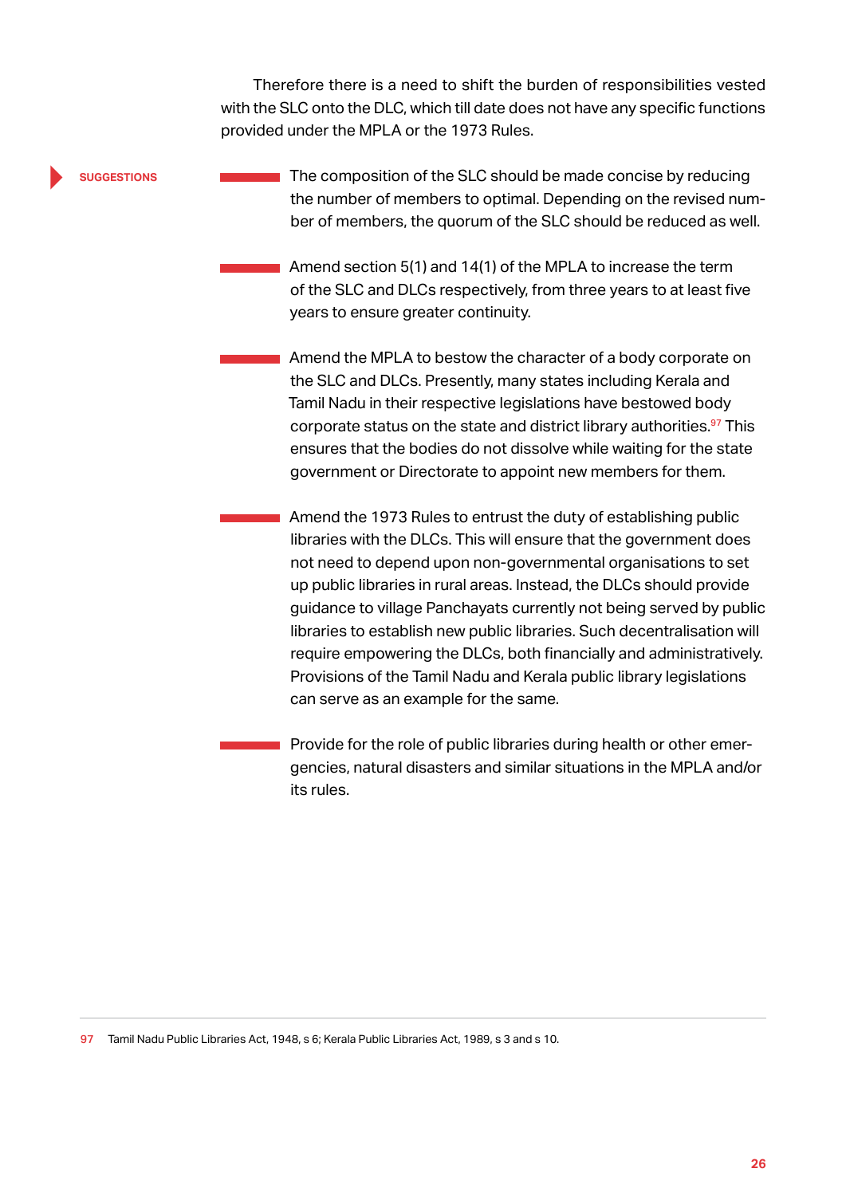Therefore there is a need to shift the burden of responsibilities vested with the SLC onto the DLC, which till date does not have any specific functions provided under the MPLA or the 1973 Rules.

**SUGGESTIONS**

- The composition of the SLC should be made concise by reducing the number of members to optimal. Depending on the revised number of members, the quorum of the SLC should be reduced as well.

- Amend section 5(1) and 14(1) of the MPLA to increase the term of the SLC and DLCs respectively, from three years to at least five years to ensure greater continuity.

- Amend the MPLA to bestow the character of a body corporate on the SLC and DLCs. Presently, many states including Kerala and Tamil Nadu in their respective legislations have bestowed body corporate status on the state and district library authorities.[97] This ensures that the bodies do not dissolve while waiting for the state government or Directorate to appoint new members for them.

- Amend the 1973 Rules to entrust the duty of establishing public libraries with the DLCs. This will ensure that the government does not need to depend upon non-governmental organisations to set up public libraries in rural areas. Instead, the DLCs should provide guidance to village Panchayats currently not being served by public libraries to establish new public libraries. Such decentralisation will require empowering the DLCs, both financially and administratively. Provisions of the Tamil Nadu and Kerala public library legislations can serve as an example for the same.

- Provide for the role of public libraries during health or other emergencies, natural disasters and similar situations in the MPLA and/or its rules.

---

97 Tamil Nadu Public Libraries Act, 1948, s 6; Kerala Public Libraries Act, 1989, s 3 and s 10.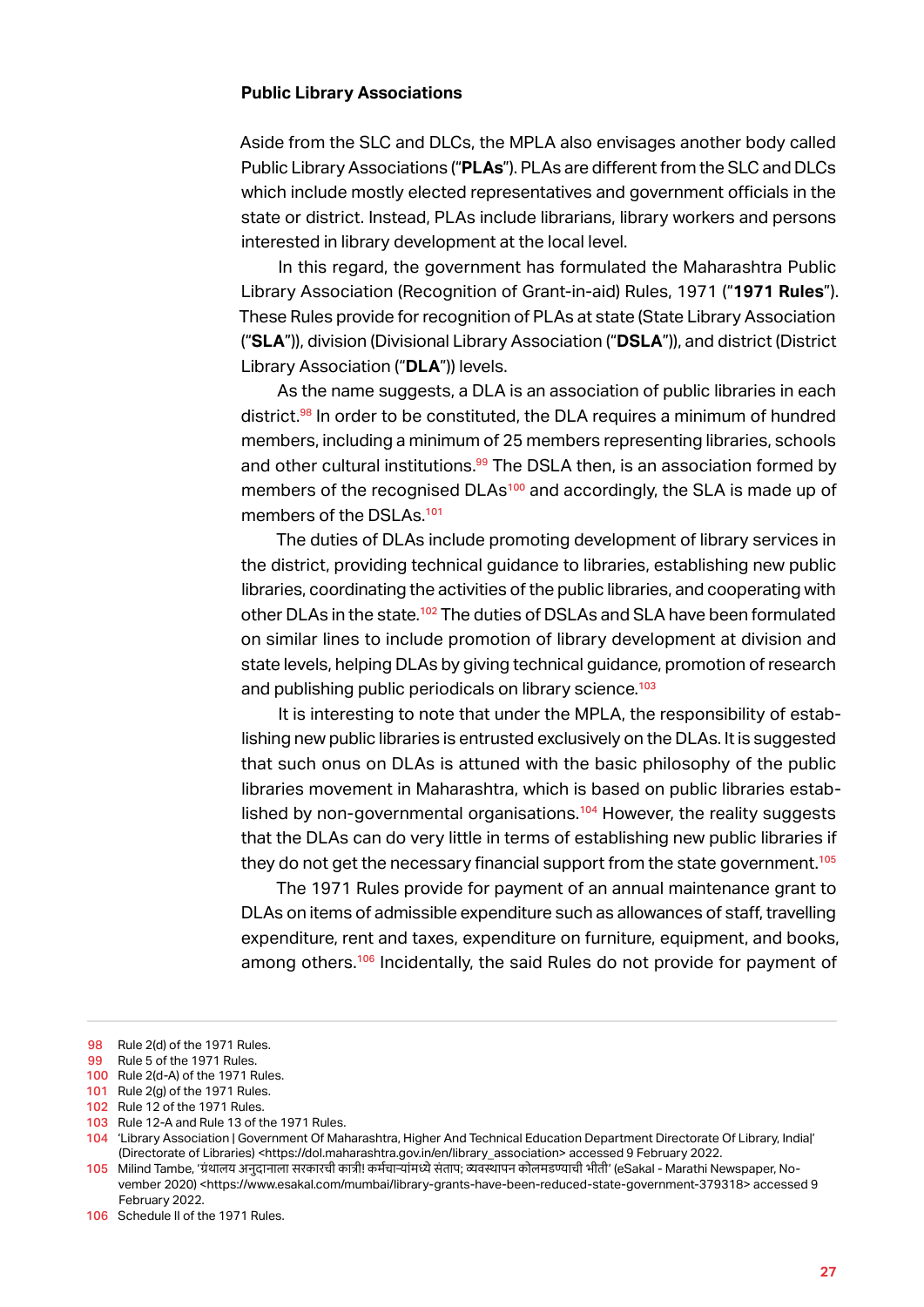### Public Library Associations

Aside from the SLC and DLCs, the MPLA also envisages another body called Public Library Associations ("**PLAs**"). PLAs are different from the SLC and DLCs which include mostly elected representatives and government officials in the state or district. Instead, PLAs include librarians, library workers and persons interested in library development at the local level.

In this regard, the government has formulated the Maharashtra Public Library Association (Recognition of Grant-in-aid) Rules, 1971 ("**1971 Rules**"). These Rules provide for recognition of PLAs at state (State Library Association ("**SLA**")), division (Divisional Library Association ("**DSLA**")), and district (District Library Association ("**DLA**")) levels.

As the name suggests, a DLA is an association of public libraries in each district.[98] In order to be constituted, the DLA requires a minimum of hundred members, including a minimum of 25 members representing libraries, schools and other cultural institutions.[99] The DSLA then, is an association formed by members of the recognised DLAs[100] and accordingly, the SLA is made up of members of the DSLAs.[101]

The duties of DLAs include promoting development of library services in the district, providing technical guidance to libraries, establishing new public libraries, coordinating the activities of the public libraries, and cooperating with other DLAs in the state.[102] The duties of DSLAs and SLA have been formulated on similar lines to include promotion of library development at division and state levels, helping DLAs by giving technical guidance, promotion of research and publishing public periodicals on library science.[103]

It is interesting to note that under the MPLA, the responsibility of establishing new public libraries is entrusted exclusively on the DLAs. It is suggested that such onus on DLAs is attuned with the basic philosophy of the public libraries movement in Maharashtra, which is based on public libraries established by non-governmental organisations.[104] However, the reality suggests that the DLAs can do very little in terms of establishing new public libraries if they do not get the necessary financial support from the state government.[105]

The 1971 Rules provide for payment of an annual maintenance grant to DLAs on items of admissible expenditure such as allowances of staff, travelling expenditure, rent and taxes, expenditure on furniture, equipment, and books, among others.[106] Incidentally, the said Rules do not provide for payment of

---

98 Rule 2(d) of the 1971 Rules.

99 Rule 5 of the 1971 Rules.

100 Rule 2(d-A) of the 1971 Rules.

101 Rule 2(g) of the 1971 Rules.

102 Rule 12 of the 1971 Rules.

103 Rule 12-A and Rule 13 of the 1971 Rules.

104 'Library Association | Government Of Maharashtra, Higher And Technical Education Department Directorate Of Library, India|' (Directorate of Libraries) <https://dol.maharashtra.gov.in/en/library_association> accessed 9 February 2022.

105 Milind Tambe, 'ग्रंथालय अनुदानाला सरकारची कात्री! कर्मचाऱ्यांमध्ये संताप; व्यवस्थापन कोलमडण्याची भीती' (eSakal - Marathi Newspaper, November 2020) <https://www.esakal.com/mumbai/library-grants-have-been-reduced-state-government-379318> accessed 9 February 2022.

106 Schedule II of the 1971 Rules.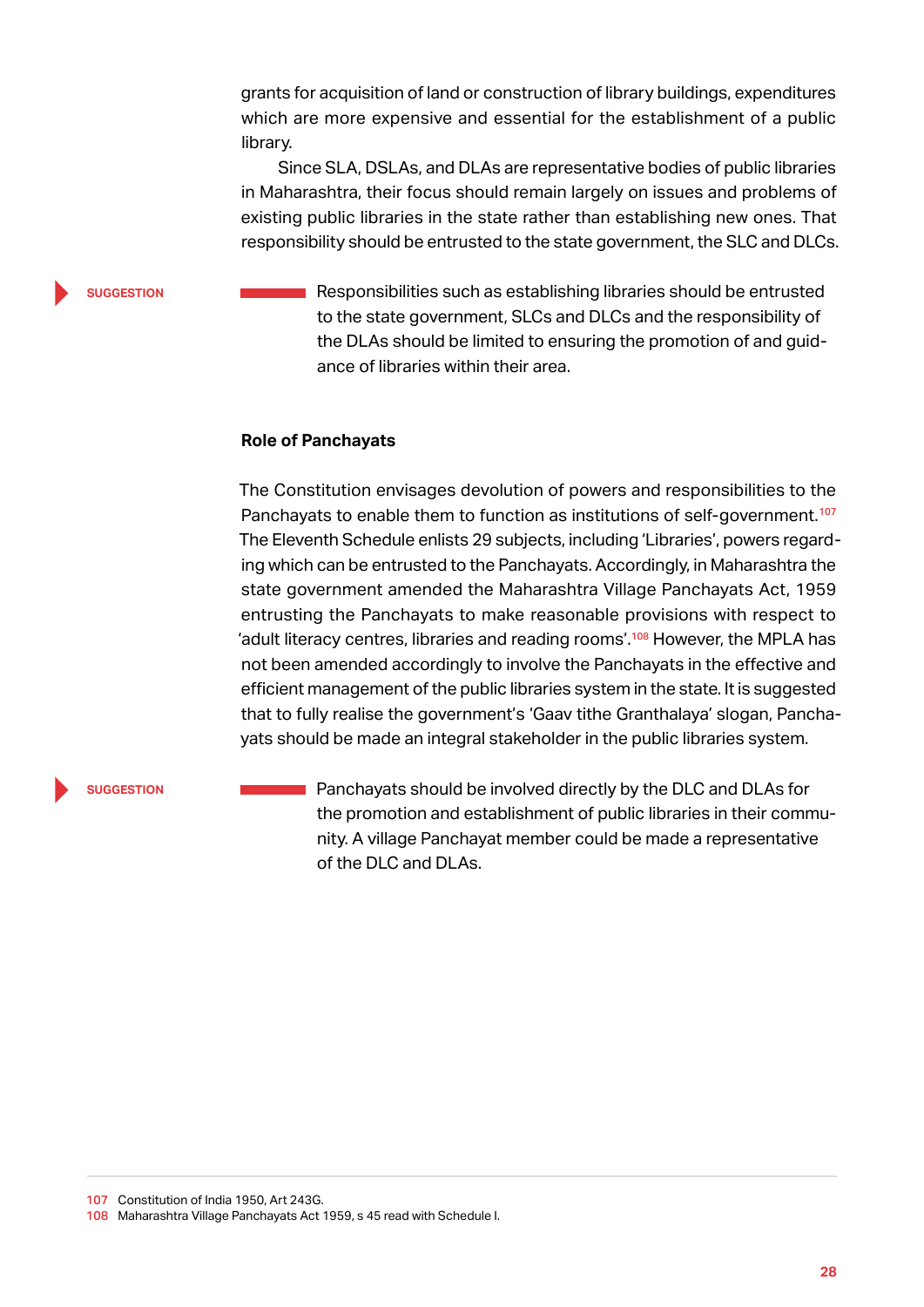grants for acquisition of land or construction of library buildings, expenditures which are more expensive and essential for the establishment of a public library.

Since SLA, DSLAs, and DLAs are representative bodies of public libraries in Maharashtra, their focus should remain largely on issues and problems of existing public libraries in the state rather than establishing new ones. That responsibility should be entrusted to the state government, the SLC and DLCs.

**SUGGESTION**

Responsibilities such as establishing libraries should be entrusted to the state government, SLCs and DLCs and the responsibility of the DLAs should be limited to ensuring the promotion of and guidance of libraries within their area.

### Role of Panchayats

The Constitution envisages devolution of powers and responsibilities to the Panchayats to enable them to function as institutions of self-government.[107] The Eleventh Schedule enlists 29 subjects, including 'Libraries', powers regarding which can be entrusted to the Panchayats. Accordingly, in Maharashtra the state government amended the Maharashtra Village Panchayats Act, 1959 entrusting the Panchayats to make reasonable provisions with respect to 'adult literacy centres, libraries and reading rooms'.[108] However, the MPLA has not been amended accordingly to involve the Panchayats in the effective and efficient management of the public libraries system in the state. It is suggested that to fully realise the government's 'Gaav tithe Granthalaya' slogan, Panchayats should be made an integral stakeholder in the public libraries system.

**SUGGESTION**

Panchayats should be involved directly by the DLC and DLAs for the promotion and establishment of public libraries in their community. A village Panchayat member could be made a representative of the DLC and DLAs.

---

107 Constitution of India 1950, Art 243G.
108 Maharashtra Village Panchayats Act 1959, s 45 read with Schedule I.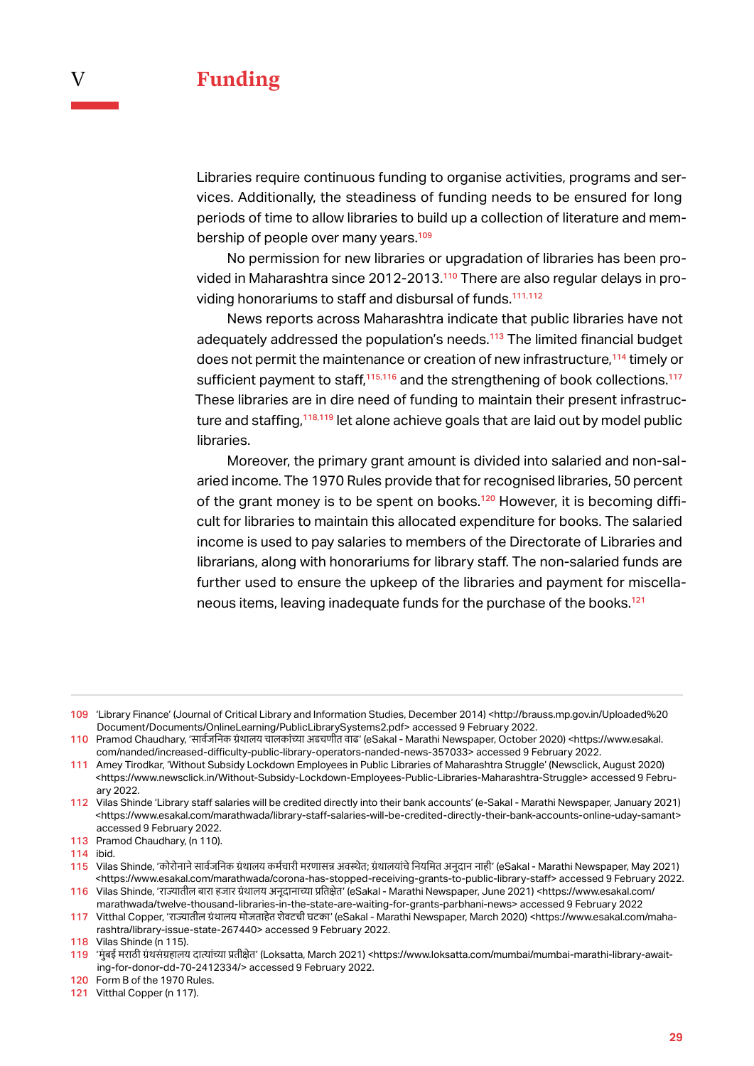# V Funding

Libraries require continuous funding to organise activities, programs and services. Additionally, the steadiness of funding needs to be ensured for long periods of time to allow libraries to build up a collection of literature and membership of people over many years.[109]

No permission for new libraries or upgradation of libraries has been provided in Maharashtra since 2012-2013.[110] There are also regular delays in providing honorariums to staff and disbursal of funds.[111,112]

News reports across Maharashtra indicate that public libraries have not adequately addressed the population's needs.[113] The limited financial budget does not permit the maintenance or creation of new infrastructure,[114] timely or sufficient payment to staff,[115,116] and the strengthening of book collections.[117] These libraries are in dire need of funding to maintain their present infrastructure and staffing,[118,119] let alone achieve goals that are laid out by model public libraries.

Moreover, the primary grant amount is divided into salaried and non-salaried income. The 1970 Rules provide that for recognised libraries, 50 percent of the grant money is to be spent on books.[120] However, it is becoming difficult for libraries to maintain this allocated expenditure for books. The salaried income is used to pay salaries to members of the Directorate of Libraries and librarians, along with honorariums for library staff. The non-salaried funds are further used to ensure the upkeep of the libraries and payment for miscellaneous items, leaving inadequate funds for the purchase of the books.[121]

---

109 'Library Finance' (Journal of Critical Library and Information Studies, December 2014) <http://brauss.mp.gov.in/Uploaded%20Document/Documents/OnlineLearning/PublicLibrarySystems2.pdf> accessed 9 February 2022.

110 Pramod Chaudhary, 'सार्वजनिक ग्रंथालय चालकांच्या अडचणीत वाढ' (eSakal - Marathi Newspaper, October 2020) <https://www.esakal.com/nanded/increased-difficulty-public-library-operators-nanded-news-357033> accessed 9 February 2022.

111 Amey Tirodkar, 'Without Subsidy Lockdown Employees in Public Libraries of Maharashtra Struggle' (Newsclick, August 2020) <https://www.newsclick.in/Without-Subsidy-Lockdown-Employees-Public-Libraries-Maharashtra-Struggle> accessed 9 February 2022.

112 Vilas Shinde 'Library staff salaries will be credited directly into their bank accounts' (e-Sakal - Marathi Newspaper, January 2021) <https://www.esakal.com/marathwada/library-staff-salaries-will-be-credited-directly-their-bank-accounts-online-uday-samant> accessed 9 February 2022.

113 Pramod Chaudhary, (n 110).

114 ibid.

115 Vilas Shinde, 'कोरोनाने सार्वजनिक ग्रंथालय कर्मचारी मरणासन्न अवस्थेत; ग्रंथालयांचे नियमित अनुदान नाही' (eSakal - Marathi Newspaper, May 2021) <https://www.esakal.com/marathwada/corona-has-stopped-receiving-grants-to-public-library-staff> accessed 9 February 2022.

116 Vilas Shinde, 'राज्यातील बारा हजार ग्रंथालय अनुदानाच्या प्रतिक्षेत' (eSakal - Marathi Newspaper, June 2021) <https://www.esakal.com/marathwada/twelve-thousand-libraries-in-the-state-are-waiting-for-grants-parbhani-news> accessed 9 February 2022

117 Vitthal Copper, 'राज्यातील ग्रंथालय मोजताहेत शेवटची घटका' (eSakal - Marathi Newspaper, March 2020) <https://www.esakal.com/maharashtra/library-issue-state-267440> accessed 9 February 2022.

118 Vilas Shinde (n 115).

119 'मुंबई मराठी ग्रंथसंग्रहालय दात्यांच्या प्रतीक्षेत' (Loksatta, March 2021) <https://www.loksatta.com/mumbai/mumbai-marathi-library-awaiting-for-donor-dd-70-2412334/> accessed 9 February 2022.

120 Form B of the 1970 Rules.

121 Vitthal Copper (n 117).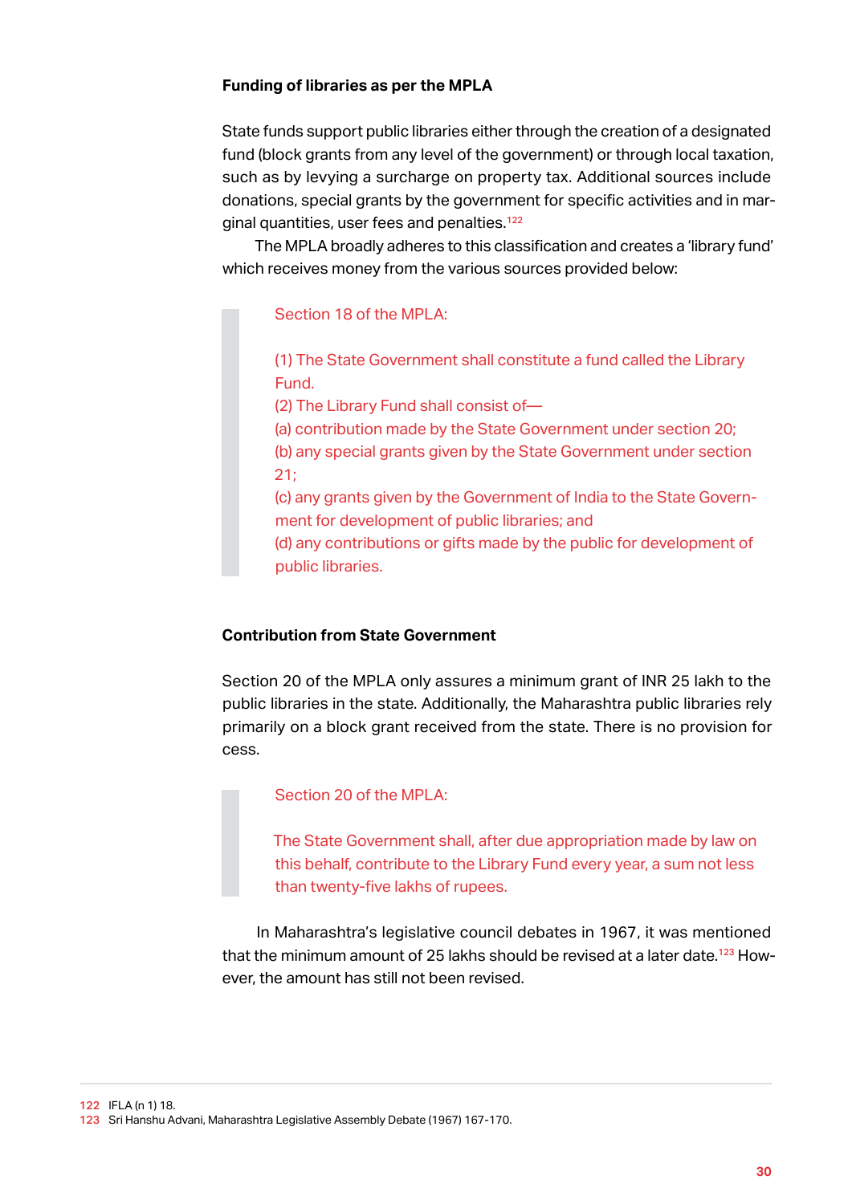### Funding of libraries as per the MPLA

State funds support public libraries either through the creation of a designated fund (block grants from any level of the government) or through local taxation, such as by levying a surcharge on property tax. Additional sources include donations, special grants by the government for specific activities and in marginal quantities, user fees and penalties.[122]

The MPLA broadly adheres to this classification and creates a 'library fund' which receives money from the various sources provided below:

> Section 18 of the MPLA:
>
> (1) The State Government shall constitute a fund called the Library Fund.
> (2) The Library Fund shall consist of—
> (a) contribution made by the State Government under section 20;
> (b) any special grants given by the State Government under section 21;
> (c) any grants given by the Government of India to the State Government for development of public libraries; and
> (d) any contributions or gifts made by the public for development of public libraries.

### Contribution from State Government

Section 20 of the MPLA only assures a minimum grant of INR 25 lakh to the public libraries in the state. Additionally, the Maharashtra public libraries rely primarily on a block grant received from the state. There is no provision for cess.

> Section 20 of the MPLA:
>
> The State Government shall, after due appropriation made by law on this behalf, contribute to the Library Fund every year, a sum not less than twenty-five lakhs of rupees.

In Maharashtra's legislative council debates in 1967, it was mentioned that the minimum amount of 25 lakhs should be revised at a later date.[123] However, the amount has still not been revised.

---

[122] IFLA (n 1) 18.
[123] Sri Hanshu Advani, Maharashtra Legislative Assembly Debate (1967) 167-170.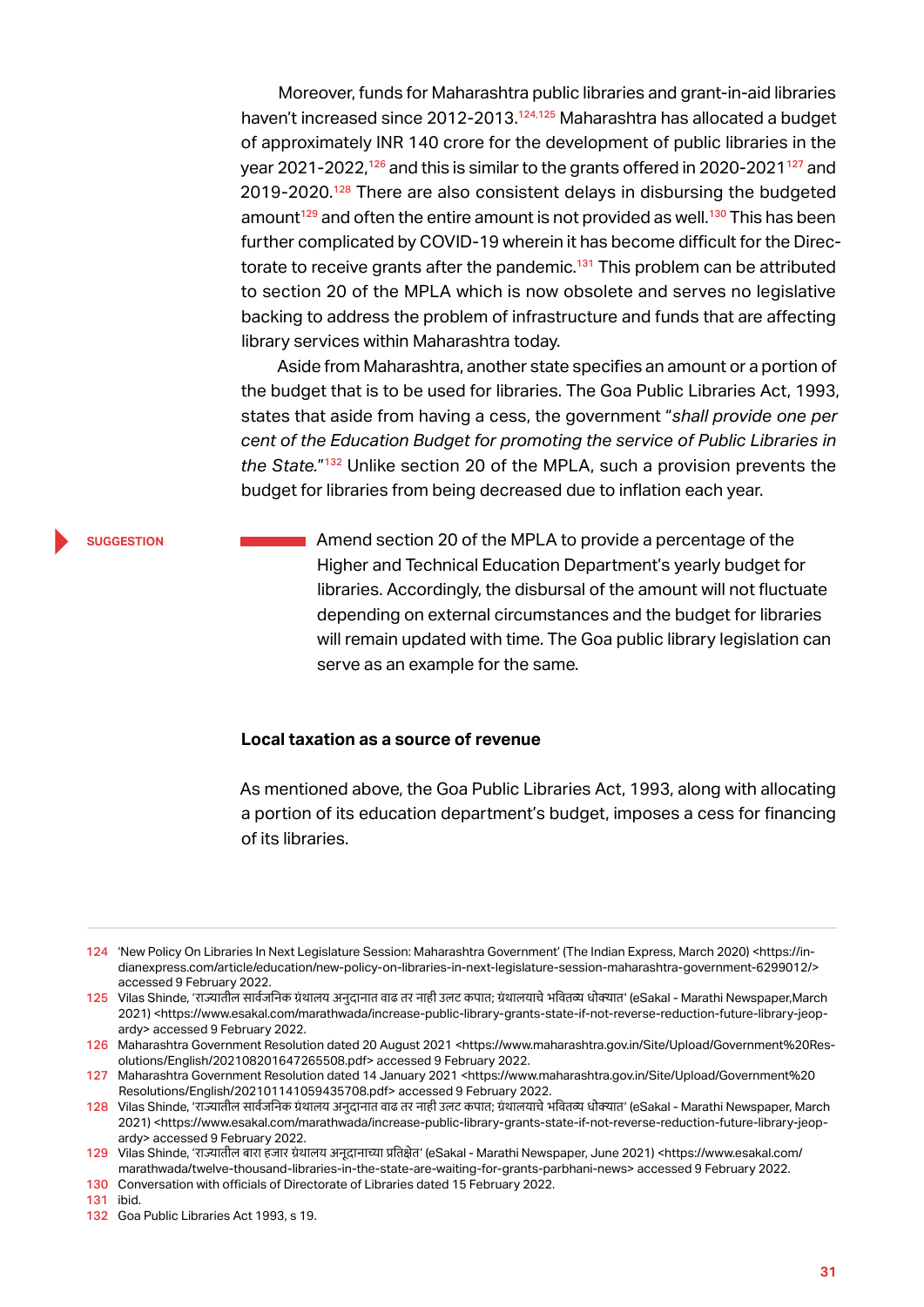Moreover, funds for Maharashtra public libraries and grant-in-aid libraries haven't increased since 2012-2013.[124,125] Maharashtra has allocated a budget of approximately INR 140 crore for the development of public libraries in the year 2021-2022,[126] and this is similar to the grants offered in 2020-2021[127] and 2019-2020.[128] There are also consistent delays in disbursing the budgeted amount[129] and often the entire amount is not provided as well.[130] This has been further complicated by COVID-19 wherein it has become difficult for the Directorate to receive grants after the pandemic.[131] This problem can be attributed to section 20 of the MPLA which is now obsolete and serves no legislative backing to address the problem of infrastructure and funds that are affecting library services within Maharashtra today.

Aside from Maharashtra, another state specifies an amount or a portion of the budget that is to be used for libraries. The Goa Public Libraries Act, 1993, states that aside from having a cess, the government "*shall provide one per cent of the Education Budget for promoting the service of Public Libraries in the State.*"[132] Unlike section 20 of the MPLA, such a provision prevents the budget for libraries from being decreased due to inflation each year.

**SUGGESTION**

Amend section 20 of the MPLA to provide a percentage of the Higher and Technical Education Department's yearly budget for libraries. Accordingly, the disbursal of the amount will not fluctuate depending on external circumstances and the budget for libraries will remain updated with time. The Goa public library legislation can serve as an example for the same.

### Local taxation as a source of revenue

As mentioned above, the Goa Public Libraries Act, 1993, along with allocating a portion of its education department's budget, imposes a cess for financing of its libraries.

---

124 'New Policy On Libraries In Next Legislature Session: Maharashtra Government' (The Indian Express, March 2020) <https://indianexpress.com/article/education/new-policy-on-libraries-in-next-legislature-session-maharashtra-government-6299012/> accessed 9 February 2022.

125 Vilas Shinde, 'राज्यातील सार्वजनिक ग्रंथालय अनुदानात वाढ तर नाही उलट कपात; ग्रंथालयाचे भवितव्य धोक्यात' (eSakal - Marathi Newspaper,March 2021) <https://www.esakal.com/marathwada/increase-public-library-grants-state-if-not-reverse-reduction-future-library-jeopardy> accessed 9 February 2022.

126 Maharashtra Government Resolution dated 20 August 2021 <https://www.maharashtra.gov.in/Site/Upload/Government%20Resolutions/English/202108201647265508.pdf> accessed 9 February 2022.

127 Maharashtra Government Resolution dated 14 January 2021 <https://www.maharashtra.gov.in/Site/Upload/Government%20Resolutions/English/202101141059435708.pdf> accessed 9 February 2022.

128 Vilas Shinde, 'राज्यातील सार्वजनिक ग्रंथालय अनुदानात वाढ तर नाही उलट कपात; ग्रंथालयाचे भवितव्य धोक्यात' (eSakal - Marathi Newspaper, March 2021) <https://www.esakal.com/marathwada/increase-public-library-grants-state-if-not-reverse-reduction-future-library-jeopardy> accessed 9 February 2022.

129 Vilas Shinde, 'राज्यातील बारा हजार ग्रंथालय अनुदानाच्या प्रतिक्षेत' (eSakal - Marathi Newspaper, June 2021) <https://www.esakal.com/marathwada/twelve-thousand-libraries-in-the-state-are-waiting-for-grants-parbhani-news> accessed 9 February 2022.

130 Conversation with officials of Directorate of Libraries dated 15 February 2022.

131 ibid.

132 Goa Public Libraries Act 1993, s 19.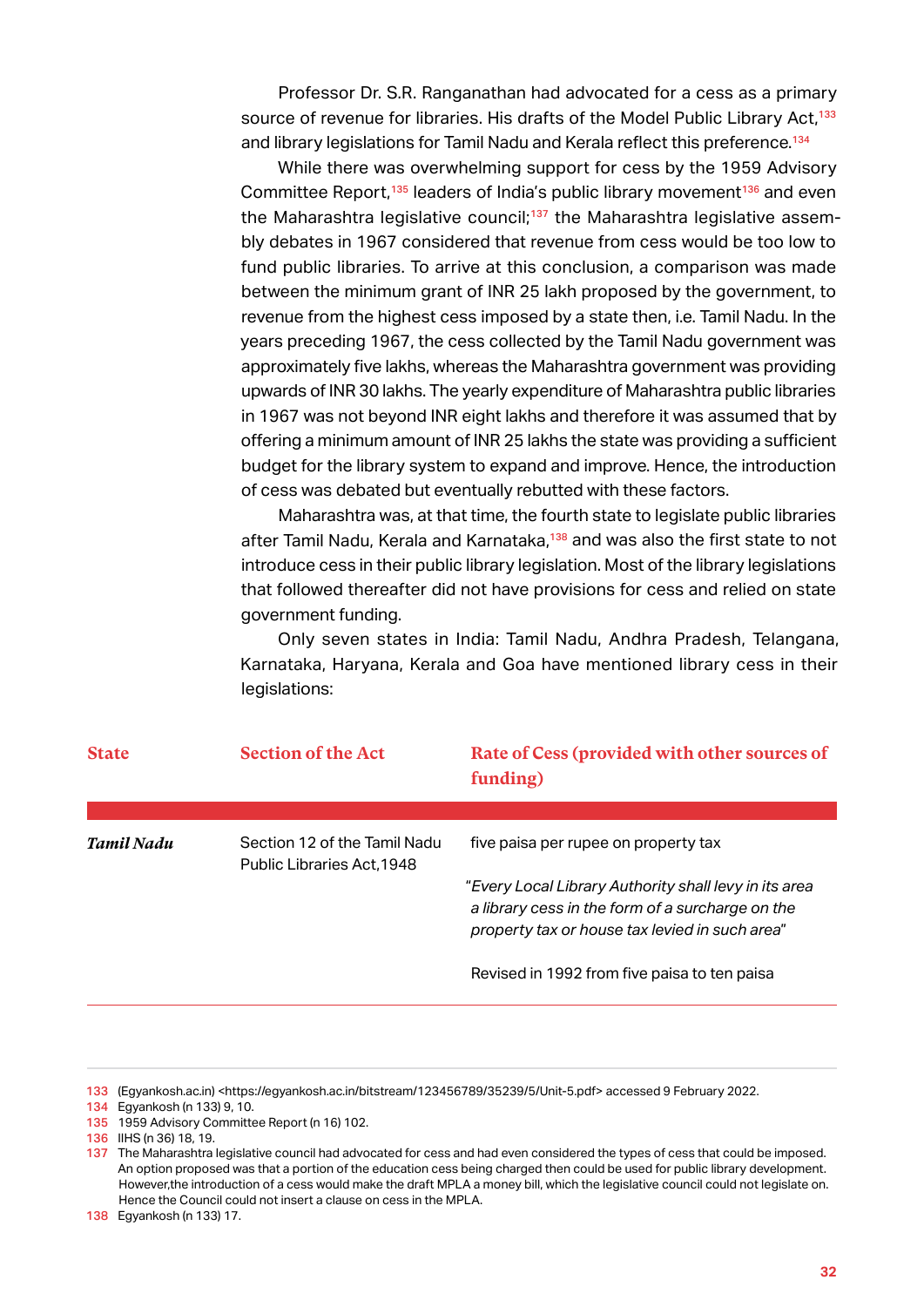Professor Dr. S.R. Ranganathan had advocated for a cess as a primary source of revenue for libraries. His drafts of the Model Public Library Act,[133] and library legislations for Tamil Nadu and Kerala reflect this preference.[134]

While there was overwhelming support for cess by the 1959 Advisory Committee Report,[135] leaders of India's public library movement[136] and even the Maharashtra legislative council;[137] the Maharashtra legislative assembly debates in 1967 considered that revenue from cess would be too low to fund public libraries. To arrive at this conclusion, a comparison was made between the minimum grant of INR 25 lakh proposed by the government, to revenue from the highest cess imposed by a state then, i.e. Tamil Nadu. In the years preceding 1967, the cess collected by the Tamil Nadu government was approximately five lakhs, whereas the Maharashtra government was providing upwards of INR 30 lakhs. The yearly expenditure of Maharashtra public libraries in 1967 was not beyond INR eight lakhs and therefore it was assumed that by offering a minimum amount of INR 25 lakhs the state was providing a sufficient budget for the library system to expand and improve. Hence, the introduction of cess was debated but eventually rebutted with these factors.

Maharashtra was, at that time, the fourth state to legislate public libraries after Tamil Nadu, Kerala and Karnataka,[138] and was also the first state to not introduce cess in their public library legislation. Most of the library legislations that followed thereafter did not have provisions for cess and relied on state government funding.

Only seven states in India: Tamil Nadu, Andhra Pradesh, Telangana, Karnataka, Haryana, Kerala and Goa have mentioned library cess in their legislations:

| State | Section of the Act | Rate of Cess (provided with other sources of funding) |
|---|---|---|
| *Tamil Nadu* | Section 12 of the Tamil Nadu Public Libraries Act,1948 | five paisa per rupee on property tax<br><br>"*Every Local Library Authority shall levy in its area a library cess in the form of a surcharge on the property tax or house tax levied in such area*"<br><br>Revised in 1992 from five paisa to ten paisa |

133 (Egyankosh.ac.in) <https://egyankosh.ac.in/bitstream/123456789/35239/5/Unit-5.pdf> accessed 9 February 2022.

134 Egyankosh (n 133) 9, 10.

135 1959 Advisory Committee Report (n 16) 102.

136 IIHS (n 36) 18, 19.

137 The Maharashtra legislative council had advocated for cess and had even considered the types of cess that could be imposed. An option proposed was that a portion of the education cess being charged then could be used for public library development. However,the introduction of a cess would make the draft MPLA a money bill, which the legislative council could not legislate on. Hence the Council could not insert a clause on cess in the MPLA.

138 Egyankosh (n 133) 17.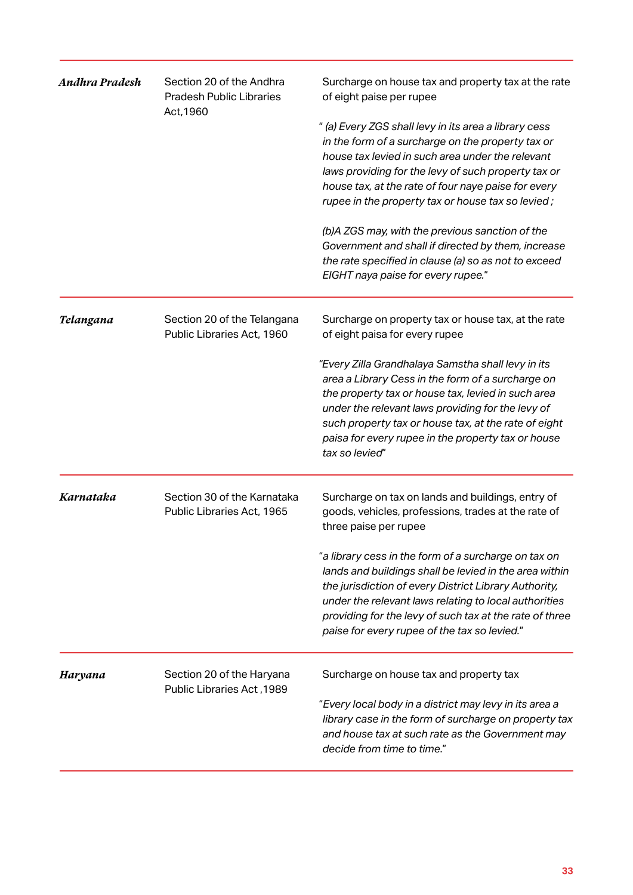| | | |
|---|---|---|
| ***Andhra Pradesh*** | Section 20 of the Andhra Pradesh Public Libraries Act,1960 | Surcharge on house tax and property tax at the rate of eight paise per rupee<br><br>*" (a) Every ZGS shall levy in its area a library cess in the form of a surcharge on the property tax or house tax levied in such area under the relevant laws providing for the levy of such property tax or house tax, at the rate of four naye paise for every rupee in the property tax or house tax so levied ;*<br><br>*(b)A ZGS may, with the previous sanction of the Government and shall if directed by them, increase the rate specified in clause (a) so as not to exceed EIGHT naya paise for every rupee."* |
| ***Telangana*** | Section 20 of the Telangana Public Libraries Act, 1960 | Surcharge on property tax or house tax, at the rate of eight paisa for every rupee<br><br>*"Every Zilla Grandhalaya Samstha shall levy in its area a Library Cess in the form of a surcharge on the property tax or house tax, levied in such area under the relevant laws providing for the levy of such property tax or house tax, at the rate of eight paisa for every rupee in the property tax or house tax so levied"* |
| ***Karnataka*** | Section 30 of the Karnataka Public Libraries Act, 1965 | Surcharge on tax on lands and buildings, entry of goods, vehicles, professions, trades at the rate of three paise per rupee<br><br>*"a library cess in the form of a surcharge on tax on lands and buildings shall be levied in the area within the jurisdiction of every District Library Authority, under the relevant laws relating to local authorities providing for the levy of such tax at the rate of three paise for every rupee of the tax so levied."* |
| ***Haryana*** | Section 20 of the Haryana Public Libraries Act ,1989 | Surcharge on house tax and property tax<br><br>*"Every local body in a district may levy in its area a library case in the form of surcharge on property tax and house tax at such rate as the Government may decide from time to time."* |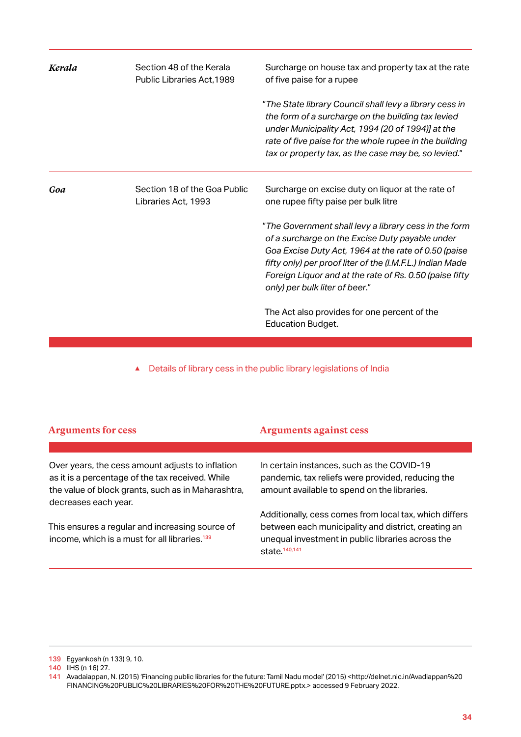| | | |
|---|---|---|
| ***Kerala*** | Section 48 of the Kerala Public Libraries Act,1989 | Surcharge on house tax and property tax at the rate of five paise for a rupee<br><br>"*The State library Council shall levy a library cess in the form of a surcharge on the building tax levied under Municipality Act, 1994 (20 of 1994)] at the rate of five paise for the whole rupee in the building tax or property tax, as the case may be, so levied.*" |
| ***Goa*** | Section 18 of the Goa Public Libraries Act, 1993 | Surcharge on excise duty on liquor at the rate of one rupee fifty paise per bulk litre<br><br>"*The Government shall levy a library cess in the form of a surcharge on the Excise Duty payable under Goa Excise Duty Act, 1964 at the rate of 0.50 (paise fifty only) per proof liter of the (I.M.F.L.) Indian Made Foreign Liquor and at the rate of Rs. 0.50 (paise fifty only) per bulk liter of beer.*"<br><br>The Act also provides for one percent of the Education Budget. |

▲ Details of library cess in the public library legislations of India

| Arguments for cess | Arguments against cess |
|---|---|
| Over years, the cess amount adjusts to inflation as it is a percentage of the tax received. While the value of block grants, such as in Maharashtra, decreases each year.<br><br>This ensures a regular and increasing source of income, which is a must for all libraries.[139] | In certain instances, such as the COVID-19 pandemic, tax reliefs were provided, reducing the amount available to spend on the libraries.<br><br>Additionally, cess comes from local tax, which differs between each municipality and district, creating an unequal investment in public libraries across the state.[140,141] |

139 Egyankosh (n 133) 9, 10.

140 IIHS (n 16) 27.

141 Avadaiappan, N. (2015) 'Financing public libraries for the future: Tamil Nadu model' (2015) <http://delnet.nic.in/Avadiappan%20FINANCING%20PUBLIC%20LIBRARIES%20FOR%20THE%20FUTURE.pptx.> accessed 9 February 2022.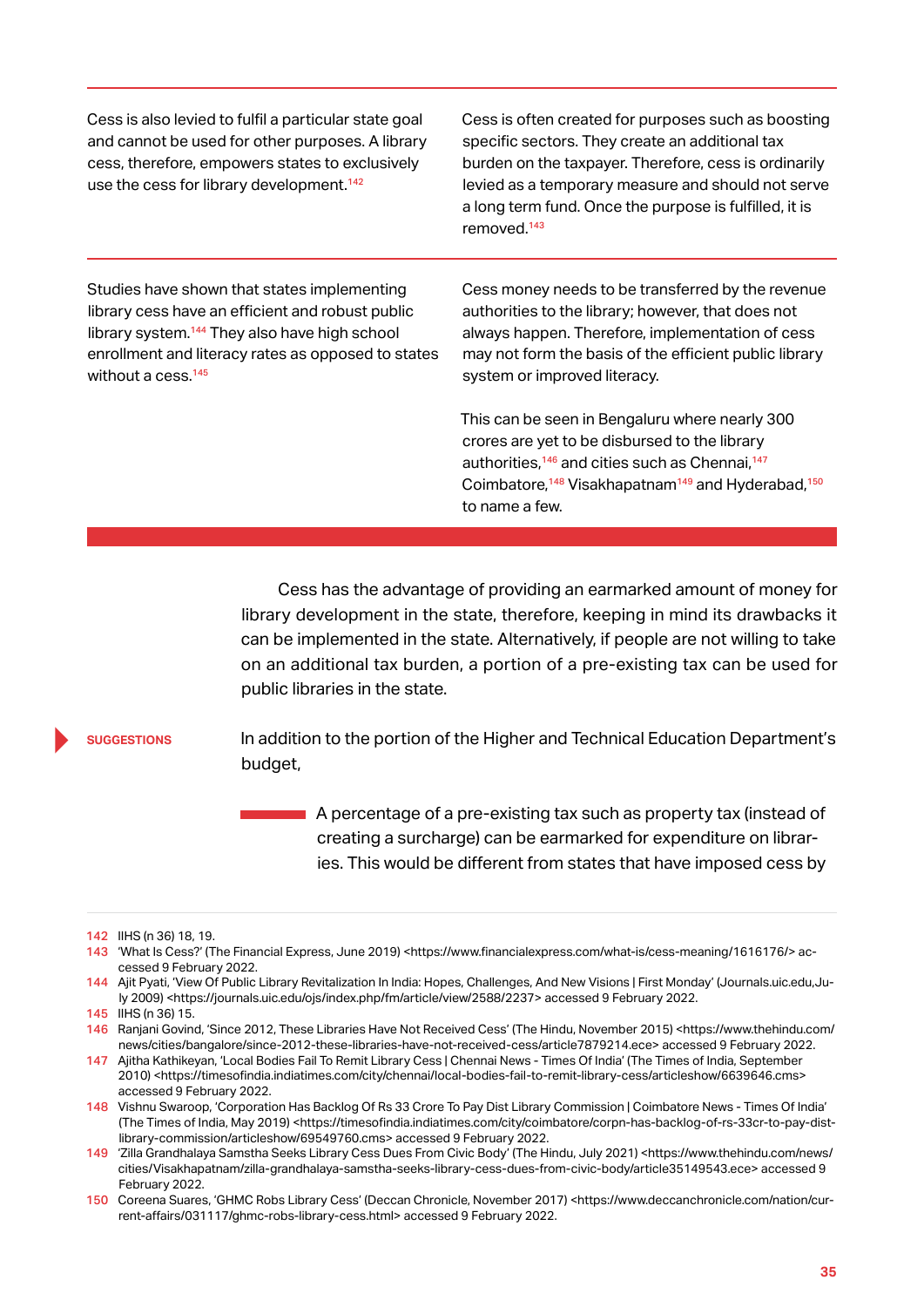| | |
|---|---|
| Cess is also levied to fulfil a particular state goal and cannot be used for other purposes. A library cess, therefore, empowers states to exclusively use the cess for library development.[142] | Cess is often created for purposes such as boosting specific sectors. They create an additional tax burden on the taxpayer. Therefore, cess is ordinarily levied as a temporary measure and should not serve a long term fund. Once the purpose is fulfilled, it is removed.[143] |
| Studies have shown that states implementing library cess have an efficient and robust public library system.[144] They also have high school enrollment and literacy rates as opposed to states without a cess.[145] | Cess money needs to be transferred by the revenue authorities to the library; however, that does not always happen. Therefore, implementation of cess may not form the basis of the efficient public library system or improved literacy. This can be seen in Bengaluru where nearly 300 crores are yet to be disbursed to the library authorities,[146] and cities such as Chennai,[147] Coimbatore,[148] Visakhapatnam[149] and Hyderabad,[150] to name a few. |

Cess has the advantage of providing an earmarked amount of money for library development in the state, therefore, keeping in mind its drawbacks it can be implemented in the state. Alternatively, if people are not willing to take on an additional tax burden, a portion of a pre-existing tax can be used for public libraries in the state.

**SUGGESTIONS**

In addition to the portion of the Higher and Technical Education Department's budget,

- A percentage of a pre-existing tax such as property tax (instead of creating a surcharge) can be earmarked for expenditure on libraries. This would be different from states that have imposed cess by

142 IIHS (n 36) 18, 19.
143 'What Is Cess?' (The Financial Express, June 2019) <https://www.financialexpress.com/what-is/cess-meaning/1616176/> accessed 9 February 2022.
144 Ajit Pyati, 'View Of Public Library Revitalization In India: Hopes, Challenges, And New Visions | First Monday' (Journals.uic.edu,July 2009) <https://journals.uic.edu/ojs/index.php/fm/article/view/2588/2237> accessed 9 February 2022.
145 IIHS (n 36) 15.
146 Ranjani Govind, 'Since 2012, These Libraries Have Not Received Cess' (The Hindu, November 2015) <https://www.thehindu.com/news/cities/bangalore/since-2012-these-libraries-have-not-received-cess/article7879214.ece> accessed 9 February 2022.
147 Ajitha Kathikeyan, 'Local Bodies Fail To Remit Library Cess | Chennai News - Times Of India' (The Times of India, September 2010) <https://timesofindia.indiatimes.com/city/chennai/local-bodies-fail-to-remit-library-cess/articleshow/6639646.cms> accessed 9 February 2022.
148 Vishnu Swaroop, 'Corporation Has Backlog Of Rs 33 Crore To Pay Dist Library Commission | Coimbatore News - Times Of India' (The Times of India, May 2019) <https://timesofindia.indiatimes.com/city/coimbatore/corpn-has-backlog-of-rs-33cr-to-pay-dist-library-commission/articleshow/69549760.cms> accessed 9 February 2022.
149 'Zilla Grandhalaya Samstha Seeks Library Cess Dues From Civic Body' (The Hindu, July 2021) <https://www.thehindu.com/news/cities/Visakhapatnam/zilla-grandhalaya-samstha-seeks-library-cess-dues-from-civic-body/article35149543.ece> accessed 9 February 2022.
150 Coreena Suares, 'GHMC Robs Library Cess' (Deccan Chronicle, November 2017) <https://www.deccanchronicle.com/nation/current-affairs/031117/ghmc-robs-library-cess.html> accessed 9 February 2022.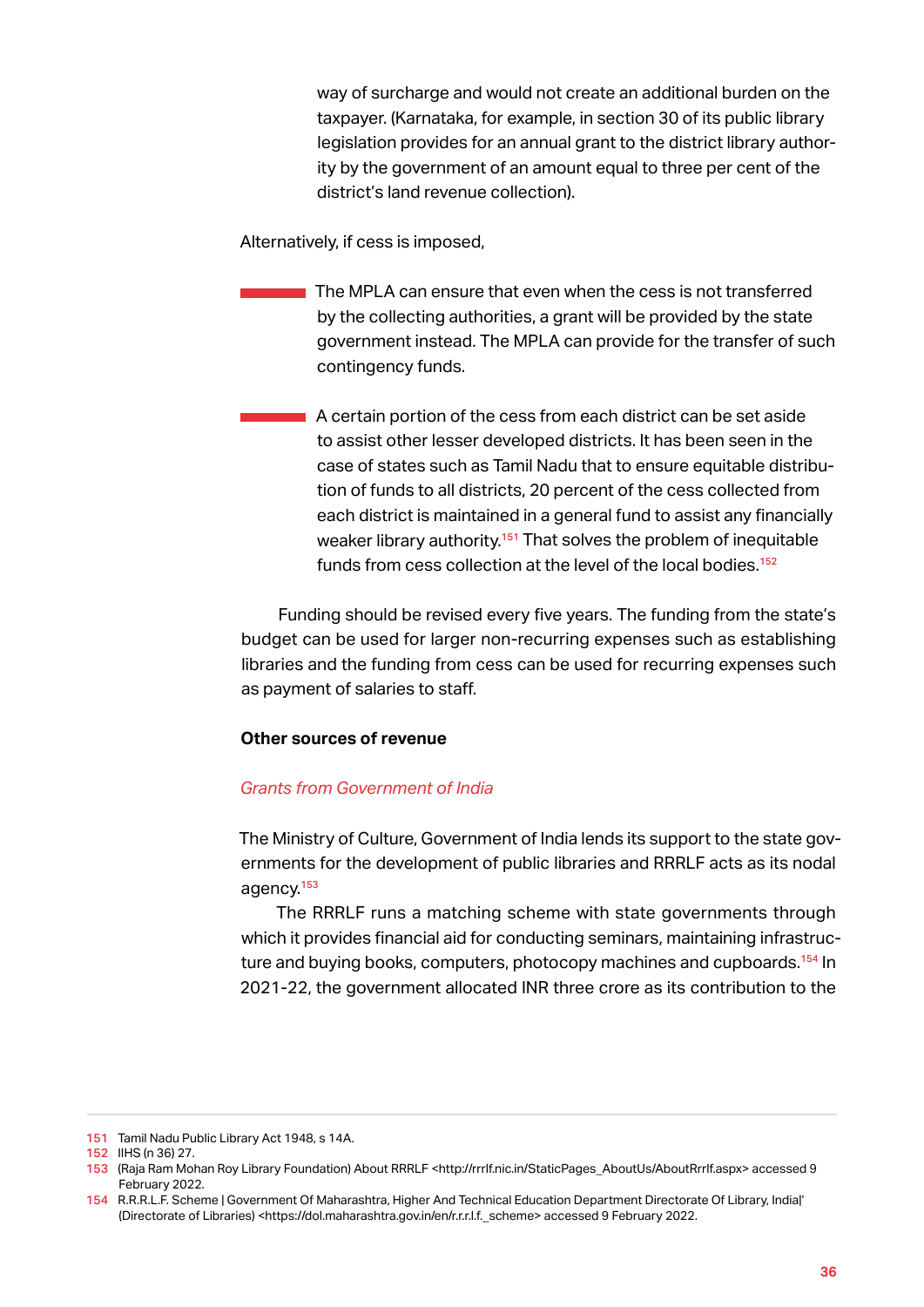way of surcharge and would not create an additional burden on the taxpayer. (Karnataka, for example, in section 30 of its public library legislation provides for an annual grant to the district library authority by the government of an amount equal to three per cent of the district's land revenue collection).

Alternatively, if cess is imposed,

- The MPLA can ensure that even when the cess is not transferred by the collecting authorities, a grant will be provided by the state government instead. The MPLA can provide for the transfer of such contingency funds.

- A certain portion of the cess from each district can be set aside to assist other lesser developed districts. It has been seen in the case of states such as Tamil Nadu that to ensure equitable distribution of funds to all districts, 20 percent of the cess collected from each district is maintained in a general fund to assist any financially weaker library authority.[151] That solves the problem of inequitable funds from cess collection at the level of the local bodies.[152]

Funding should be revised every five years. The funding from the state's budget can be used for larger non-recurring expenses such as establishing libraries and the funding from cess can be used for recurring expenses such as payment of salaries to staff.

**Other sources of revenue**

*Grants from Government of India*

The Ministry of Culture, Government of India lends its support to the state governments for the development of public libraries and RRRLF acts as its nodal agency.[153]

The RRRLF runs a matching scheme with state governments through which it provides financial aid for conducting seminars, maintaining infrastructure and buying books, computers, photocopy machines and cupboards.[154] In 2021-22, the government allocated INR three crore as its contribution to the

---

151 Tamil Nadu Public Library Act 1948, s 14A.

152 IIHS (n 36) 27.

153 (Raja Ram Mohan Roy Library Foundation) About RRRLF <http://rrrlf.nic.in/StaticPages_AboutUs/AboutRrrlf.aspx> accessed 9 February 2022.

154 R.R.R.L.F. Scheme | Government Of Maharashtra, Higher And Technical Education Department Directorate Of Library, India|' (Directorate of Libraries) <https://dol.maharashtra.gov.in/en/r.r.r.l.f._scheme> accessed 9 February 2022.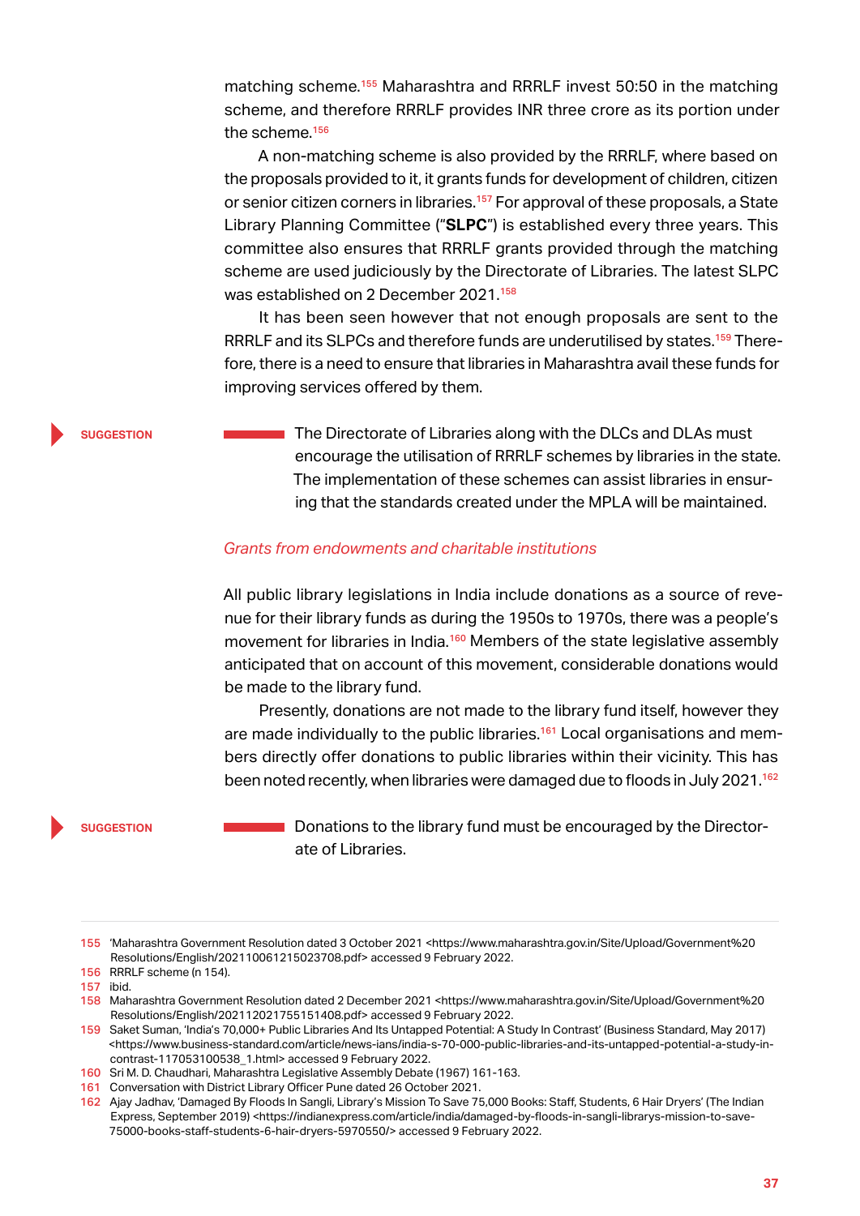matching scheme.[155] Maharashtra and RRRLF invest 50:50 in the matching scheme, and therefore RRRLF provides INR three crore as its portion under the scheme.[156]

A non-matching scheme is also provided by the RRRLF, where based on the proposals provided to it, it grants funds for development of children, citizen or senior citizen corners in libraries.[157] For approval of these proposals, a State Library Planning Committee ("**SLPC**") is established every three years. This committee also ensures that RRRLF grants provided through the matching scheme are used judiciously by the Directorate of Libraries. The latest SLPC was established on 2 December 2021.[158]

It has been seen however that not enough proposals are sent to the RRRLF and its SLPCs and therefore funds are underutilised by states.[159] Therefore, there is a need to ensure that libraries in Maharashtra avail these funds for improving services offered by them.

**SUGGESTION**

The Directorate of Libraries along with the DLCs and DLAs must encourage the utilisation of RRRLF schemes by libraries in the state. The implementation of these schemes can assist libraries in ensuring that the standards created under the MPLA will be maintained.

*Grants from endowments and charitable institutions*

All public library legislations in India include donations as a source of revenue for their library funds as during the 1950s to 1970s, there was a people's movement for libraries in India.[160] Members of the state legislative assembly anticipated that on account of this movement, considerable donations would be made to the library fund.

Presently, donations are not made to the library fund itself, however they are made individually to the public libraries.[161] Local organisations and members directly offer donations to public libraries within their vicinity. This has been noted recently, when libraries were damaged due to floods in July 2021.[162]

**SUGGESTION**

Donations to the library fund must be encouraged by the Directorate of Libraries.

---

155 'Maharashtra Government Resolution dated 3 October 2021 <https://www.maharashtra.gov.in/Site/Upload/Government%20 Resolutions/English/202110061215023708.pdf> accessed 9 February 2022.

156 RRRLF scheme (n 154).

157 ibid.

158 Maharashtra Government Resolution dated 2 December 2021 <https://www.maharashtra.gov.in/Site/Upload/Government%20 Resolutions/English/202112021755151408.pdf> accessed 9 February 2022.

159 Saket Suman, 'India's 70,000+ Public Libraries And Its Untapped Potential: A Study In Contrast' (Business Standard, May 2017) <https://www.business-standard.com/article/news-ians/india-s-70-000-public-libraries-and-its-untapped-potential-a-study-in-contrast-117053100538_1.html> accessed 9 February 2022.

160 Sri M. D. Chaudhari, Maharashtra Legislative Assembly Debate (1967) 161-163.

161 Conversation with District Library Officer Pune dated 26 October 2021.

162 Ajay Jadhav, 'Damaged By Floods In Sangli, Library's Mission To Save 75,000 Books: Staff, Students, 6 Hair Dryers' (The Indian Express, September 2019) <https://indianexpress.com/article/india/damaged-by-floods-in-sangli-librarys-mission-to-save-75000-books-staff-students-6-hair-dryers-5970550/> accessed 9 February 2022.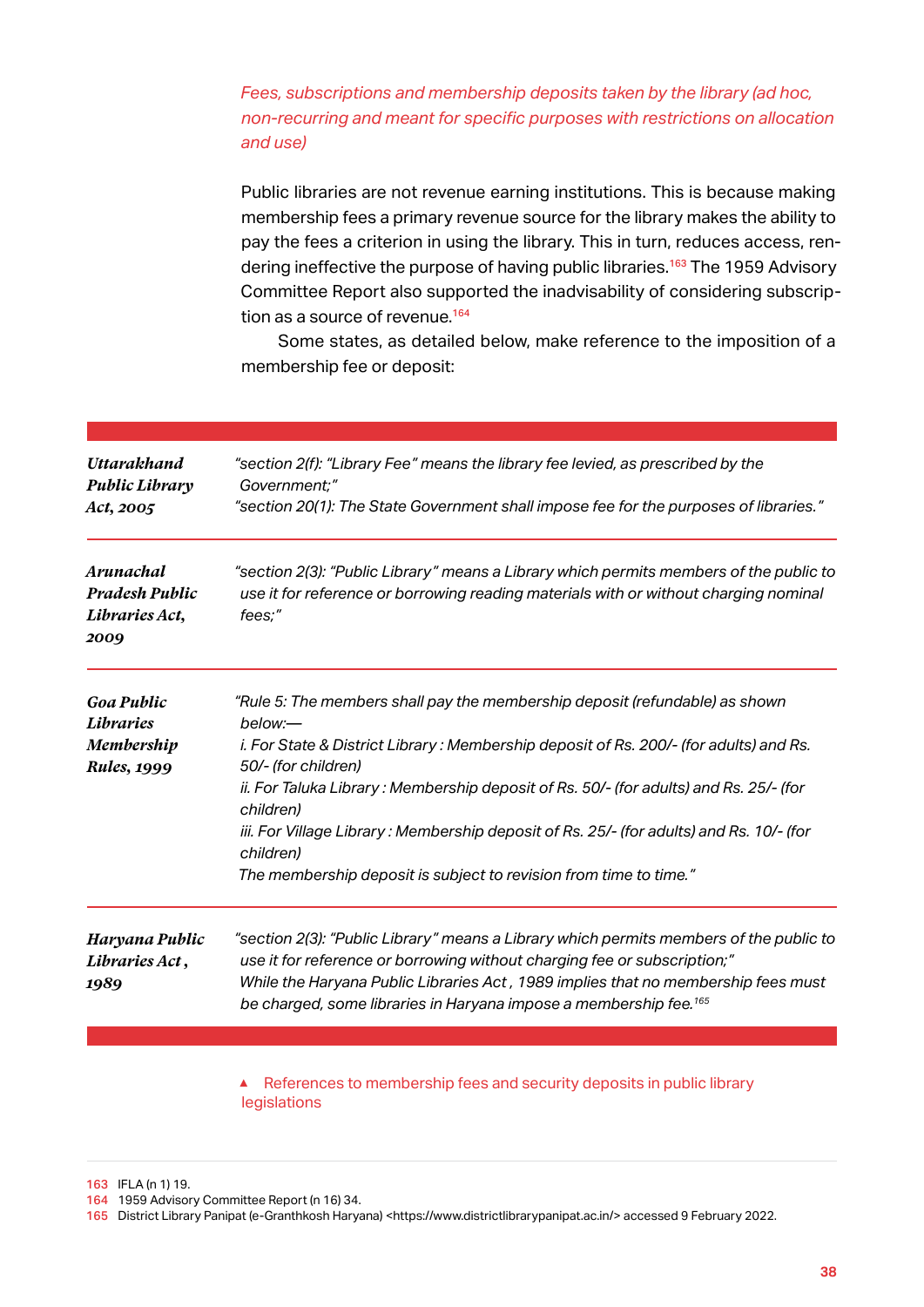*Fees, subscriptions and membership deposits taken by the library (ad hoc, non-recurring and meant for specific purposes with restrictions on allocation and use)*

Public libraries are not revenue earning institutions. This is because making membership fees a primary revenue source for the library makes the ability to pay the fees a criterion in using the library. This in turn, reduces access, rendering ineffective the purpose of having public libraries.[163] The 1959 Advisory Committee Report also supported the inadvisability of considering subscription as a source of revenue.[164]

Some states, as detailed below, make reference to the imposition of a membership fee or deposit:

| | |
|---|---|
| ***Uttarakhand Public Library Act, 2005*** | *"section 2(f): "Library Fee" means the library fee levied, as prescribed by the Government;"*<br>*"section 20(1): The State Government shall impose fee for the purposes of libraries."* |
| ***Arunachal Pradesh Public Libraries Act, 2009*** | *"section 2(3): "Public Library" means a Library which permits members of the public to use it for reference or borrowing reading materials with or without charging nominal fees;"* |
| ***Goa Public Libraries Membership Rules, 1999*** | *"Rule 5: The members shall pay the membership deposit (refundable) as shown below:—*<br>*i. For State & District Library : Membership deposit of Rs. 200/- (for adults) and Rs. 50/- (for children)*<br>*ii. For Taluka Library : Membership deposit of Rs. 50/- (for adults) and Rs. 25/- (for children)*<br>*iii. For Village Library : Membership deposit of Rs. 25/- (for adults) and Rs. 10/- (for children)*<br>*The membership deposit is subject to revision from time to time."* |
| ***Haryana Public Libraries Act, 1989*** | *"section 2(3): "Public Library" means a Library which permits members of the public to use it for reference or borrowing without charging fee or subscription;"*<br>*While the Haryana Public Libraries Act, 1989 implies that no membership fees must be charged, some libraries in Haryana impose a membership fee.*[165] |

▲ References to membership fees and security deposits in public library legislations

163 IFLA (n 1) 19.
164 1959 Advisory Committee Report (n 16) 34.
165 District Library Panipat (e-Granthkosh Haryana) <https://www.districtlibrarypanipat.ac.in/> accessed 9 February 2022.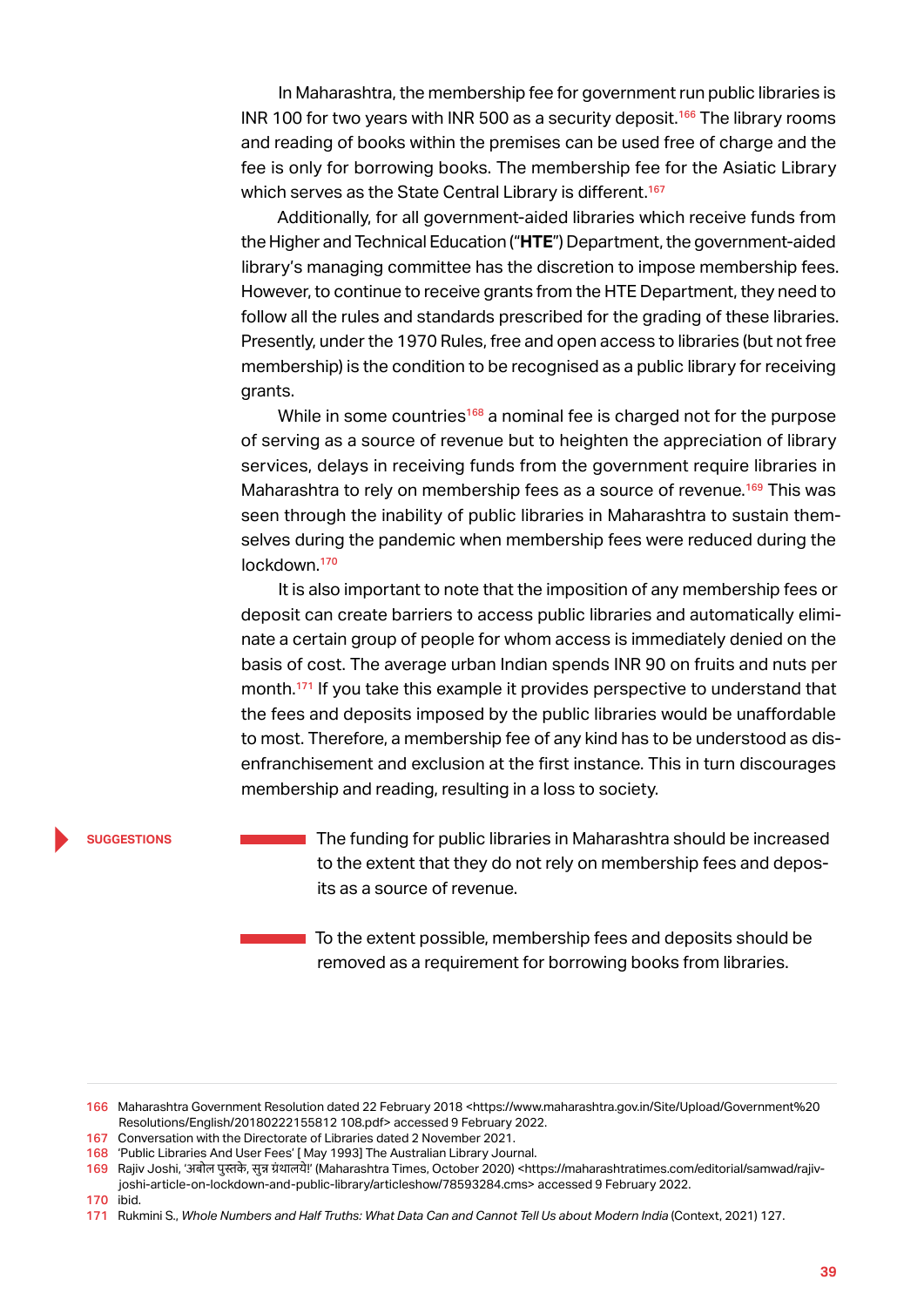In Maharashtra, the membership fee for government run public libraries is INR 100 for two years with INR 500 as a security deposit.[166] The library rooms and reading of books within the premises can be used free of charge and the fee is only for borrowing books. The membership fee for the Asiatic Library which serves as the State Central Library is different.[167]

Additionally, for all government-aided libraries which receive funds from the Higher and Technical Education ("**HTE**") Department, the government-aided library's managing committee has the discretion to impose membership fees. However, to continue to receive grants from the HTE Department, they need to follow all the rules and standards prescribed for the grading of these libraries. Presently, under the 1970 Rules, free and open access to libraries (but not free membership) is the condition to be recognised as a public library for receiving grants.

While in some countries[168] a nominal fee is charged not for the purpose of serving as a source of revenue but to heighten the appreciation of library services, delays in receiving funds from the government require libraries in Maharashtra to rely on membership fees as a source of revenue.[169] This was seen through the inability of public libraries in Maharashtra to sustain themselves during the pandemic when membership fees were reduced during the lockdown.[170]

It is also important to note that the imposition of any membership fees or deposit can create barriers to access public libraries and automatically eliminate a certain group of people for whom access is immediately denied on the basis of cost. The average urban Indian spends INR 90 on fruits and nuts per month.[171] If you take this example it provides perspective to understand that the fees and deposits imposed by the public libraries would be unaffordable to most. Therefore, a membership fee of any kind has to be understood as disenfranchisement and exclusion at the first instance. This in turn discourages membership and reading, resulting in a loss to society.

**SUGGESTIONS**

- The funding for public libraries in Maharashtra should be increased to the extent that they do not rely on membership fees and deposits as a source of revenue.
- To the extent possible, membership fees and deposits should be removed as a requirement for borrowing books from libraries.

---

166 Maharashtra Government Resolution dated 22 February 2018 <https://www.maharashtra.gov.in/Site/Upload/Government%20 Resolutions/English/20180222155812 108.pdf> accessed 9 February 2022.

167 Conversation with the Directorate of Libraries dated 2 November 2021.

168 'Public Libraries And User Fees' [ May 1993] The Australian Library Journal.

169 Rajiv Joshi, 'अबोल पुस्तके, सुन्न ग्रंथालये!' (Maharashtra Times, October 2020) <https://maharashtratimes.com/editorial/samwad/rajiv-joshi-article-on-lockdown-and-public-library/articleshow/78593284.cms> accessed 9 February 2022.

170 ibid.

171 Rukmini S., *Whole Numbers and Half Truths: What Data Can and Cannot Tell Us about Modern India* (Context, 2021) 127.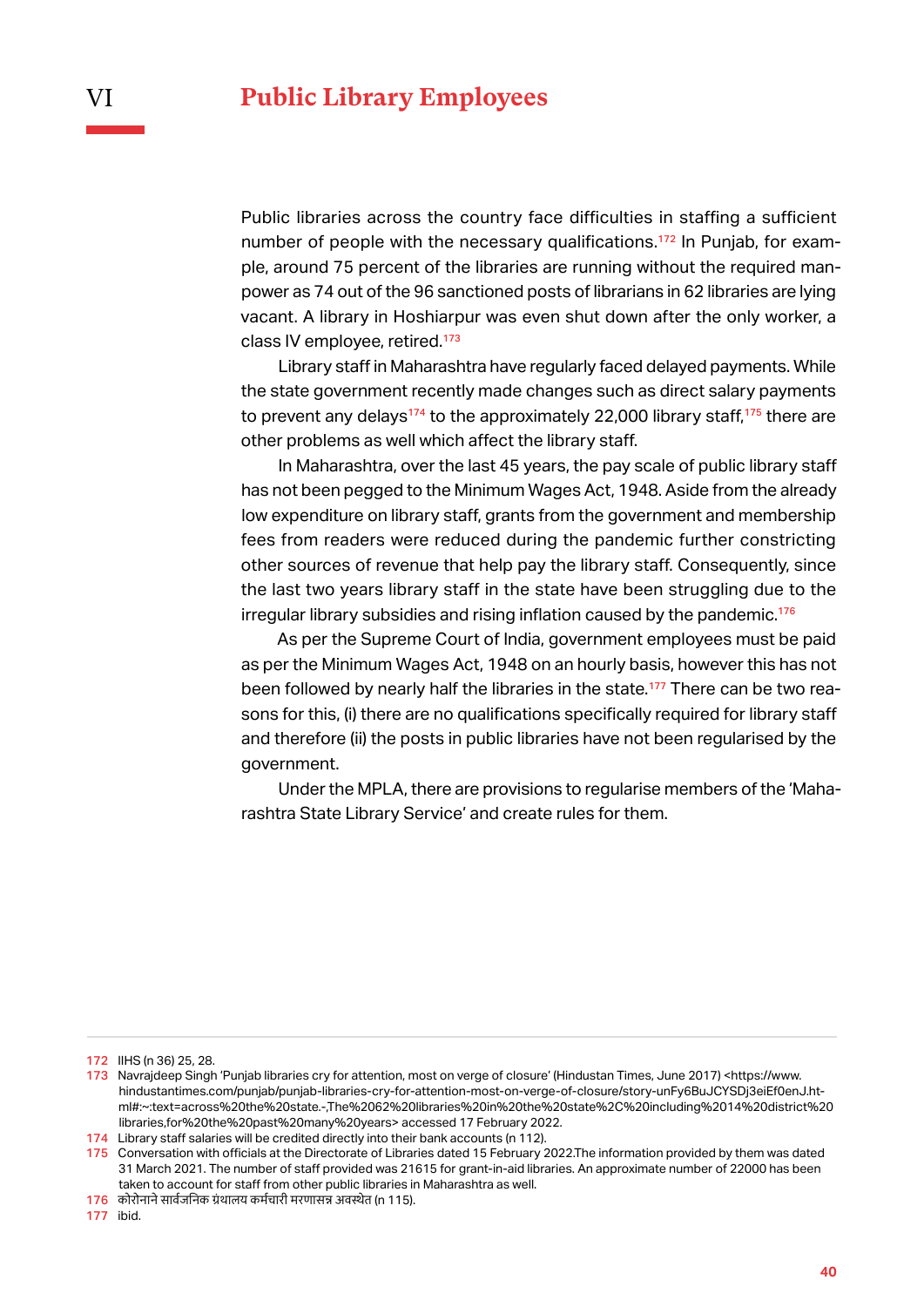# VI Public Library Employees

Public libraries across the country face difficulties in staffing a sufficient number of people with the necessary qualifications.[172] In Punjab, for example, around 75 percent of the libraries are running without the required manpower as 74 out of the 96 sanctioned posts of librarians in 62 libraries are lying vacant. A library in Hoshiarpur was even shut down after the only worker, a class IV employee, retired.[173]

Library staff in Maharashtra have regularly faced delayed payments. While the state government recently made changes such as direct salary payments to prevent any delays[174] to the approximately 22,000 library staff,[175] there are other problems as well which affect the library staff.

In Maharashtra, over the last 45 years, the pay scale of public library staff has not been pegged to the Minimum Wages Act, 1948. Aside from the already low expenditure on library staff, grants from the government and membership fees from readers were reduced during the pandemic further constricting other sources of revenue that help pay the library staff. Consequently, since the last two years library staff in the state have been struggling due to the irregular library subsidies and rising inflation caused by the pandemic.[176]

As per the Supreme Court of India, government employees must be paid as per the Minimum Wages Act, 1948 on an hourly basis, however this has not been followed by nearly half the libraries in the state.[177] There can be two reasons for this, (i) there are no qualifications specifically required for library staff and therefore (ii) the posts in public libraries have not been regularised by the government.

Under the MPLA, there are provisions to regularise members of the 'Maharashtra State Library Service' and create rules for them.

---

172 IIHS (n 36) 25, 28.

173 Navrajdeep Singh 'Punjab libraries cry for attention, most on verge of closure' (Hindustan Times, June 2017) <https://www.hindustantimes.com/punjab/punjab-libraries-cry-for-attention-most-on-verge-of-closure/story-unFy6BuJCYSDj3eiEf0enJ.html#:~:text=across%20the%20state.-,The%2062%20libraries%20in%20the%20state%2C%20including%2014%20district%20libraries,for%20the%20past%20many%20years> accessed 17 February 2022.

174 Library staff salaries will be credited directly into their bank accounts (n 112).

175 Conversation with officials at the Directorate of Libraries dated 15 February 2022.The information provided by them was dated 31 March 2021. The number of staff provided was 21615 for grant-in-aid libraries. An approximate number of 22000 has been taken to account for staff from other public libraries in Maharashtra as well.

176 कोरोनाने सार्वजनिक ग्रंथालय कर्मचारी मरणासन्न अवस्थेत (n 115).

177 ibid.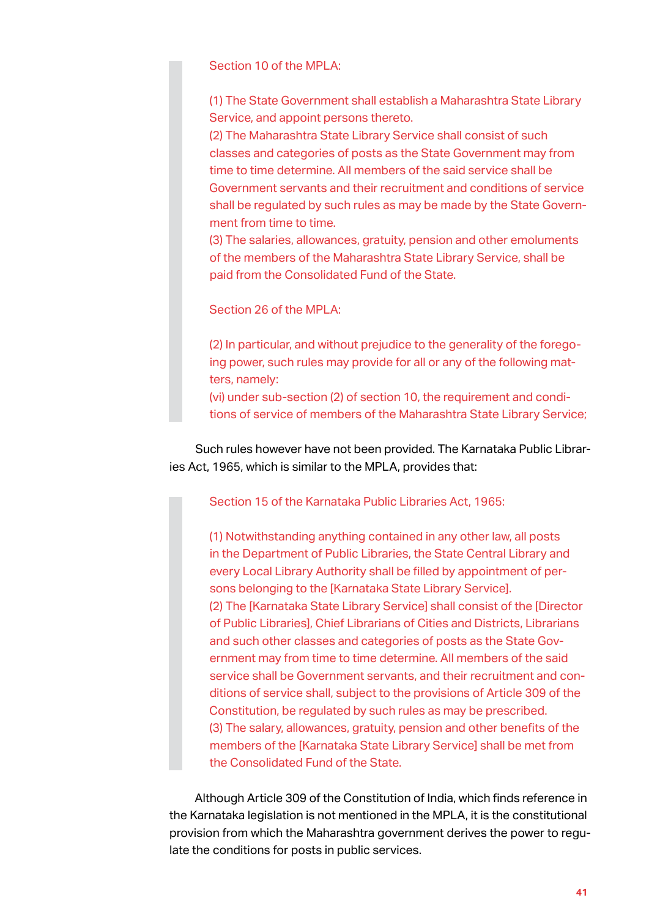> Section 10 of the MPLA:
>
> (1) The State Government shall establish a Maharashtra State Library Service, and appoint persons thereto.
> (2) The Maharashtra State Library Service shall consist of such classes and categories of posts as the State Government may from time to time determine. All members of the said service shall be Government servants and their recruitment and conditions of service shall be regulated by such rules as may be made by the State Government from time to time.
> (3) The salaries, allowances, gratuity, pension and other emoluments of the members of the Maharashtra State Library Service, shall be paid from the Consolidated Fund of the State.
>
> Section 26 of the MPLA:
>
> (2) In particular, and without prejudice to the generality of the foregoing power, such rules may provide for all or any of the following matters, namely:
> (vi) under sub-section (2) of section 10, the requirement and conditions of service of members of the Maharashtra State Library Service;

Such rules however have not been provided. The Karnataka Public Libraries Act, 1965, which is similar to the MPLA, provides that:

> Section 15 of the Karnataka Public Libraries Act, 1965:
>
> (1) Notwithstanding anything contained in any other law, all posts in the Department of Public Libraries, the State Central Library and every Local Library Authority shall be filled by appointment of persons belonging to the [Karnataka State Library Service].
> (2) The [Karnataka State Library Service] shall consist of the [Director of Public Libraries], Chief Librarians of Cities and Districts, Librarians and such other classes and categories of posts as the State Government may from time to time determine. All members of the said service shall be Government servants, and their recruitment and conditions of service shall, subject to the provisions of Article 309 of the Constitution, be regulated by such rules as may be prescribed.
> (3) The salary, allowances, gratuity, pension and other benefits of the members of the [Karnataka State Library Service] shall be met from the Consolidated Fund of the State.

Although Article 309 of the Constitution of India, which finds reference in the Karnataka legislation is not mentioned in the MPLA, it is the constitutional provision from which the Maharashtra government derives the power to regulate the conditions for posts in public services.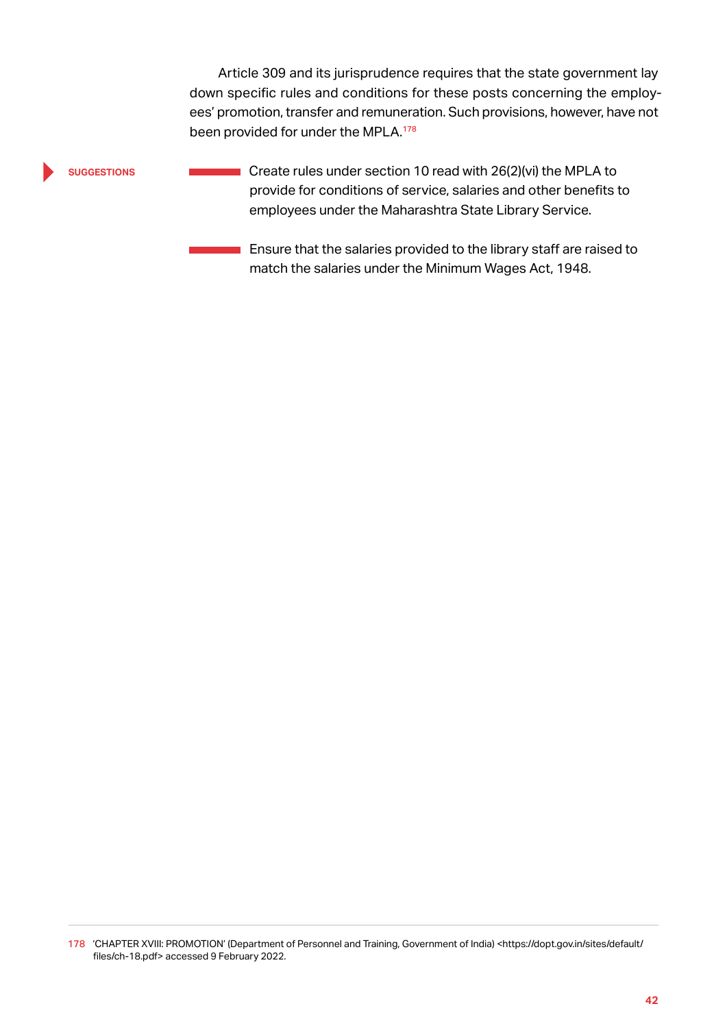Article 309 and its jurisprudence requires that the state government lay down specific rules and conditions for these posts concerning the employees' promotion, transfer and remuneration. Such provisions, however, have not been provided for under the MPLA.[178]

**SUGGESTIONS**

- Create rules under section 10 read with 26(2)(vi) the MPLA to provide for conditions of service, salaries and other benefits to employees under the Maharashtra State Library Service.

- Ensure that the salaries provided to the library staff are raised to match the salaries under the Minimum Wages Act, 1948.

---

178 'CHAPTER XVIII: PROMOTION' (Department of Personnel and Training, Government of India) <https://dopt.gov.in/sites/default/files/ch-18.pdf> accessed 9 February 2022.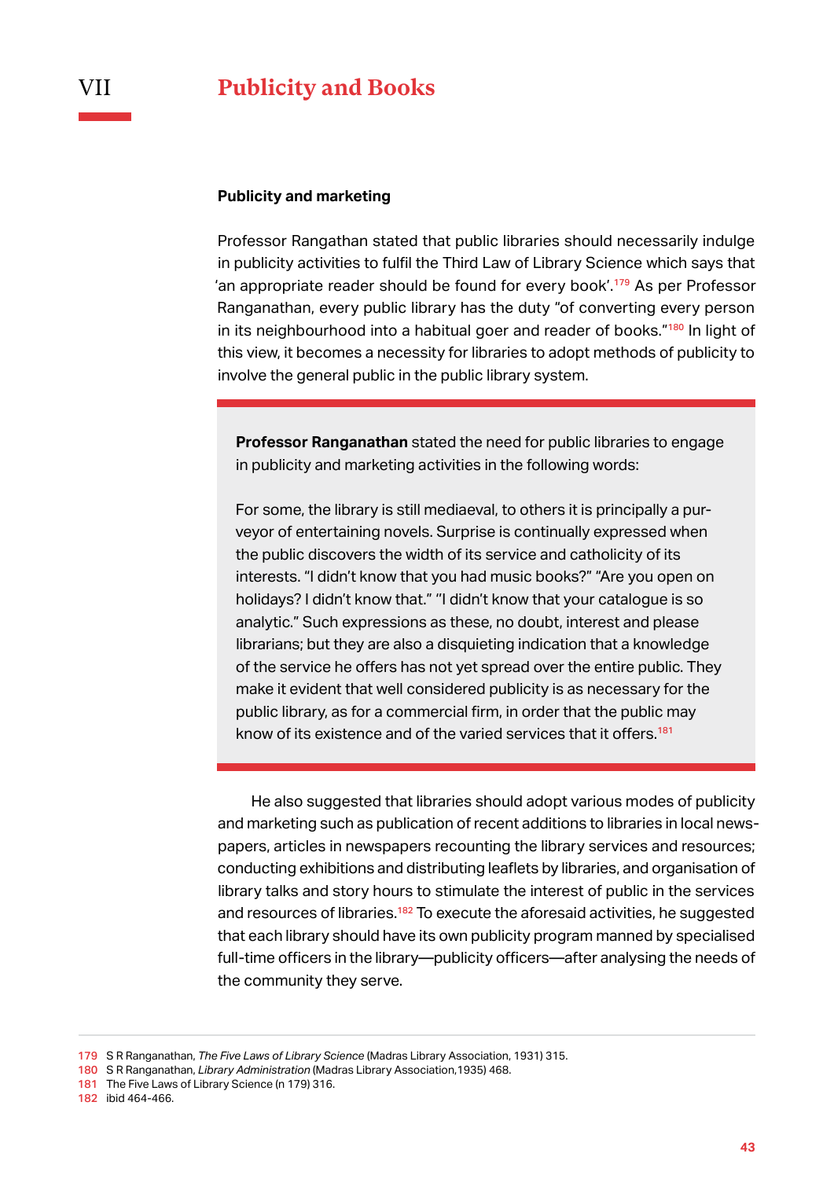# VII Publicity and Books

### Publicity and marketing

Professor Rangathan stated that public libraries should necessarily indulge in publicity activities to fulfil the Third Law of Library Science which says that 'an appropriate reader should be found for every book'.[179] As per Professor Ranganathan, every public library has the duty "of converting every person in its neighbourhood into a habitual goer and reader of books."[180] In light of this view, it becomes a necessity for libraries to adopt methods of publicity to involve the general public in the public library system.

> **Professor Ranganathan** stated the need for public libraries to engage in publicity and marketing activities in the following words:
>
> For some, the library is still mediaeval, to others it is principally a purveyor of entertaining novels. Surprise is continually expressed when the public discovers the width of its service and catholicity of its interests. "I didn't know that you had music books?" "Are you open on holidays? I didn't know that." "I didn't know that your catalogue is so analytic." Such expressions as these, no doubt, interest and please librarians; but they are also a disquieting indication that a knowledge of the service he offers has not yet spread over the entire public. They make it evident that well considered publicity is as necessary for the public library, as for a commercial firm, in order that the public may know of its existence and of the varied services that it offers.[181]

He also suggested that libraries should adopt various modes of publicity and marketing such as publication of recent additions to libraries in local newspapers, articles in newspapers recounting the library services and resources; conducting exhibitions and distributing leaflets by libraries, and organisation of library talks and story hours to stimulate the interest of public in the services and resources of libraries.[182] To execute the aforesaid activities, he suggested that each library should have its own publicity program manned by specialised full-time officers in the library—publicity officers—after analysing the needs of the community they serve.

---

179 S R Ranganathan, *The Five Laws of Library Science* (Madras Library Association, 1931) 315.
180 S R Ranganathan, *Library Administration* (Madras Library Association,1935) 468.
181 The Five Laws of Library Science (n 179) 316.
182 ibid 464-466.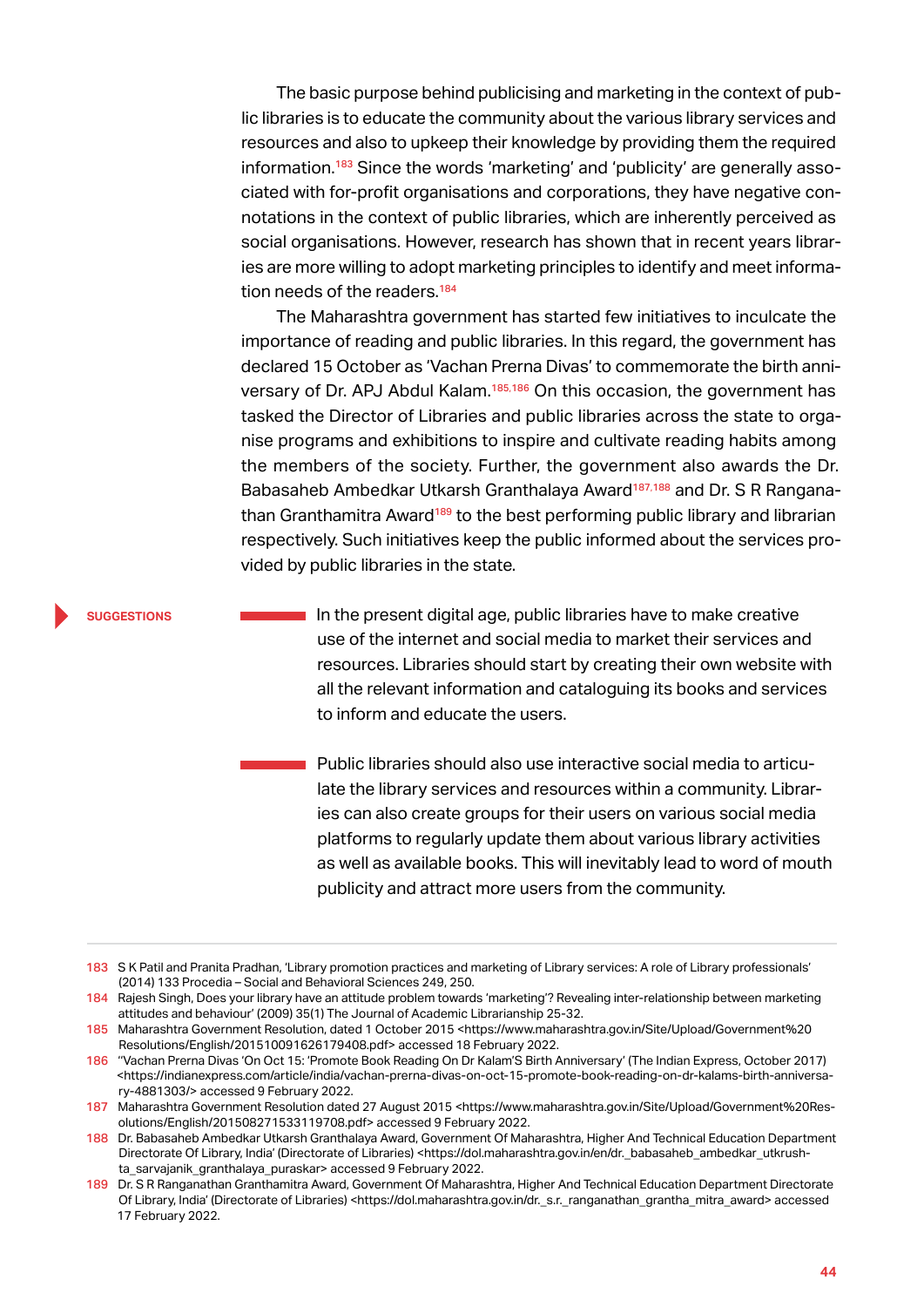The basic purpose behind publicising and marketing in the context of public libraries is to educate the community about the various library services and resources and also to upkeep their knowledge by providing them the required information.[183] Since the words 'marketing' and 'publicity' are generally associated with for-profit organisations and corporations, they have negative connotations in the context of public libraries, which are inherently perceived as social organisations. However, research has shown that in recent years libraries are more willing to adopt marketing principles to identify and meet information needs of the readers.[184]

The Maharashtra government has started few initiatives to inculcate the importance of reading and public libraries. In this regard, the government has declared 15 October as 'Vachan Prerna Divas' to commemorate the birth anniversary of Dr. APJ Abdul Kalam.[185,186] On this occasion, the government has tasked the Director of Libraries and public libraries across the state to organise programs and exhibitions to inspire and cultivate reading habits among the members of the society. Further, the government also awards the Dr. Babasaheb Ambedkar Utkarsh Granthalaya Award[187,188] and Dr. S R Ranganathan Granthamitra Award[189] to the best performing public library and librarian respectively. Such initiatives keep the public informed about the services provided by public libraries in the state.

**SUGGESTIONS**

- In the present digital age, public libraries have to make creative use of the internet and social media to market their services and resources. Libraries should start by creating their own website with all the relevant information and cataloguing its books and services to inform and educate the users.

- Public libraries should also use interactive social media to articulate the library services and resources within a community. Libraries can also create groups for their users on various social media platforms to regularly update them about various library activities as well as available books. This will inevitably lead to word of mouth publicity and attract more users from the community.

---

183 S K Patil and Pranita Pradhan, 'Library promotion practices and marketing of Library services: A role of Library professionals' (2014) 133 Procedia – Social and Behavioral Sciences 249, 250.

184 Rajesh Singh, Does your library have an attitude problem towards 'marketing'? Revealing inter-relationship between marketing attitudes and behaviour' (2009) 35(1) The Journal of Academic Librarianship 25-32.

185 Maharashtra Government Resolution, dated 1 October 2015 <https://www.maharashtra.gov.in/Site/Upload/Government%20Resolutions/English/201510091626179408.pdf> accessed 18 February 2022.

186 "Vachan Prerna Divas 'On Oct 15: 'Promote Book Reading On Dr Kalam'S Birth Anniversary' (The Indian Express, October 2017) <https://indianexpress.com/article/india/vachan-prerna-divas-on-oct-15-promote-book-reading-on-dr-kalams-birth-anniversary-4881303/> accessed 9 February 2022.

187 Maharashtra Government Resolution dated 27 August 2015 <https://www.maharashtra.gov.in/Site/Upload/Government%20Resolutions/English/201508271533119708.pdf> accessed 9 February 2022.

188 Dr. Babasaheb Ambedkar Utkarsh Granthalaya Award, Government Of Maharashtra, Higher And Technical Education Department Directorate Of Library, India' (Directorate of Libraries) <https://dol.maharashtra.gov.in/en/dr._babasaheb_ambedkar_utkrushta_sarvajanik_granthalaya_puraskar> accessed 9 February 2022.

189 Dr. S R Ranganathan Granthamitra Award, Government Of Maharashtra, Higher And Technical Education Department Directorate Of Library, India' (Directorate of Libraries) <https://dol.maharashtra.gov.in/dr._s.r._ranganathan_grantha_mitra_award> accessed 17 February 2022.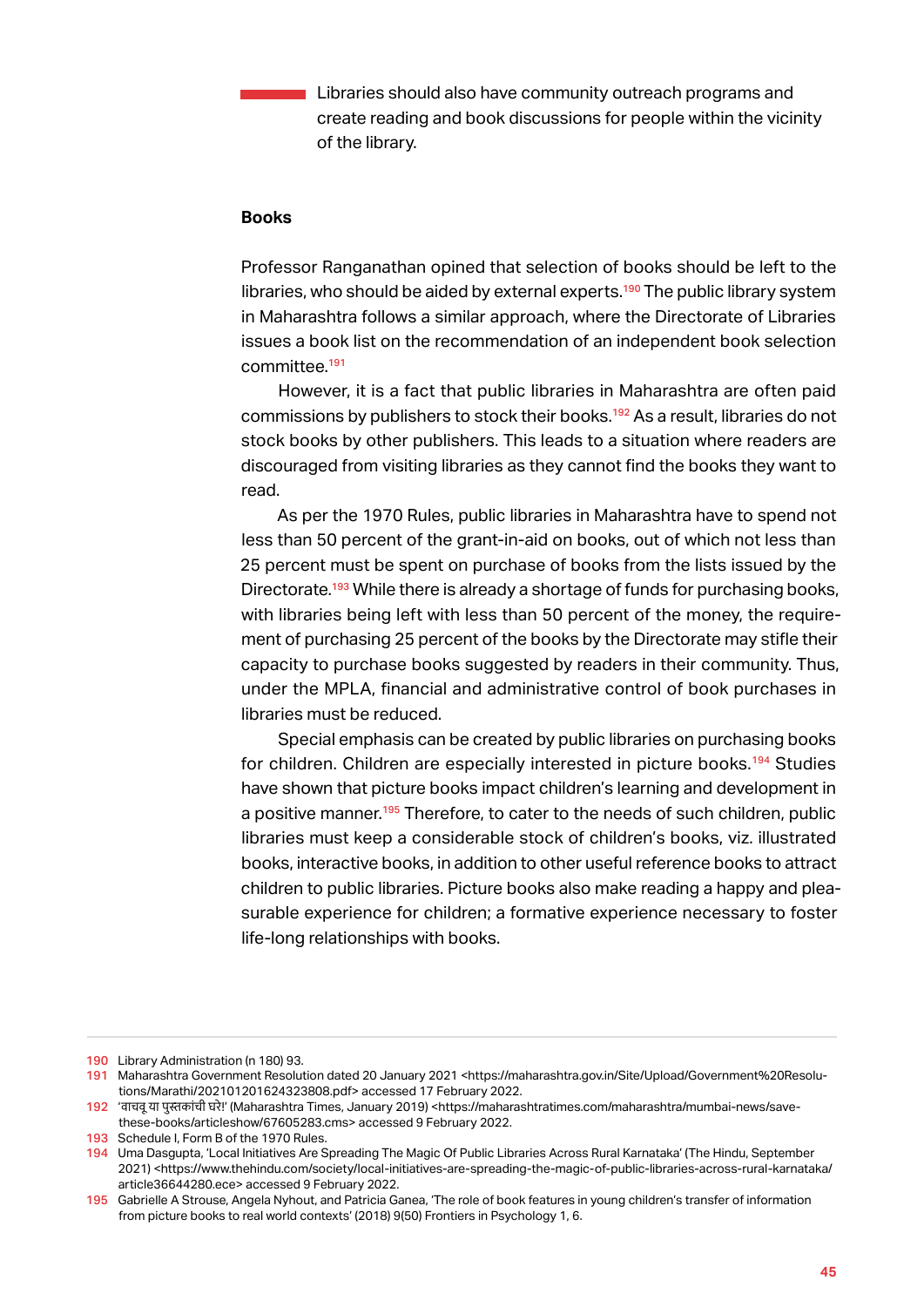- Libraries should also have community outreach programs and create reading and book discussions for people within the vicinity of the library.

**Books**

Professor Ranganathan opined that selection of books should be left to the libraries, who should be aided by external experts.[190] The public library system in Maharashtra follows a similar approach, where the Directorate of Libraries issues a book list on the recommendation of an independent book selection committee.[191]

However, it is a fact that public libraries in Maharashtra are often paid commissions by publishers to stock their books.[192] As a result, libraries do not stock books by other publishers. This leads to a situation where readers are discouraged from visiting libraries as they cannot find the books they want to read.

As per the 1970 Rules, public libraries in Maharashtra have to spend not less than 50 percent of the grant-in-aid on books, out of which not less than 25 percent must be spent on purchase of books from the lists issued by the Directorate.[193] While there is already a shortage of funds for purchasing books, with libraries being left with less than 50 percent of the money, the requirement of purchasing 25 percent of the books by the Directorate may stifle their capacity to purchase books suggested by readers in their community. Thus, under the MPLA, financial and administrative control of book purchases in libraries must be reduced.

Special emphasis can be created by public libraries on purchasing books for children. Children are especially interested in picture books.[194] Studies have shown that picture books impact children's learning and development in a positive manner.[195] Therefore, to cater to the needs of such children, public libraries must keep a considerable stock of children's books, viz. illustrated books, interactive books, in addition to other useful reference books to attract children to public libraries. Picture books also make reading a happy and pleasurable experience for children; a formative experience necessary to foster life-long relationships with books.

---

190 Library Administration (n 180) 93.

191 Maharashtra Government Resolution dated 20 January 2021 <https://maharashtra.gov.in/Site/Upload/Government%20Resolutions/Marathi/202101201624323808.pdf> accessed 17 February 2022.

192 'वाचवू या पुस्तकांची घरे!' (Maharashtra Times, January 2019) <https://maharashtratimes.com/maharashtra/mumbai-news/save-these-books/articleshow/67605283.cms> accessed 9 February 2022.

193 Schedule I, Form B of the 1970 Rules.

194 Uma Dasgupta, 'Local Initiatives Are Spreading The Magic Of Public Libraries Across Rural Karnataka' (The Hindu, September 2021) <https://www.thehindu.com/society/local-initiatives-are-spreading-the-magic-of-public-libraries-across-rural-karnataka/article36644280.ece> accessed 9 February 2022.

195 Gabrielle A Strouse, Angela Nyhout, and Patricia Ganea, 'The role of book features in young children's transfer of information from picture books to real world contexts' (2018) 9(50) Frontiers in Psychology 1, 6.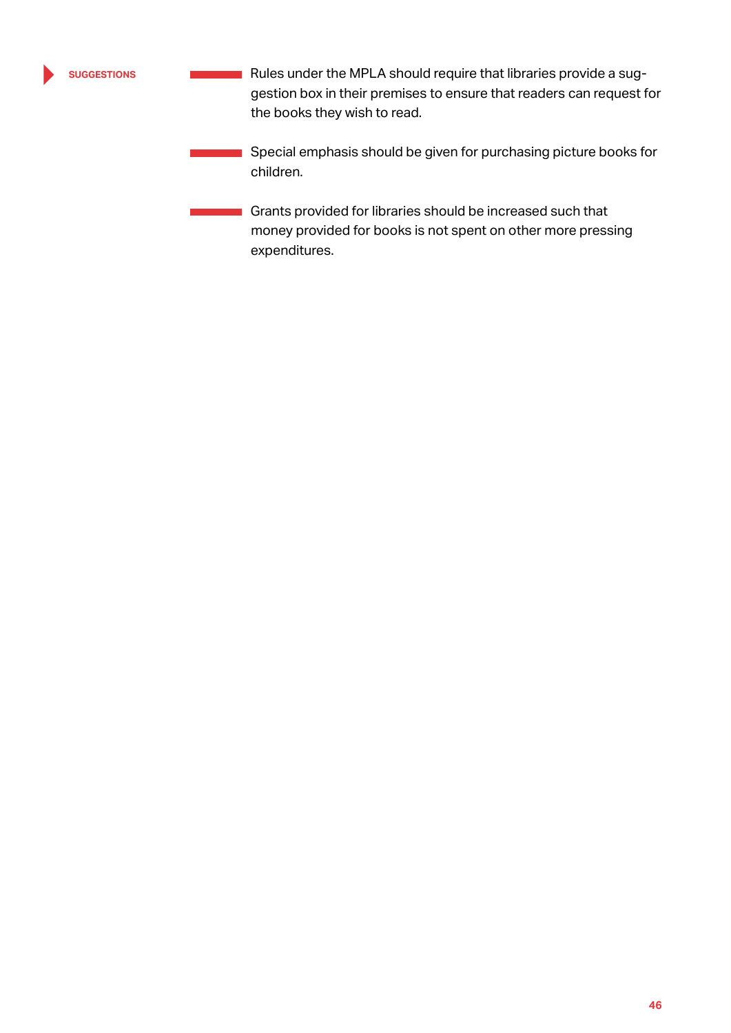**SUGGESTIONS**

- Rules under the MPLA should require that libraries provide a suggestion box in their premises to ensure that readers can request for the books they wish to read.
- Special emphasis should be given for purchasing picture books for children.
- Grants provided for libraries should be increased such that money provided for books is not spent on other more pressing expenditures.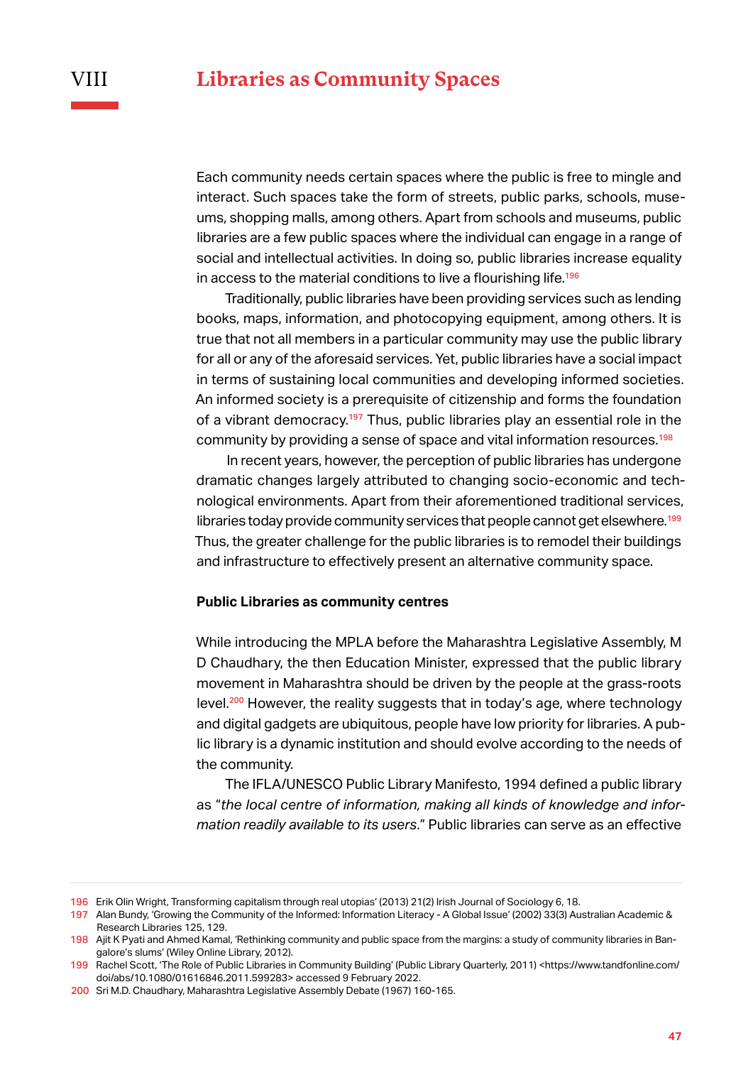# VIII Libraries as Community Spaces

Each community needs certain spaces where the public is free to mingle and interact. Such spaces take the form of streets, public parks, schools, museums, shopping malls, among others. Apart from schools and museums, public libraries are a few public spaces where the individual can engage in a range of social and intellectual activities. In doing so, public libraries increase equality in access to the material conditions to live a flourishing life.[196]

Traditionally, public libraries have been providing services such as lending books, maps, information, and photocopying equipment, among others. It is true that not all members in a particular community may use the public library for all or any of the aforesaid services. Yet, public libraries have a social impact in terms of sustaining local communities and developing informed societies. An informed society is a prerequisite of citizenship and forms the foundation of a vibrant democracy.[197] Thus, public libraries play an essential role in the community by providing a sense of space and vital information resources.[198]

In recent years, however, the perception of public libraries has undergone dramatic changes largely attributed to changing socio-economic and technological environments. Apart from their aforementioned traditional services, libraries today provide community services that people cannot get elsewhere.[199] Thus, the greater challenge for the public libraries is to remodel their buildings and infrastructure to effectively present an alternative community space.

**Public Libraries as community centres**

While introducing the MPLA before the Maharashtra Legislative Assembly, M D Chaudhary, the then Education Minister, expressed that the public library movement in Maharashtra should be driven by the people at the grass-roots level.[200] However, the reality suggests that in today's age, where technology and digital gadgets are ubiquitous, people have low priority for libraries. A public library is a dynamic institution and should evolve according to the needs of the community.

The IFLA/UNESCO Public Library Manifesto, 1994 defined a public library as "*the local centre of information, making all kinds of knowledge and information readily available to its users*." Public libraries can serve as an effective

---

196 Erik Olin Wright, Transforming capitalism through real utopias' (2013) 21(2) Irish Journal of Sociology 6, 18.

197 Alan Bundy, 'Growing the Community of the Informed: Information Literacy - A Global Issue' (2002) 33(3) Australian Academic & Research Libraries 125, 129.

198 Ajit K Pyati and Ahmed Kamal, 'Rethinking community and public space from the margins: a study of community libraries in Bangalore's slums' (Wiley Online Library, 2012).

199 Rachel Scott, 'The Role of Public Libraries in Community Building' (Public Library Quarterly, 2011) <https://www.tandfonline.com/doi/abs/10.1080/01616846.2011.599283> accessed 9 February 2022.

200 Sri M.D. Chaudhary, Maharashtra Legislative Assembly Debate (1967) 160-165.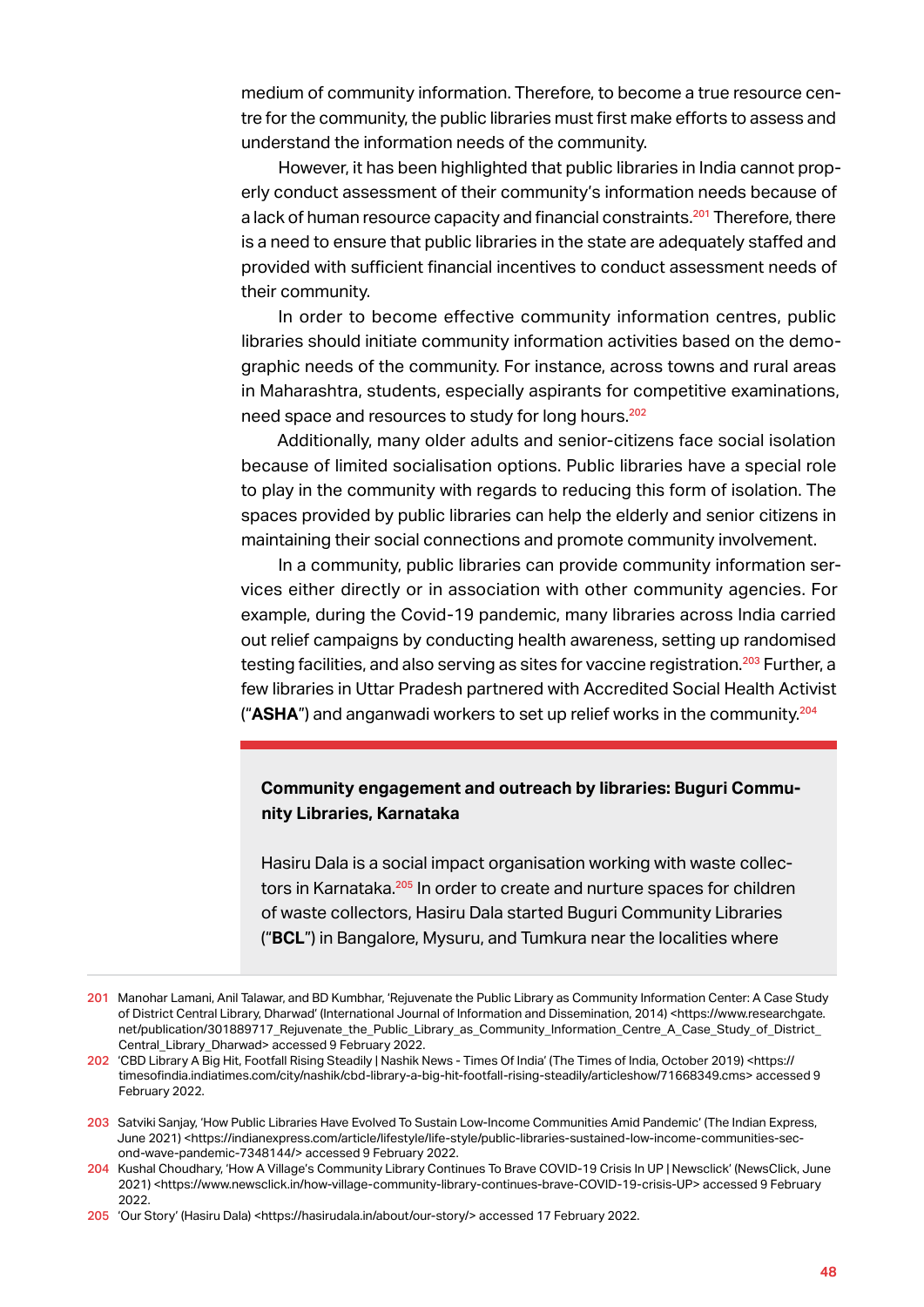medium of community information. Therefore, to become a true resource centre for the community, the public libraries must first make efforts to assess and understand the information needs of the community.

However, it has been highlighted that public libraries in India cannot properly conduct assessment of their community's information needs because of a lack of human resource capacity and financial constraints.[201] Therefore, there is a need to ensure that public libraries in the state are adequately staffed and provided with sufficient financial incentives to conduct assessment needs of their community.

In order to become effective community information centres, public libraries should initiate community information activities based on the demographic needs of the community. For instance, across towns and rural areas in Maharashtra, students, especially aspirants for competitive examinations, need space and resources to study for long hours.[202]

Additionally, many older adults and senior-citizens face social isolation because of limited socialisation options. Public libraries have a special role to play in the community with regards to reducing this form of isolation. The spaces provided by public libraries can help the elderly and senior citizens in maintaining their social connections and promote community involvement.

In a community, public libraries can provide community information services either directly or in association with other community agencies. For example, during the Covid-19 pandemic, many libraries across India carried out relief campaigns by conducting health awareness, setting up randomised testing facilities, and also serving as sites for vaccine registration.[203] Further, a few libraries in Uttar Pradesh partnered with Accredited Social Health Activist ("**ASHA**") and anganwadi workers to set up relief works in the community.[204]

**Community engagement and outreach by libraries: Buguri Community Libraries, Karnataka**

Hasiru Dala is a social impact organisation working with waste collectors in Karnataka.[205] In order to create and nurture spaces for children of waste collectors, Hasiru Dala started Buguri Community Libraries ("**BCL**") in Bangalore, Mysuru, and Tumkura near the localities where

---

201 Manohar Lamani, Anil Talawar, and BD Kumbhar, 'Rejuvenate the Public Library as Community Information Center: A Case Study of District Central Library, Dharwad' (International Journal of Information and Dissemination, 2014) <https://www.researchgate.net/publication/301889717_Rejuvenate_the_Public_Library_as_Community_Information_Centre_A_Case_Study_of_District_Central_Library_Dharwad> accessed 9 February 2022.

202 'CBD Library A Big Hit, Footfall Rising Steadily | Nashik News - Times Of India' (The Times of India, October 2019) <https://timesofindia.indiatimes.com/city/nashik/cbd-library-a-big-hit-footfall-rising-steadily/articleshow/71668349.cms> accessed 9 February 2022.

203 Satviki Sanjay, 'How Public Libraries Have Evolved To Sustain Low-Income Communities Amid Pandemic' (The Indian Express, June 2021) <https://indianexpress.com/article/lifestyle/life-style/public-libraries-sustained-low-income-communities-second-wave-pandemic-7348144/> accessed 9 February 2022.

204 Kushal Choudhary, 'How A Village's Community Library Continues To Brave COVID-19 Crisis In UP | Newsclick' (NewsClick, June 2021) <https://www.newsclick.in/how-village-community-library-continues-brave-COVID-19-crisis-UP> accessed 9 February 2022.

205 'Our Story' (Hasiru Dala) <https://hasirudala.in/about/our-story/> accessed 17 February 2022.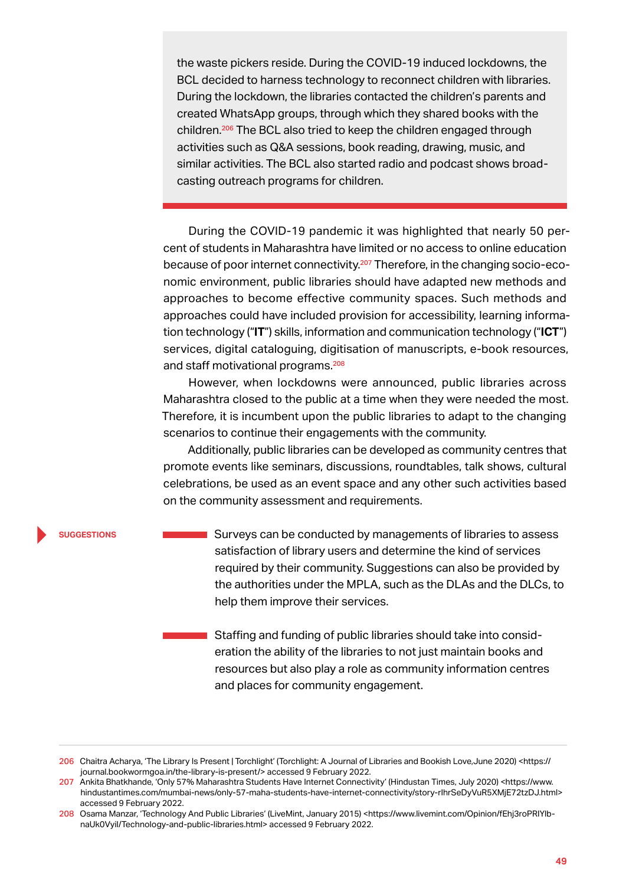the waste pickers reside. During the COVID-19 induced lockdowns, the BCL decided to harness technology to reconnect children with libraries. During the lockdown, the libraries contacted the children's parents and created WhatsApp groups, through which they shared books with the children.[206] The BCL also tried to keep the children engaged through activities such as Q&A sessions, book reading, drawing, music, and similar activities. The BCL also started radio and podcast shows broadcasting outreach programs for children.

During the COVID-19 pandemic it was highlighted that nearly 50 percent of students in Maharashtra have limited or no access to online education because of poor internet connectivity.[207] Therefore, in the changing socio-economic environment, public libraries should have adapted new methods and approaches to become effective community spaces. Such methods and approaches could have included provision for accessibility, learning information technology ("**IT**") skills, information and communication technology ("**ICT**") services, digital cataloguing, digitisation of manuscripts, e-book resources, and staff motivational programs.[208]

However, when lockdowns were announced, public libraries across Maharashtra closed to the public at a time when they were needed the most. Therefore, it is incumbent upon the public libraries to adapt to the changing scenarios to continue their engagements with the community.

Additionally, public libraries can be developed as community centres that promote events like seminars, discussions, roundtables, talk shows, cultural celebrations, be used as an event space and any other such activities based on the community assessment and requirements.

**SUGGESTIONS**

- Surveys can be conducted by managements of libraries to assess satisfaction of library users and determine the kind of services required by their community. Suggestions can also be provided by the authorities under the MPLA, such as the DLAs and the DLCs, to help them improve their services.

- Staffing and funding of public libraries should take into consideration the ability of the libraries to not just maintain books and resources but also play a role as community information centres and places for community engagement.

---

206 Chaitra Acharya, 'The Library Is Present | Torchlight' (Torchlight: A Journal of Libraries and Bookish Love,June 2020) <https://journal.bookwormgoa.in/the-library-is-present/> accessed 9 February 2022.

207 Ankita Bhatkhande, 'Only 57% Maharashtra Students Have Internet Connectivity' (Hindustan Times, July 2020) <https://www.hindustantimes.com/mumbai-news/only-57-maha-students-have-internet-connectivity/story-rIhrSeDyVuR5XMjE72tzDJ.html> accessed 9 February 2022.

208 Osama Manzar, 'Technology And Public Libraries' (LiveMint, January 2015) <https://www.livemint.com/Opinion/fEhj3roPRIYlb-naUk0Vyil/Technology-and-public-libraries.html> accessed 9 February 2022.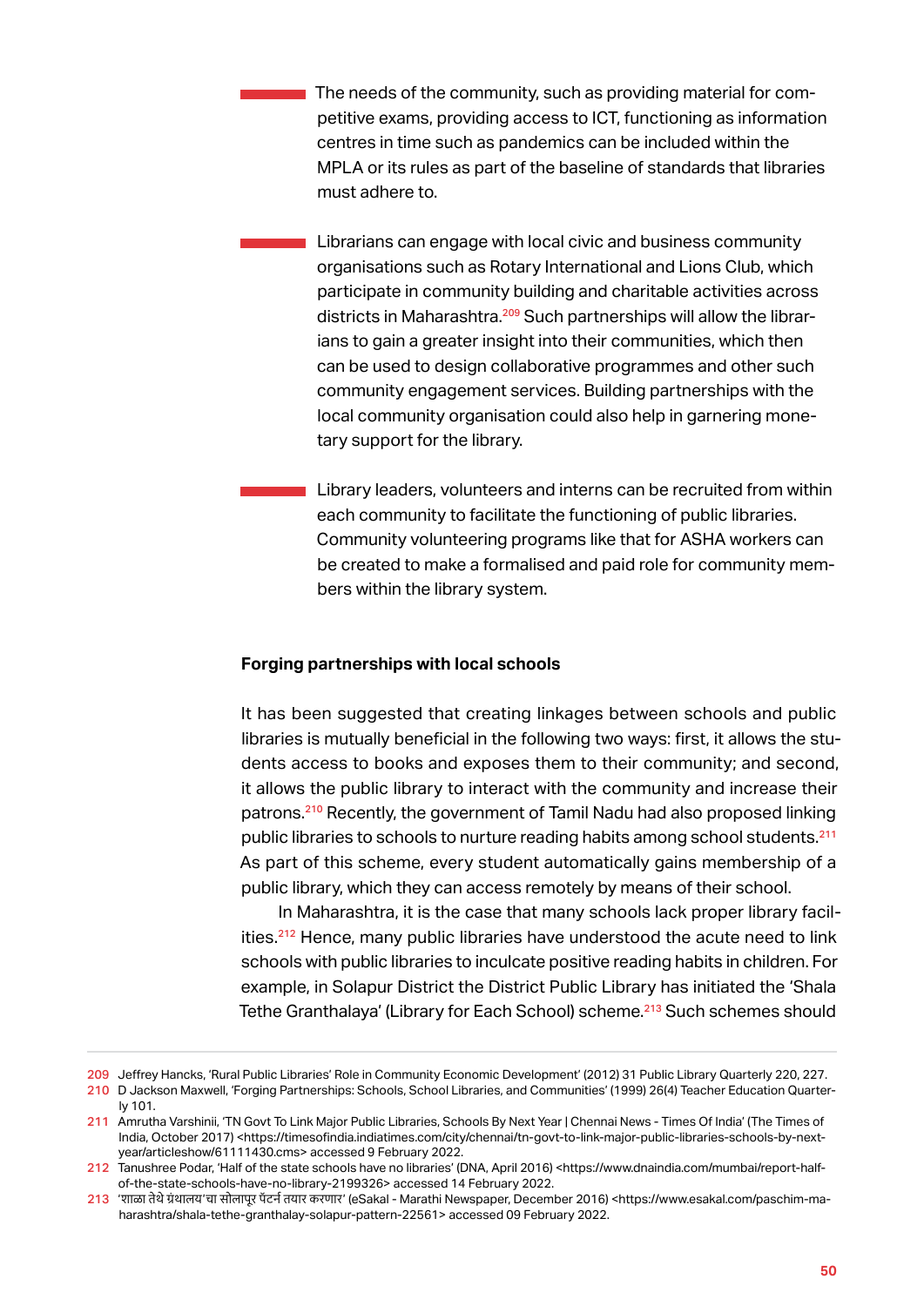- The needs of the community, such as providing material for competitive exams, providing access to ICT, functioning as information centres in time such as pandemics can be included within the MPLA or its rules as part of the baseline of standards that libraries must adhere to.

- Librarians can engage with local civic and business community organisations such as Rotary International and Lions Club, which participate in community building and charitable activities across districts in Maharashtra.[209] Such partnerships will allow the librarians to gain a greater insight into their communities, which then can be used to design collaborative programmes and other such community engagement services. Building partnerships with the local community organisation could also help in garnering monetary support for the library.

- Library leaders, volunteers and interns can be recruited from within each community to facilitate the functioning of public libraries. Community volunteering programs like that for ASHA workers can be created to make a formalised and paid role for community members within the library system.

### Forging partnerships with local schools

It has been suggested that creating linkages between schools and public libraries is mutually beneficial in the following two ways: first, it allows the students access to books and exposes them to their community; and second, it allows the public library to interact with the community and increase their patrons.[210] Recently, the government of Tamil Nadu had also proposed linking public libraries to schools to nurture reading habits among school students.[211] As part of this scheme, every student automatically gains membership of a public library, which they can access remotely by means of their school.

In Maharashtra, it is the case that many schools lack proper library facilities.[212] Hence, many public libraries have understood the acute need to link schools with public libraries to inculcate positive reading habits in children. For example, in Solapur District the District Public Library has initiated the 'Shala Tethe Granthalaya' (Library for Each School) scheme.[213] Such schemes should

---

209 Jeffrey Hancks, 'Rural Public Libraries' Role in Community Economic Development' (2012) 31 Public Library Quarterly 220, 227.

210 D Jackson Maxwell, 'Forging Partnerships: Schools, School Libraries, and Communities' (1999) 26(4) Teacher Education Quarterly 101.

211 Amrutha Varshinii, 'TN Govt To Link Major Public Libraries, Schools By Next Year | Chennai News - Times Of India' (The Times of India, October 2017) <https://timesofindia.indiatimes.com/city/chennai/tn-govt-to-link-major-public-libraries-schools-by-next-year/articleshow/61111430.cms> accessed 9 February 2022.

212 Tanushree Podar, 'Half of the state schools have no libraries' (DNA, April 2016) <https://www.dnaindia.com/mumbai/report-half-of-the-state-schools-have-no-library-2199326> accessed 14 February 2022.

213 'शाळा तेथे ग्रंथालय'चा सोलापूर पॅटर्न तयार करणार' (eSakal - Marathi Newspaper, December 2016) <https://www.esakal.com/paschim-maharashtra/shala-tethe-granthalay-solapur-pattern-22561> accessed 09 February 2022.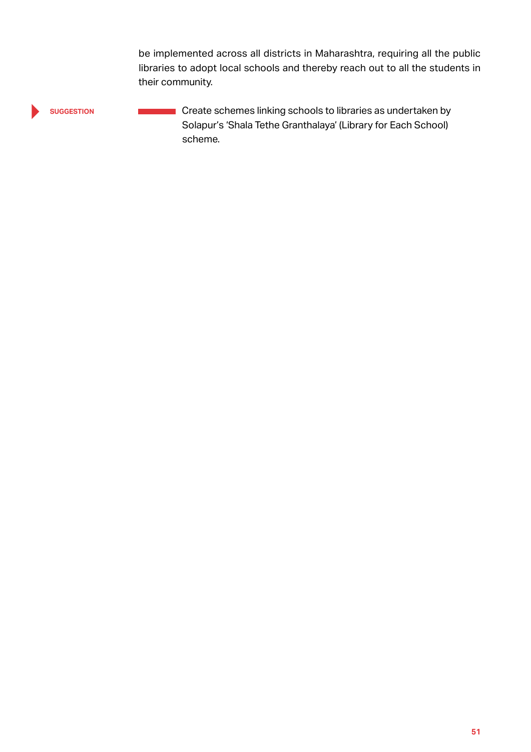be implemented across all districts in Maharashtra, requiring all the public libraries to adopt local schools and thereby reach out to all the students in their community.

**SUGGESTION**

Create schemes linking schools to libraries as undertaken by Solapur's 'Shala Tethe Granthalaya' (Library for Each School) scheme.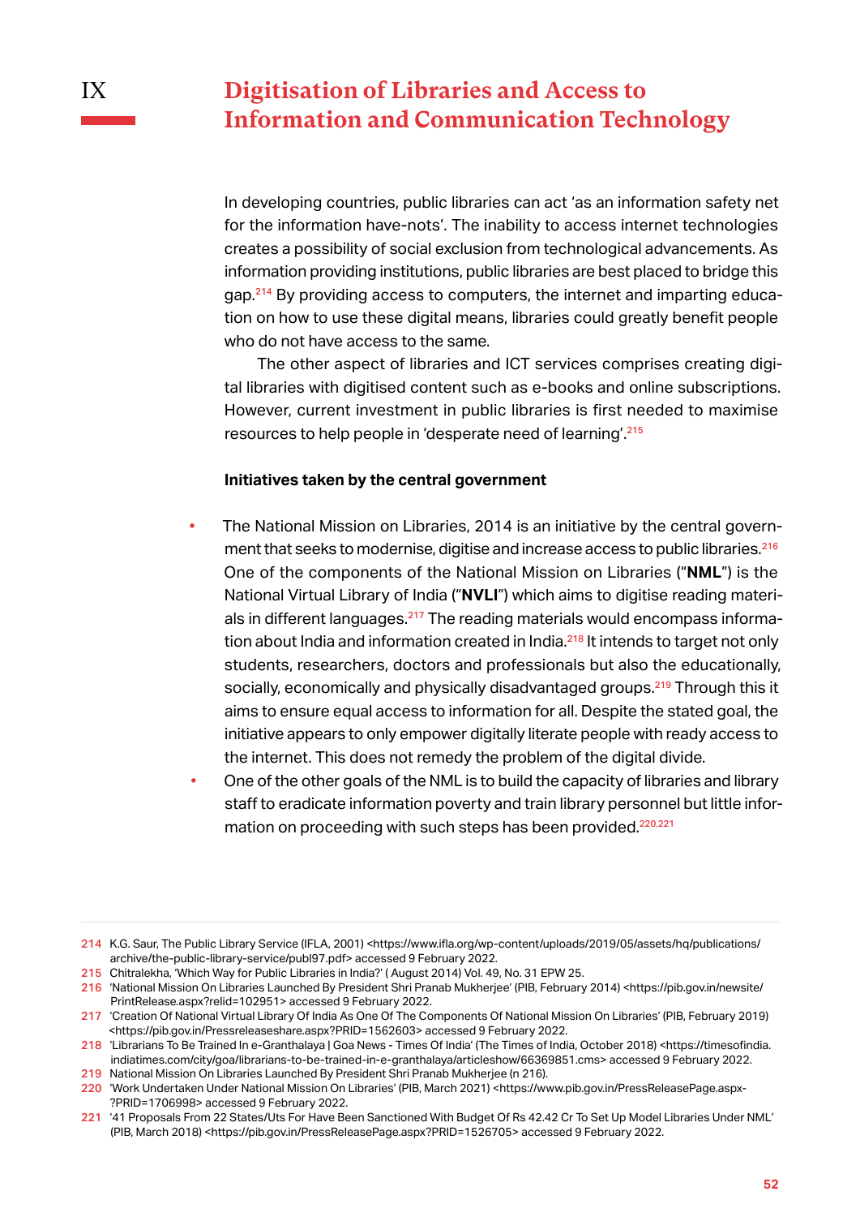# IX Digitisation of Libraries and Access to Information and Communication Technology

In developing countries, public libraries can act 'as an information safety net for the information have-nots'. The inability to access internet technologies creates a possibility of social exclusion from technological advancements. As information providing institutions, public libraries are best placed to bridge this gap.[214] By providing access to computers, the internet and imparting education on how to use these digital means, libraries could greatly benefit people who do not have access to the same.

The other aspect of libraries and ICT services comprises creating digital libraries with digitised content such as e-books and online subscriptions. However, current investment in public libraries is first needed to maximise resources to help people in 'desperate need of learning'.[215]

**Initiatives taken by the central government**

- The National Mission on Libraries, 2014 is an initiative by the central government that seeks to modernise, digitise and increase access to public libraries.[216] One of the components of the National Mission on Libraries ("**NML**") is the National Virtual Library of India ("**NVLI**") which aims to digitise reading materials in different languages.[217] The reading materials would encompass information about India and information created in India.[218] It intends to target not only students, researchers, doctors and professionals but also the educationally, socially, economically and physically disadvantaged groups.[219] Through this it aims to ensure equal access to information for all. Despite the stated goal, the initiative appears to only empower digitally literate people with ready access to the internet. This does not remedy the problem of the digital divide.
- One of the other goals of the NML is to build the capacity of libraries and library staff to eradicate information poverty and train library personnel but little information on proceeding with such steps has been provided.[220,221]

---

214 K.G. Saur, The Public Library Service (IFLA, 2001) <https://www.ifla.org/wp-content/uploads/2019/05/assets/hq/publications/archive/the-public-library-service/publ97.pdf> accessed 9 February 2022.

215 Chitralekha, 'Which Way for Public Libraries in India?' ( August 2014) Vol. 49, No. 31 EPW 25.

216 'National Mission On Libraries Launched By President Shri Pranab Mukherjee' (PIB, February 2014) <https://pib.gov.in/newsite/PrintRelease.aspx?relid=102951> accessed 9 February 2022.

217 'Creation Of National Virtual Library Of India As One Of The Components Of National Mission On Libraries' (PIB, February 2019) <https://pib.gov.in/Pressreleaseshare.aspx?PRID=1562603> accessed 9 February 2022.

218 'Librarians To Be Trained In e-Granthalaya | Goa News - Times Of India' (The Times of India, October 2018) <https://timesofindia.indiatimes.com/city/goa/librarians-to-be-trained-in-e-granthalaya/articleshow/66369851.cms> accessed 9 February 2022.

219 National Mission On Libraries Launched By President Shri Pranab Mukherjee (n 216).

220 'Work Undertaken Under National Mission On Libraries' (PIB, March 2021) <https://www.pib.gov.in/PressReleasePage.aspx?PRID=1706998> accessed 9 February 2022.

221 '41 Proposals From 22 States/Uts For Have Been Sanctioned With Budget Of Rs 42.42 Cr To Set Up Model Libraries Under NML' (PIB, March 2018) <https://pib.gov.in/PressReleasePage.aspx?PRID=1526705> accessed 9 February 2022.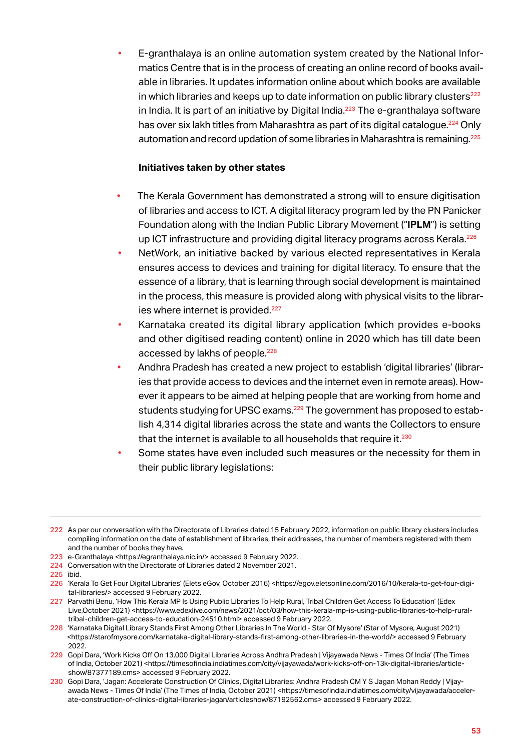- E-granthalaya is an online automation system created by the National Informatics Centre that is in the process of creating an online record of books available in libraries. It updates information online about which books are available in which libraries and keeps up to date information on public library clusters[222] in India. It is part of an initiative by Digital India.[223] The e-granthalaya software has over six lakh titles from Maharashtra as part of its digital catalogue.[224] Only automation and record updation of some libraries in Maharashtra is remaining.[225]

**Initiatives taken by other states**

- The Kerala Government has demonstrated a strong will to ensure digitisation of libraries and access to ICT. A digital literacy program led by the PN Panicker Foundation along with the Indian Public Library Movement ("**IPLM**") is setting up ICT infrastructure and providing digital literacy programs across Kerala.[226]
- NetWork, an initiative backed by various elected representatives in Kerala ensures access to devices and training for digital literacy. To ensure that the essence of a library, that is learning through social development is maintained in the process, this measure is provided along with physical visits to the libraries where internet is provided.[227]
- Karnataka created its digital library application (which provides e-books and other digitised reading content) online in 2020 which has till date been accessed by lakhs of people.[228]
- Andhra Pradesh has created a new project to establish 'digital libraries' (libraries that provide access to devices and the internet even in remote areas). However it appears to be aimed at helping people that are working from home and students studying for UPSC exams.[229] The government has proposed to establish 4,314 digital libraries across the state and wants the Collectors to ensure that the internet is available to all households that require it.[230]
- Some states have even included such measures or the necessity for them in their public library legislations:

---

222 As per our conversation with the Directorate of Libraries dated 15 February 2022, information on public library clusters includes compiling information on the date of establishment of libraries, their addresses, the number of members registered with them and the number of books they have.

223 e-Granthalaya <https://egranthalaya.nic.in/> accessed 9 February 2022.

224 Conversation with the Directorate of Libraries dated 2 November 2021.

225 ibid.

226 'Kerala To Get Four Digital Libraries' (Elets eGov, October 2016) <https://egov.eletsonline.com/2016/10/kerala-to-get-four-digital-libraries/> accessed 9 February 2022.

227 Parvathi Benu, 'How This Kerala MP Is Using Public Libraries To Help Rural, Tribal Children Get Access To Education' (Edex Live,October 2021) <https://www.edexlive.com/news/2021/oct/03/how-this-kerala-mp-is-using-public-libraries-to-help-rural-tribal-children-get-access-to-education-24510.html> accessed 9 February 2022.

228 'Karnataka Digital Library Stands First Among Other Libraries In The World - Star Of Mysore' (Star of Mysore, August 2021) <https://starofmysore.com/karnataka-digital-library-stands-first-among-other-libraries-in-the-world/> accessed 9 February 2022.

229 Gopi Dara, 'Work Kicks Off On 13,000 Digital Libraries Across Andhra Pradesh | Vijayawada News - Times Of India' (The Times of India, October 2021) <https://timesofindia.indiatimes.com/city/vijayawada/work-kicks-off-on-13k-digital-libraries/articleshow/87377189.cms> accessed 9 February 2022.

230 Gopi Dara, 'Jagan: Accelerate Construction Of Clinics, Digital Libraries: Andhra Pradesh CM Y S Jagan Mohan Reddy | Vijayawada News - Times Of India' (The Times of India, October 2021) <https://timesofindia.indiatimes.com/city/vijayawada/accelerate-construction-of-clinics-digital-libraries-jagan/articleshow/87192562.cms> accessed 9 February 2022.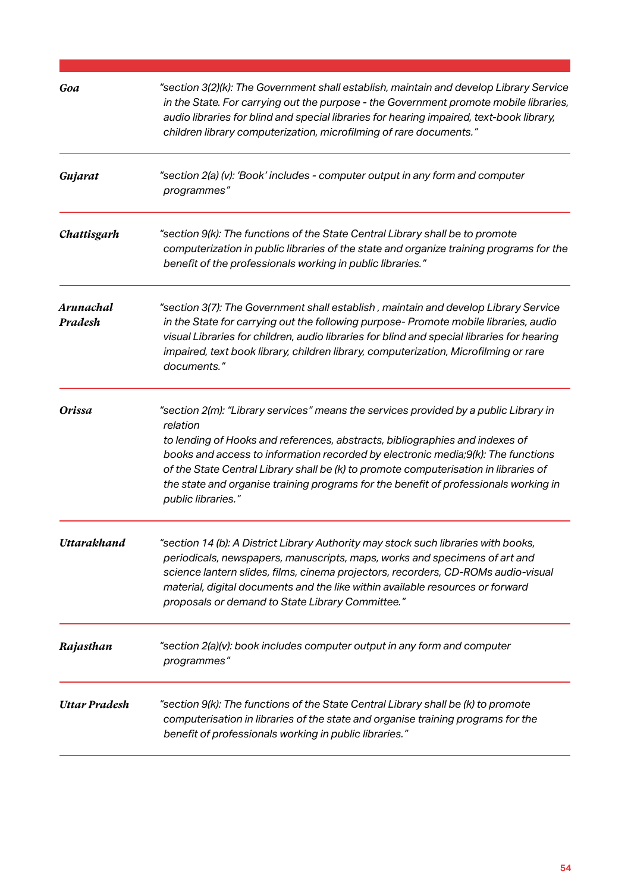| | |
|---|---|
| ***Goa*** | *"section 3(2)(k): The Government shall establish, maintain and develop Library Service in the State. For carrying out the purpose - the Government promote mobile libraries, audio libraries for blind and special libraries for hearing impaired, text-book library, children library computerization, microfilming of rare documents."* |
| ***Gujarat*** | *"section 2(a) (v): 'Book' includes - computer output in any form and computer programmes"* |
| ***Chattisgarh*** | *"section 9(k): The functions of the State Central Library shall be to promote computerization in public libraries of the state and organize training programs for the benefit of the professionals working in public libraries."* |
| ***Arunachal Pradesh*** | *"section 3(7): The Government shall establish , maintain and develop Library Service in the State for carrying out the following purpose- Promote mobile libraries, audio visual Libraries for children, audio libraries for blind and special libraries for hearing impaired, text book library, children library, computerization, Microfilming or rare documents."* |
| ***Orissa*** | *"section 2(m): "Library services" means the services provided by a public Library in relation to lending of Hooks and references, abstracts, bibliographies and indexes of books and access to information recorded by electronic media;9(k): The functions of the State Central Library shall be (k) to promote computerisation in libraries of the state and organise training programs for the benefit of professionals working in public libraries."* |
| ***Uttarakhand*** | *"section 14 (b): A District Library Authority may stock such libraries with books, periodicals, newspapers, manuscripts, maps, works and specimens of art and science lantern slides, films, cinema projectors, recorders, CD-ROMs audio-visual material, digital documents and the like within available resources or forward proposals or demand to State Library Committee."* |
| ***Rajasthan*** | *"section 2(a)(v): book includes computer output in any form and computer programmes"* |
| ***Uttar Pradesh*** | *"section 9(k): The functions of the State Central Library shall be (k) to promote computerisation in libraries of the state and organise training programs for the benefit of professionals working in public libraries."* |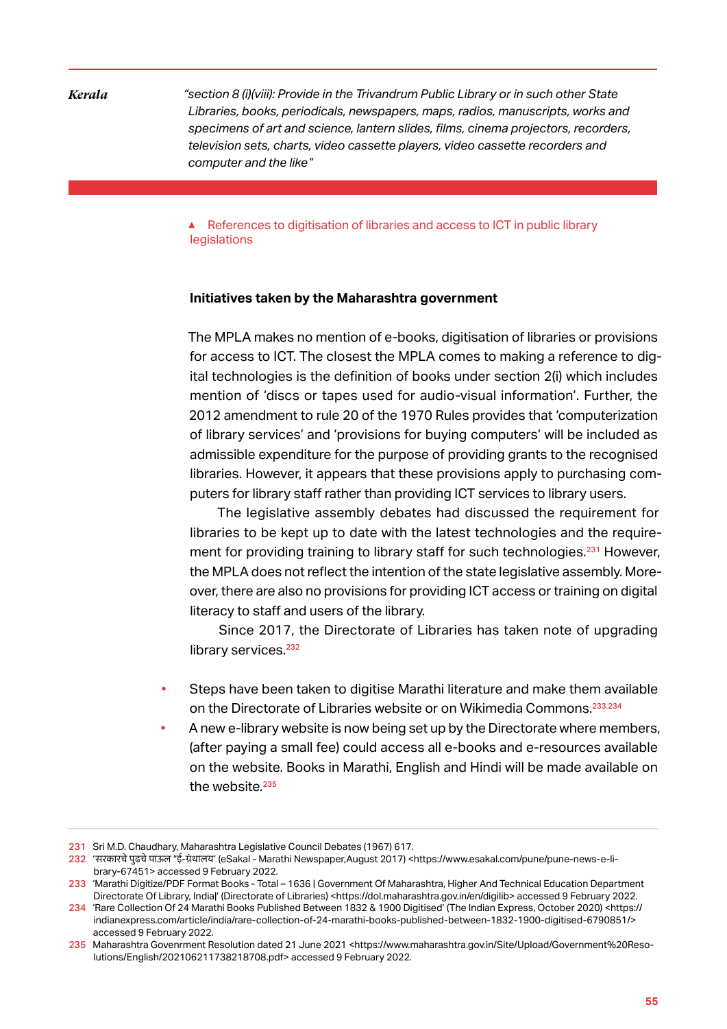| | |
|---|---|
| ***Kerala*** | *"section 8 (i)(viii): Provide in the Trivandrum Public Library or in such other State Libraries, books, periodicals, newspapers, maps, radios, manuscripts, works and specimens of art and science, lantern slides, films, cinema projectors, recorders, television sets, charts, video cassette players, video cassette recorders and computer and the like"* |

▲ References to digitisation of libraries and access to ICT in public library legislations

**Initiatives taken by the Maharashtra government**

The MPLA makes no mention of e-books, digitisation of libraries or provisions for access to ICT. The closest the MPLA comes to making a reference to digital technologies is the definition of books under section 2(i) which includes mention of 'discs or tapes used for audio-visual information'. Further, the 2012 amendment to rule 20 of the 1970 Rules provides that 'computerization of library services' and 'provisions for buying computers' will be included as admissible expenditure for the purpose of providing grants to the recognised libraries. However, it appears that these provisions apply to purchasing computers for library staff rather than providing ICT services to library users.

The legislative assembly debates had discussed the requirement for libraries to be kept up to date with the latest technologies and the requirement for providing training to library staff for such technologies.[231] However, the MPLA does not reflect the intention of the state legislative assembly. Moreover, there are also no provisions for providing ICT access or training on digital literacy to staff and users of the library.

Since 2017, the Directorate of Libraries has taken note of upgrading library services.[232]

- Steps have been taken to digitise Marathi literature and make them available on the Directorate of Libraries website or on Wikimedia Commons.[233,234]
- A new e-library website is now being set up by the Directorate where members, (after paying a small fee) could access all e-books and e-resources available on the website. Books in Marathi, English and Hindi will be made available on the website.[235]

---

231 Sri M.D. Chaudhary, Maharashtra Legislative Council Debates (1967) 617.

232 'सरकारचे पुढचे पाऊल "ई-ग्रंथालय' (eSakal - Marathi Newspaper,August 2017) <https://www.esakal.com/pune/pune-news-e-library-67451> accessed 9 February 2022.

233 'Marathi Digitize/PDF Format Books - Total – 1636 | Government Of Maharashtra, Higher And Technical Education Department Directorate Of Library, India|' (Directorate of Libraries) <https://dol.maharashtra.gov.in/en/digilib> accessed 9 February 2022.

234 'Rare Collection Of 24 Marathi Books Published Between 1832 & 1900 Digitised' (The Indian Express, October 2020) <https://indianexpress.com/article/india/rare-collection-of-24-marathi-books-published-between-1832-1900-digitised-6790851/> accessed 9 February 2022.

235 Maharashtra Govenrment Resolution dated 21 June 2021 <https://www.maharashtra.gov.in/Site/Upload/Government%20Resolutions/English/202106211738218708.pdf> accessed 9 February 2022.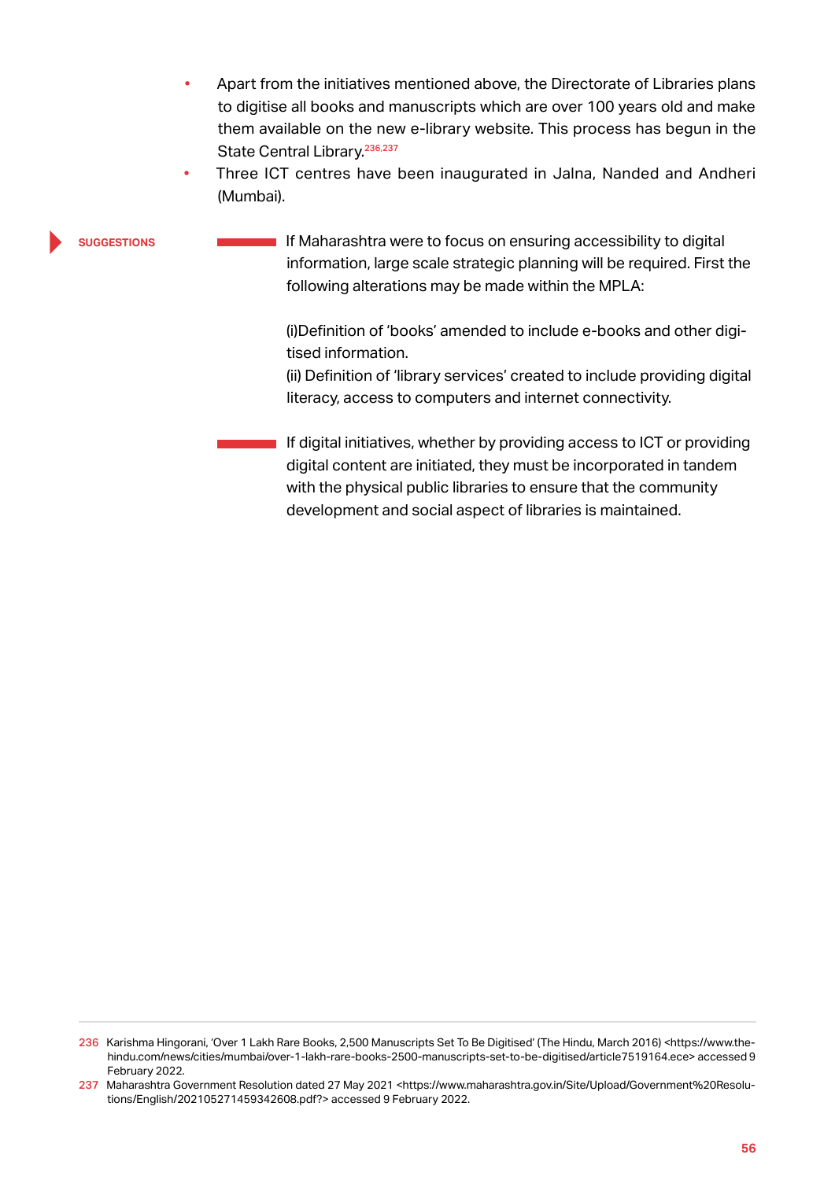- Apart from the initiatives mentioned above, the Directorate of Libraries plans to digitise all books and manuscripts which are over 100 years old and make them available on the new e-library website. This process has begun in the State Central Library.[236,237]
- Three ICT centres have been inaugurated in Jalna, Nanded and Andheri (Mumbai).

**SUGGESTIONS**

If Maharashtra were to focus on ensuring accessibility to digital information, large scale strategic planning will be required. First the following alterations may be made within the MPLA:

(i)Definition of 'books' amended to include e-books and other digitised information.
(ii) Definition of 'library services' created to include providing digital literacy, access to computers and internet connectivity.

If digital initiatives, whether by providing access to ICT or providing digital content are initiated, they must be incorporated in tandem with the physical public libraries to ensure that the community development and social aspect of libraries is maintained.

---

236 Karishma Hingorani, 'Over 1 Lakh Rare Books, 2,500 Manuscripts Set To Be Digitised' (The Hindu, March 2016) <https://www.thehindu.com/news/cities/mumbai/over-1-lakh-rare-books-2500-manuscripts-set-to-be-digitised/article7519164.ece> accessed 9 February 2022.

237 Maharashtra Government Resolution dated 27 May 2021 <https://www.maharashtra.gov.in/Site/Upload/Government%20Resolutions/English/202105271459342608.pdf?> accessed 9 February 2022.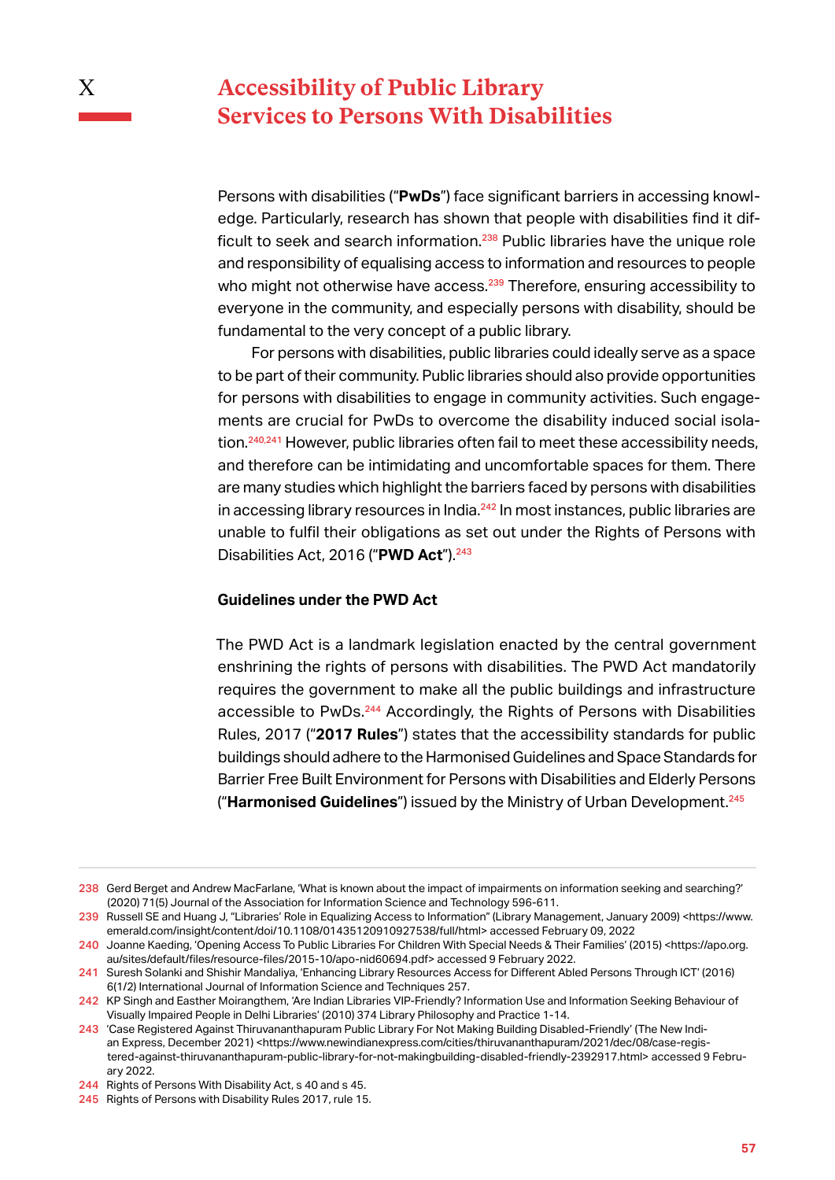# X Accessibility of Public Library Services to Persons With Disabilities

Persons with disabilities ("**PwDs**") face significant barriers in accessing knowledge. Particularly, research has shown that people with disabilities find it difficult to seek and search information.[238] Public libraries have the unique role and responsibility of equalising access to information and resources to people who might not otherwise have access.[239] Therefore, ensuring accessibility to everyone in the community, and especially persons with disability, should be fundamental to the very concept of a public library.

For persons with disabilities, public libraries could ideally serve as a space to be part of their community. Public libraries should also provide opportunities for persons with disabilities to engage in community activities. Such engagements are crucial for PwDs to overcome the disability induced social isolation.[240,241] However, public libraries often fail to meet these accessibility needs, and therefore can be intimidating and uncomfortable spaces for them. There are many studies which highlight the barriers faced by persons with disabilities in accessing library resources in India.[242] In most instances, public libraries are unable to fulfil their obligations as set out under the Rights of Persons with Disabilities Act, 2016 ("**PWD Act**").[243]

### Guidelines under the PWD Act

The PWD Act is a landmark legislation enacted by the central government enshrining the rights of persons with disabilities. The PWD Act mandatorily requires the government to make all the public buildings and infrastructure accessible to PwDs.[244] Accordingly, the Rights of Persons with Disabilities Rules, 2017 ("**2017 Rules**") states that the accessibility standards for public buildings should adhere to the Harmonised Guidelines and Space Standards for Barrier Free Built Environment for Persons with Disabilities and Elderly Persons ("**Harmonised Guidelines**") issued by the Ministry of Urban Development.[245]

---

238 Gerd Berget and Andrew MacFarlane, 'What is known about the impact of impairments on information seeking and searching?' (2020) 71(5) Journal of the Association for Information Science and Technology 596-611.

239 Russell SE and Huang J, "Libraries' Role in Equalizing Access to Information" (Library Management, January 2009) <https://www.emerald.com/insight/content/doi/10.1108/01435120910927538/full/html> accessed February 09, 2022

240 Joanne Kaeding, 'Opening Access To Public Libraries For Children With Special Needs & Their Families' (2015) <https://apo.org.au/sites/default/files/resource-files/2015-10/apo-nid60694.pdf> accessed 9 February 2022.

241 Suresh Solanki and Shishir Mandaliya, 'Enhancing Library Resources Access for Different Abled Persons Through ICT' (2016) 6(1/2) International Journal of Information Science and Techniques 257.

242 KP Singh and Easther Moirangthem, 'Are Indian Libraries VIP-Friendly? Information Use and Information Seeking Behaviour of Visually Impaired People in Delhi Libraries' (2010) 374 Library Philosophy and Practice 1-14.

243 'Case Registered Against Thiruvananthapuram Public Library For Not Making Building Disabled-Friendly' (The New Indian Express, December 2021) <https://www.newindianexpress.com/cities/thiruvananthapuram/2021/dec/08/case-registered-against-thiruvananthapuram-public-library-for-not-makingbuilding-disabled-friendly-2392917.html> accessed 9 February 2022.

244 Rights of Persons With Disability Act, s 40 and s 45.

245 Rights of Persons with Disability Rules 2017, rule 15.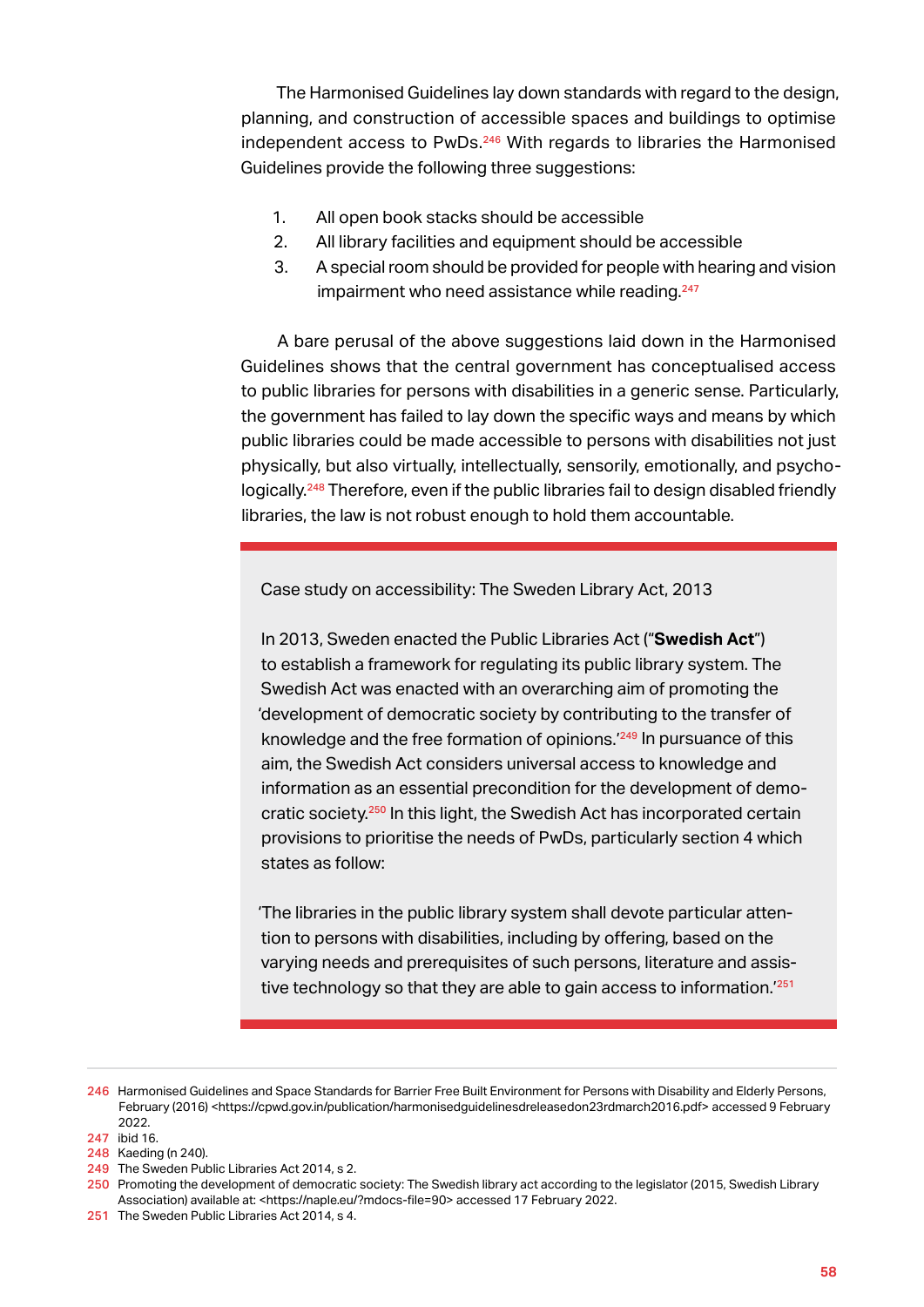The Harmonised Guidelines lay down standards with regard to the design, planning, and construction of accessible spaces and buildings to optimise independent access to PwDs.[246] With regards to libraries the Harmonised Guidelines provide the following three suggestions:

1. All open book stacks should be accessible
2. All library facilities and equipment should be accessible
3. A special room should be provided for people with hearing and vision impairment who need assistance while reading.[247]

A bare perusal of the above suggestions laid down in the Harmonised Guidelines shows that the central government has conceptualised access to public libraries for persons with disabilities in a generic sense. Particularly, the government has failed to lay down the specific ways and means by which public libraries could be made accessible to persons with disabilities not just physically, but also virtually, intellectually, sensorily, emotionally, and psychologically.[248] Therefore, even if the public libraries fail to design disabled friendly libraries, the law is not robust enough to hold them accountable.

---

Case study on accessibility: The Sweden Library Act, 2013

In 2013, Sweden enacted the Public Libraries Act ("**Swedish Act**") to establish a framework for regulating its public library system. The Swedish Act was enacted with an overarching aim of promoting the 'development of democratic society by contributing to the transfer of knowledge and the free formation of opinions.'[249] In pursuance of this aim, the Swedish Act considers universal access to knowledge and information as an essential precondition for the development of democratic society.[250] In this light, the Swedish Act has incorporated certain provisions to prioritise the needs of PwDs, particularly section 4 which states as follow:

'The libraries in the public library system shall devote particular attention to persons with disabilities, including by offering, based on the varying needs and prerequisites of such persons, literature and assistive technology so that they are able to gain access to information.'[251]

---

246 Harmonised Guidelines and Space Standards for Barrier Free Built Environment for Persons with Disability and Elderly Persons, February (2016) <https://cpwd.gov.in/publication/harmonisedguidelinesdreleasedon23rdmarch2016.pdf> accessed 9 February 2022.

247 ibid 16.

248 Kaeding (n 240).

249 The Sweden Public Libraries Act 2014, s 2.

250 Promoting the development of democratic society: The Swedish library act according to the legislator (2015, Swedish Library Association) available at: <https://naple.eu/?mdocs-file=90> accessed 17 February 2022.

251 The Sweden Public Libraries Act 2014, s 4.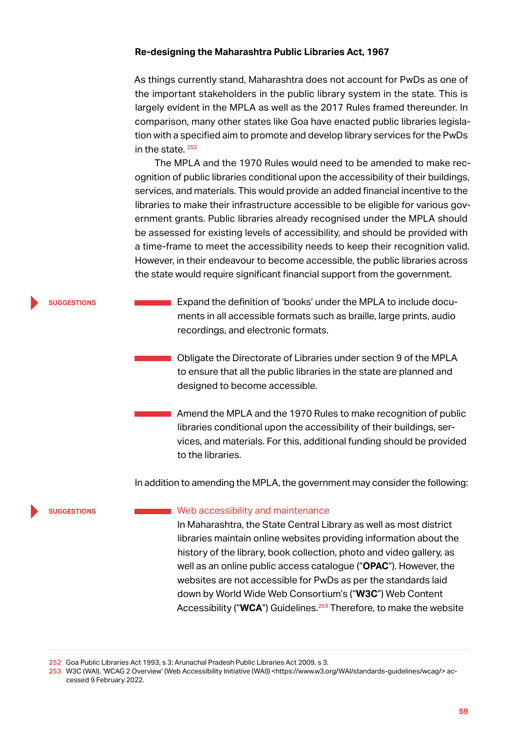### Re-designing the Maharashtra Public Libraries Act, 1967

As things currently stand, Maharashtra does not account for PwDs as one of the important stakeholders in the public library system in the state. This is largely evident in the MPLA as well as the 2017 Rules framed thereunder. In comparison, many other states like Goa have enacted public libraries legislation with a specified aim to promote and develop library services for the PwDs in the state. [252]

The MPLA and the 1970 Rules would need to be amended to make recognition of public libraries conditional upon the accessibility of their buildings, services, and materials. This would provide an added financial incentive to the libraries to make their infrastructure accessible to be eligible for various government grants. Public libraries already recognised under the MPLA should be assessed for existing levels of accessibility, and should be provided with a time-frame to meet the accessibility needs to keep their recognition valid. However, in their endeavour to become accessible, the public libraries across the state would require significant financial support from the government.

**SUGGESTIONS**

- Expand the definition of 'books' under the MPLA to include documents in all accessible formats such as braille, large prints, audio recordings, and electronic formats.
- Obligate the Directorate of Libraries under section 9 of the MPLA to ensure that all the public libraries in the state are planned and designed to become accessible.
- Amend the MPLA and the 1970 Rules to make recognition of public libraries conditional upon the accessibility of their buildings, services, and materials. For this, additional funding should be provided to the libraries.

In addition to amending the MPLA, the government may consider the following:

**SUGGESTIONS**

- Web accessibility and maintenance
  In Maharashtra, the State Central Library as well as most district libraries maintain online websites providing information about the history of the library, book collection, photo and video gallery, as well as an online public access catalogue ("**OPAC**"). However, the websites are not accessible for PwDs as per the standards laid down by World Wide Web Consortium's ("**W3C**") Web Content Accessibility ("**WCA**") Guidelines.[253] Therefore, to make the website

---

252 Goa Public Libraries Act 1993, s 3; Arunachal Pradesh Public Libraries Act 2009, s 3.

253 W3C (WAI), 'WCAG 2 Overview' (Web Accessibility Initiative (WAI)) <https://www.w3.org/WAI/standards-guidelines/wcag/> accessed 9 February 2022.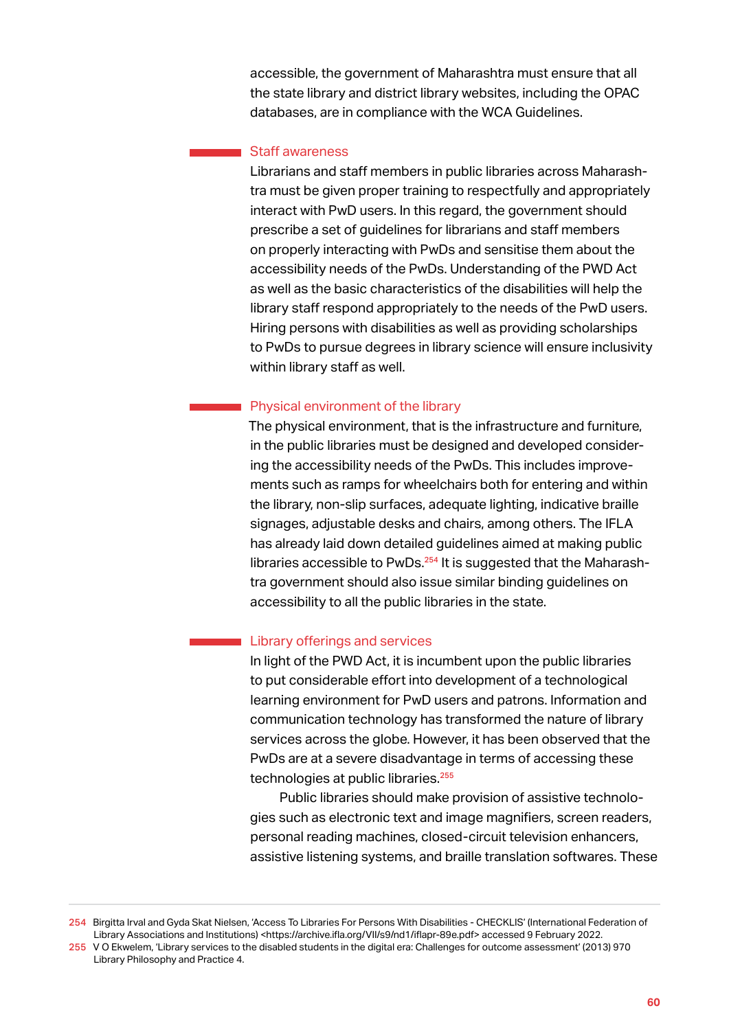accessible, the government of Maharashtra must ensure that all the state library and district library websites, including the OPAC databases, are in compliance with the WCA Guidelines.

### Staff awareness

Librarians and staff members in public libraries across Maharashtra must be given proper training to respectfully and appropriately interact with PwD users. In this regard, the government should prescribe a set of guidelines for librarians and staff members on properly interacting with PwDs and sensitise them about the accessibility needs of the PwDs. Understanding of the PWD Act as well as the basic characteristics of the disabilities will help the library staff respond appropriately to the needs of the PwD users. Hiring persons with disabilities as well as providing scholarships to PwDs to pursue degrees in library science will ensure inclusivity within library staff as well.

### Physical environment of the library

The physical environment, that is the infrastructure and furniture, in the public libraries must be designed and developed considering the accessibility needs of the PwDs. This includes improvements such as ramps for wheelchairs both for entering and within the library, non-slip surfaces, adequate lighting, indicative braille signages, adjustable desks and chairs, among others. The IFLA has already laid down detailed guidelines aimed at making public libraries accessible to PwDs.[254] It is suggested that the Maharashtra government should also issue similar binding guidelines on accessibility to all the public libraries in the state.

### Library offerings and services

In light of the PWD Act, it is incumbent upon the public libraries to put considerable effort into development of a technological learning environment for PwD users and patrons. Information and communication technology has transformed the nature of library services across the globe. However, it has been observed that the PwDs are at a severe disadvantage in terms of accessing these technologies at public libraries.[255]

Public libraries should make provision of assistive technologies such as electronic text and image magnifiers, screen readers, personal reading machines, closed-circuit television enhancers, assistive listening systems, and braille translation softwares. These

---

254 Birgitta Irval and Gyda Skat Nielsen, 'Access To Libraries For Persons With Disabilities - CHECKLIS' (International Federation of Library Associations and Institutions) <https://archive.ifla.org/VII/s9/nd1/iflapr-89e.pdf> accessed 9 February 2022.

255 V O Ekwelem, 'Library services to the disabled students in the digital era: Challenges for outcome assessment' (2013) 970 Library Philosophy and Practice 4.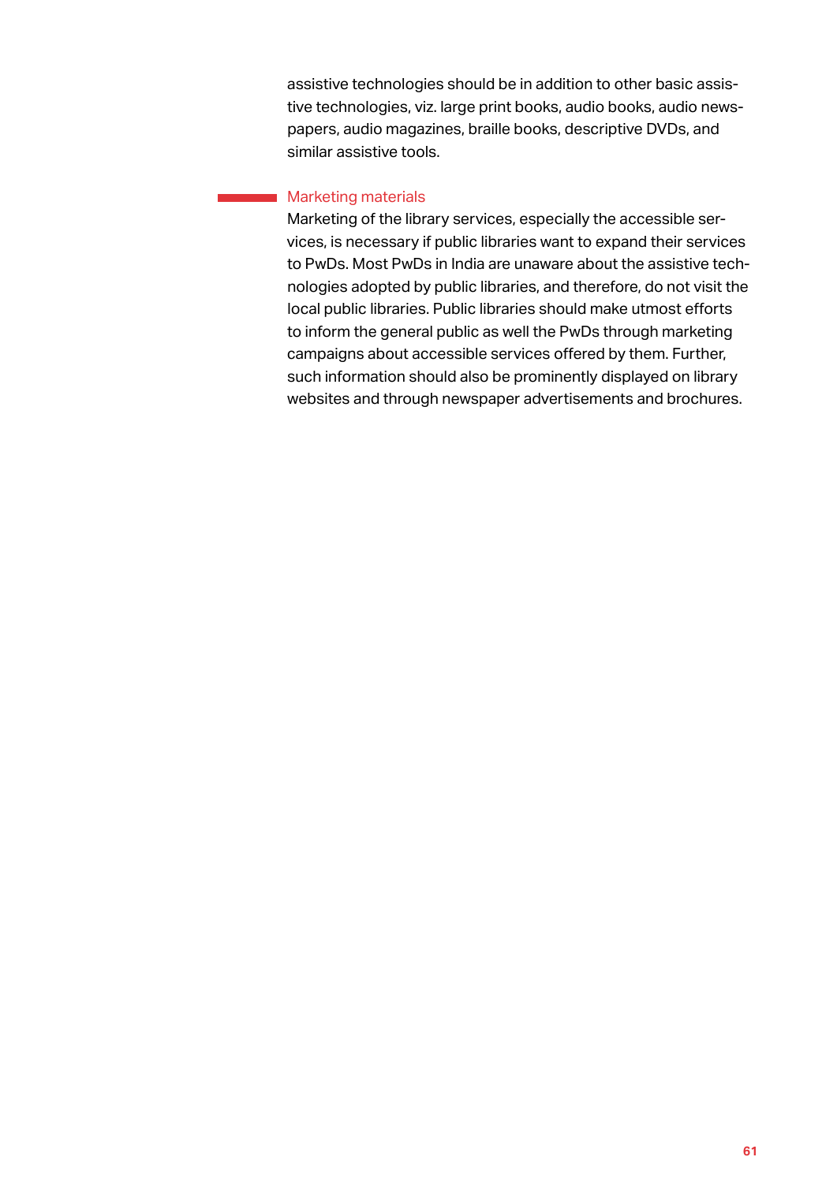assistive technologies should be in addition to other basic assistive technologies, viz. large print books, audio books, audio newspapers, audio magazines, braille books, descriptive DVDs, and similar assistive tools.

### Marketing materials

Marketing of the library services, especially the accessible services, is necessary if public libraries want to expand their services to PwDs. Most PwDs in India are unaware about the assistive technologies adopted by public libraries, and therefore, do not visit the local public libraries. Public libraries should make utmost efforts to inform the general public as well the PwDs through marketing campaigns about accessible services offered by them. Further, such information should also be prominently displayed on library websites and through newspaper advertisements and brochures.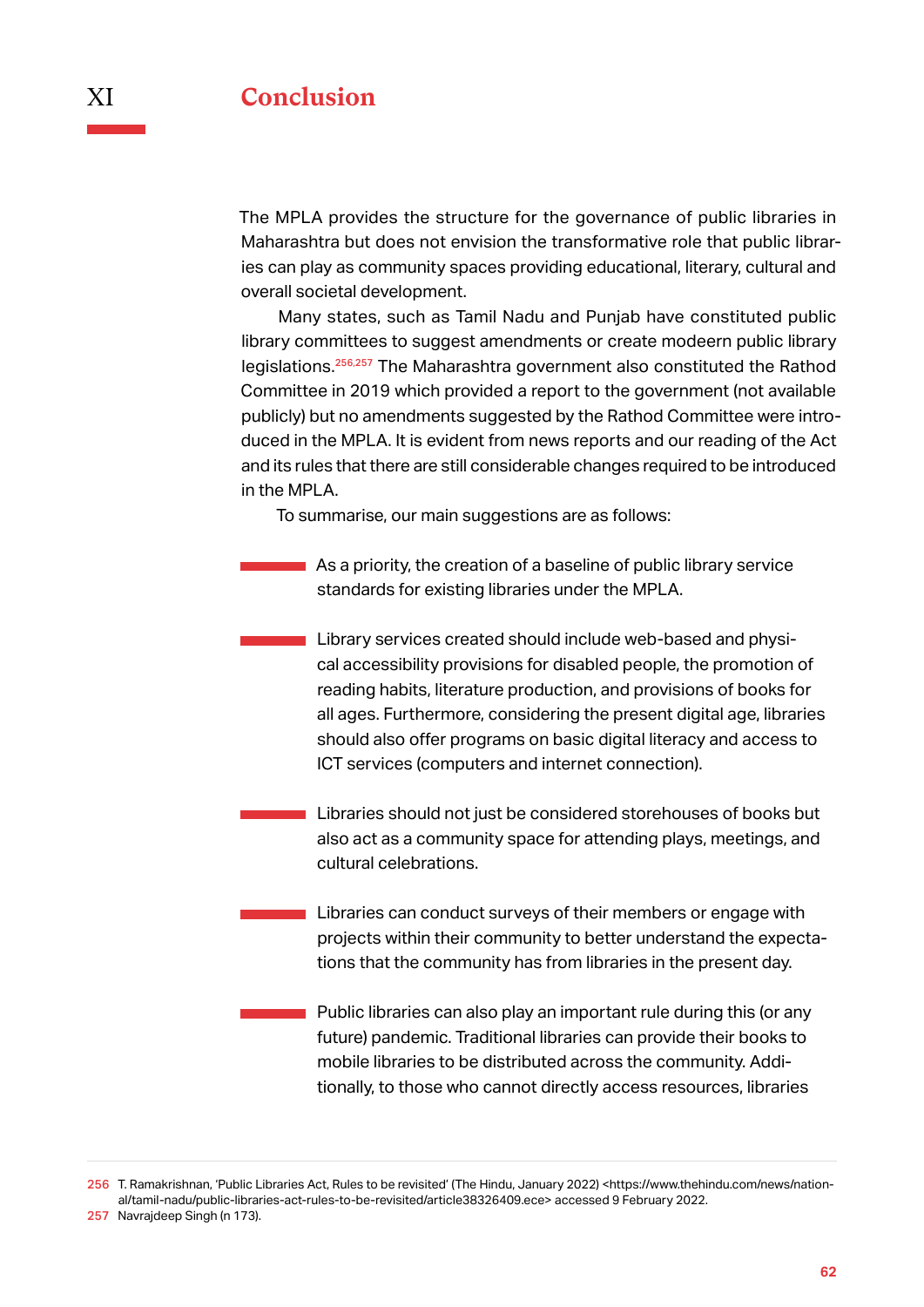# XI Conclusion

The MPLA provides the structure for the governance of public libraries in Maharashtra but does not envision the transformative role that public libraries can play as community spaces providing educational, literary, cultural and overall societal development.

Many states, such as Tamil Nadu and Punjab have constituted public library committees to suggest amendments or create modeern public library legislations.[256,257] The Maharashtra government also constituted the Rathod Committee in 2019 which provided a report to the government (not available publicly) but no amendments suggested by the Rathod Committee were introduced in the MPLA. It is evident from news reports and our reading of the Act and its rules that there are still considerable changes required to be introduced in the MPLA.

To summarise, our main suggestions are as follows:

- As a priority, the creation of a baseline of public library service standards for existing libraries under the MPLA.
- Library services created should include web-based and physical accessibility provisions for disabled people, the promotion of reading habits, literature production, and provisions of books for all ages. Furthermore, considering the present digital age, libraries should also offer programs on basic digital literacy and access to ICT services (computers and internet connection).
- Libraries should not just be considered storehouses of books but also act as a community space for attending plays, meetings, and cultural celebrations.
- Libraries can conduct surveys of their members or engage with projects within their community to better understand the expectations that the community has from libraries in the present day.
- Public libraries can also play an important rule during this (or any future) pandemic. Traditional libraries can provide their books to mobile libraries to be distributed across the community. Additionally, to those who cannot directly access resources, libraries

---

256 T. Ramakrishnan, 'Public Libraries Act, Rules to be revisited' (The Hindu, January 2022) <https://www.thehindu.com/news/national/tamil-nadu/public-libraries-act-rules-to-be-revisited/article38326409.ece> accessed 9 February 2022.

257 Navrajdeep Singh (n 173).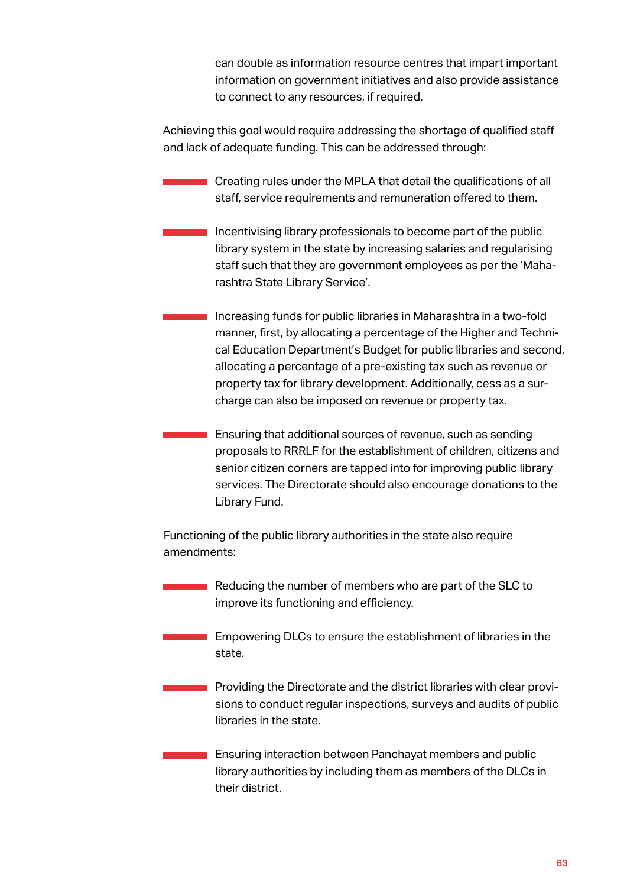can double as information resource centres that impart important information on government initiatives and also provide assistance to connect to any resources, if required.

Achieving this goal would require addressing the shortage of qualified staff and lack of adequate funding. This can be addressed through:

- Creating rules under the MPLA that detail the qualifications of all staff, service requirements and remuneration offered to them.
- Incentivising library professionals to become part of the public library system in the state by increasing salaries and regularising staff such that they are government employees as per the 'Maharashtra State Library Service'.
- Increasing funds for public libraries in Maharashtra in a two-fold manner, first, by allocating a percentage of the Higher and Technical Education Department's Budget for public libraries and second, allocating a percentage of a pre-existing tax such as revenue or property tax for library development. Additionally, cess as a surcharge can also be imposed on revenue or property tax.
- Ensuring that additional sources of revenue, such as sending proposals to RRRLF for the establishment of children, citizens and senior citizen corners are tapped into for improving public library services. The Directorate should also encourage donations to the Library Fund.

Functioning of the public library authorities in the state also require amendments:

- Reducing the number of members who are part of the SLC to improve its functioning and efficiency.
- Empowering DLCs to ensure the establishment of libraries in the state.
- Providing the Directorate and the district libraries with clear provisions to conduct regular inspections, surveys and audits of public libraries in the state.
- Ensuring interaction between Panchayat members and public library authorities by including them as members of the DLCs in their district.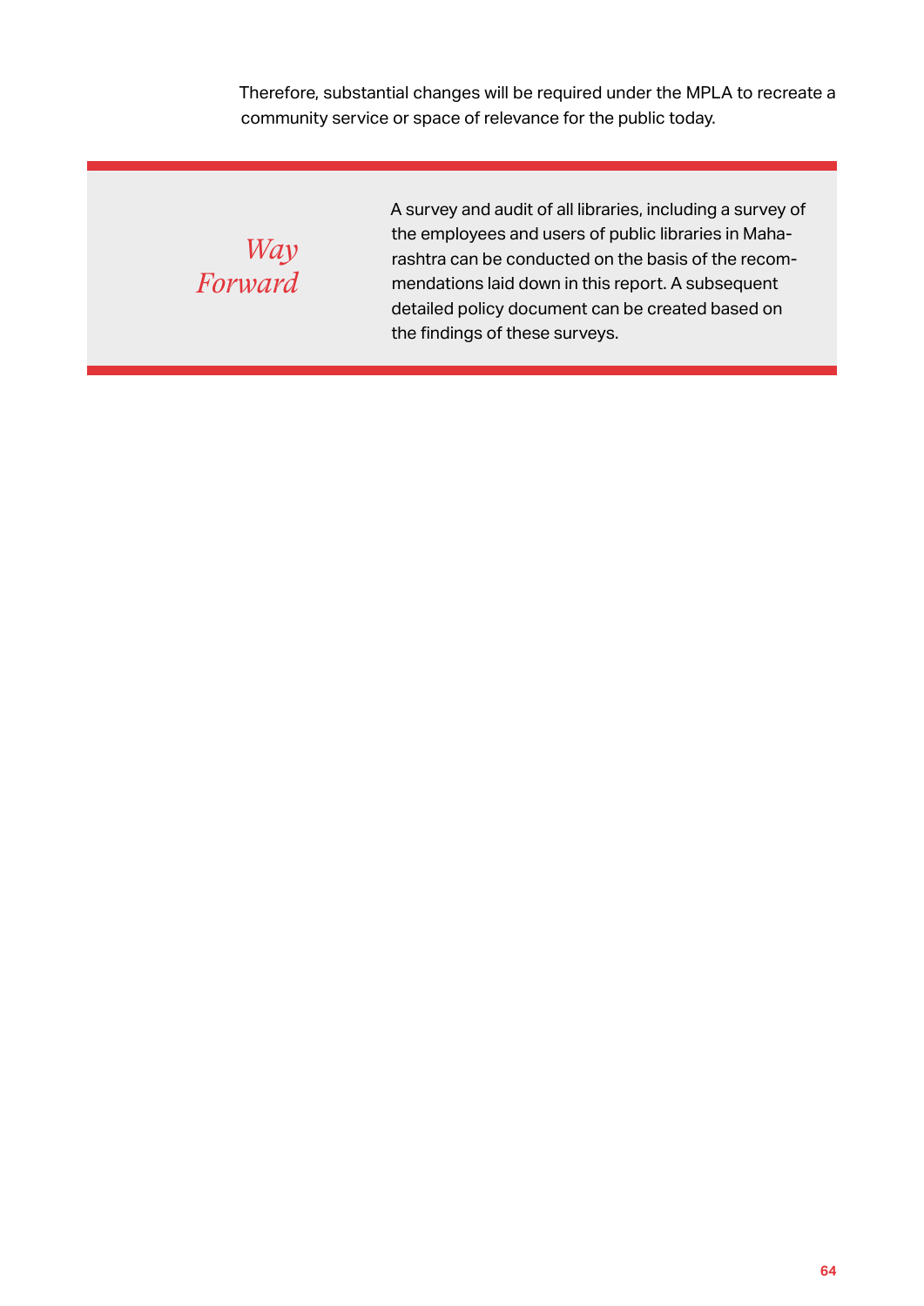Therefore, substantial changes will be required under the MPLA to recreate a community service or space of relevance for the public today.

## *Way Forward*

A survey and audit of all libraries, including a survey of the employees and users of public libraries in Maharashtra can be conducted on the basis of the recommendations laid down in this report. A subsequent detailed policy document can be created based on the findings of these surveys.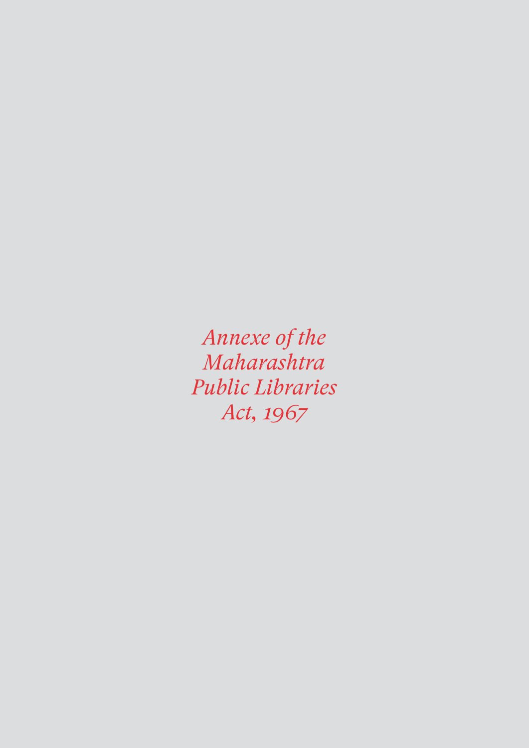# *Annexe of the Maharashtra Public Libraries Act, 1967*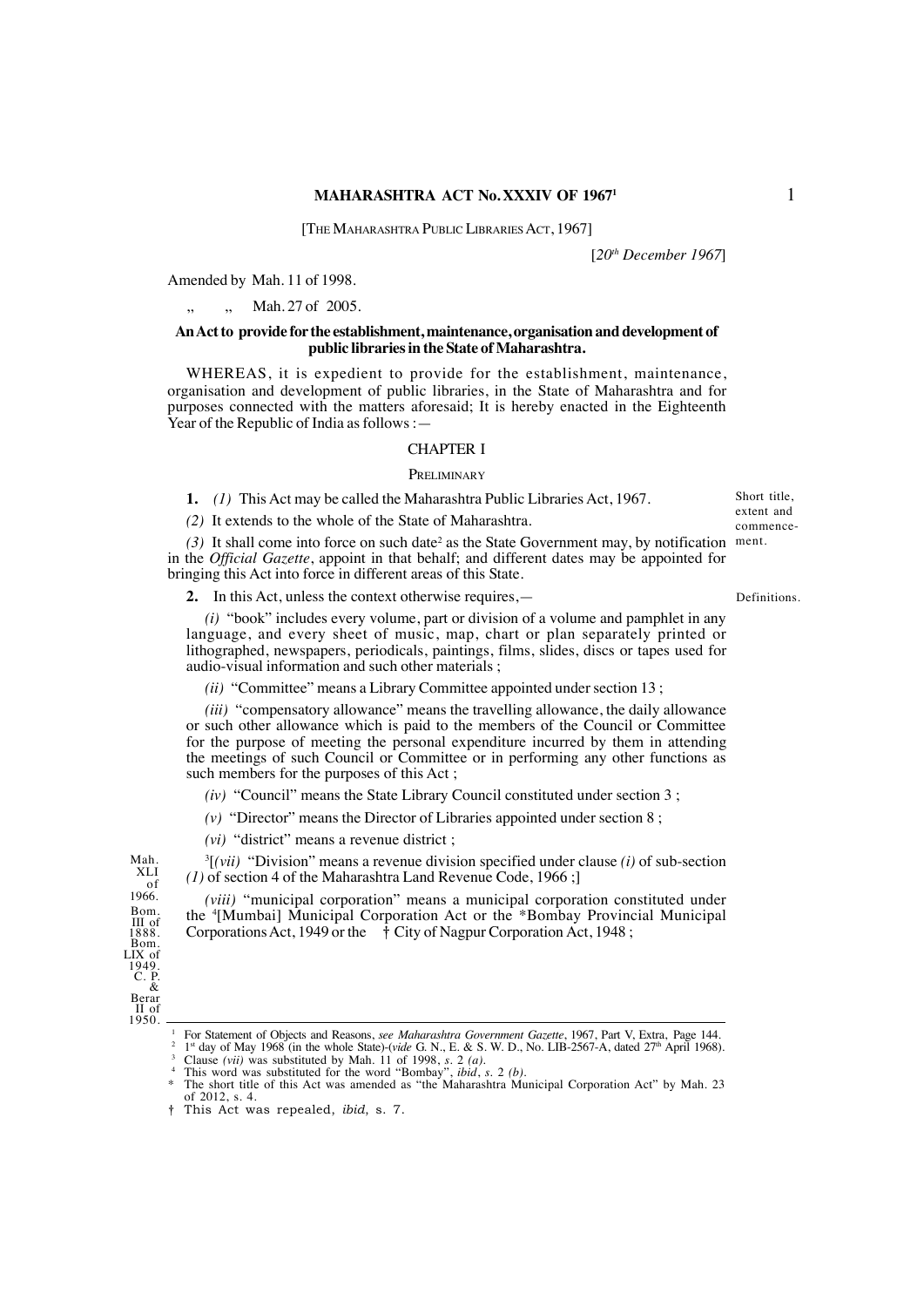# MAHARASHTRA ACT No. XXXIV OF 1967[1]

[THE MAHARASHTRA PUBLIC LIBRARIES ACT, 1967]

[*20th December 1967*]

Amended by Mah. 11 of 1998.

„ „ Mah. 27 of 2005.

**An Act to provide for the establishment, maintenance, organisation and development of public libraries in the State of Maharashtra.**

WHEREAS, it is expedient to provide for the establishment, maintenance, organisation and development of public libraries, in the State of Maharashtra and for purposes connected with the matters aforesaid; It is hereby enacted in the Eighteenth Year of the Republic of India as follows :—

## CHAPTER I

### PRELIMINARY

Short title, extent and commencement.

**1.** *(1)* This Act may be called the Maharashtra Public Libraries Act, 1967.

*(2)* It extends to the whole of the State of Maharashtra.

*(3)* It shall come into force on such date[2] as the State Government may, by notification in the *Official Gazette*, appoint in that behalf; and different dates may be appointed for bringing this Act into force in different areas of this State.

Definitions.

**2.** In this Act, unless the context otherwise requires,—

*(i)* "book" includes every volume, part or division of a volume and pamphlet in any language, and every sheet of music, map, chart or plan separately printed or lithographed, newspapers, periodicals, paintings, films, slides, discs or tapes used for audio-visual information and such other materials ;

*(ii)* "Committee" means a Library Committee appointed under section 13 ;

*(iii)* "compensatory allowance" means the travelling allowance, the daily allowance or such other allowance which is paid to the members of the Council or Committee for the purpose of meeting the personal expenditure incurred by them in attending the meetings of such Council or Committee or in performing any other functions as such members for the purposes of this Act ;

*(iv)* "Council" means the State Library Council constituted under section 3 ;

*(v)* "Director" means the Director of Libraries appointed under section 8 ;

*(vi)* "district" means a revenue district ;

Mah. XLI of 1966.

[3][*(vii)* "Division" means a revenue division specified under clause *(i)* of sub-section *(1)* of section 4 of the Maharashtra Land Revenue Code, 1966 ;]

Bom. III of 1888. Bom. LIX of 1949. C. P. & Berar II of 1950.

*(viii)* "municipal corporation" means a municipal corporation constituted under the [4][Mumbai] Municipal Corporation Act or the \*Bombay Provincial Municipal Corporations Act, 1949 or the † City of Nagpur Corporation Act, 1948 ;

---

[1] For Statement of Objects and Reasons, *see Maharashtra Government Gazette*, 1967, Part V, Extra, Page 144.

[2] 1st day of May 1968 (in the whole State)-(*vide* G. N., E. & S. W. D., No. LIB-2567-A, dated 27th April 1968).

[3] Clause *(vii)* was substituted by Mah. 11 of 1998, *s.* 2 *(a)*.

[4] This word was substituted for the word "Bombay", *ibid*, *s.* 2 *(b)*.

\* The short title of this Act was amended as "the Maharashtra Municipal Corporation Act" by Mah. 23 of 2012, s. 4.

† This Act was repealed, *ibid,* s. 7.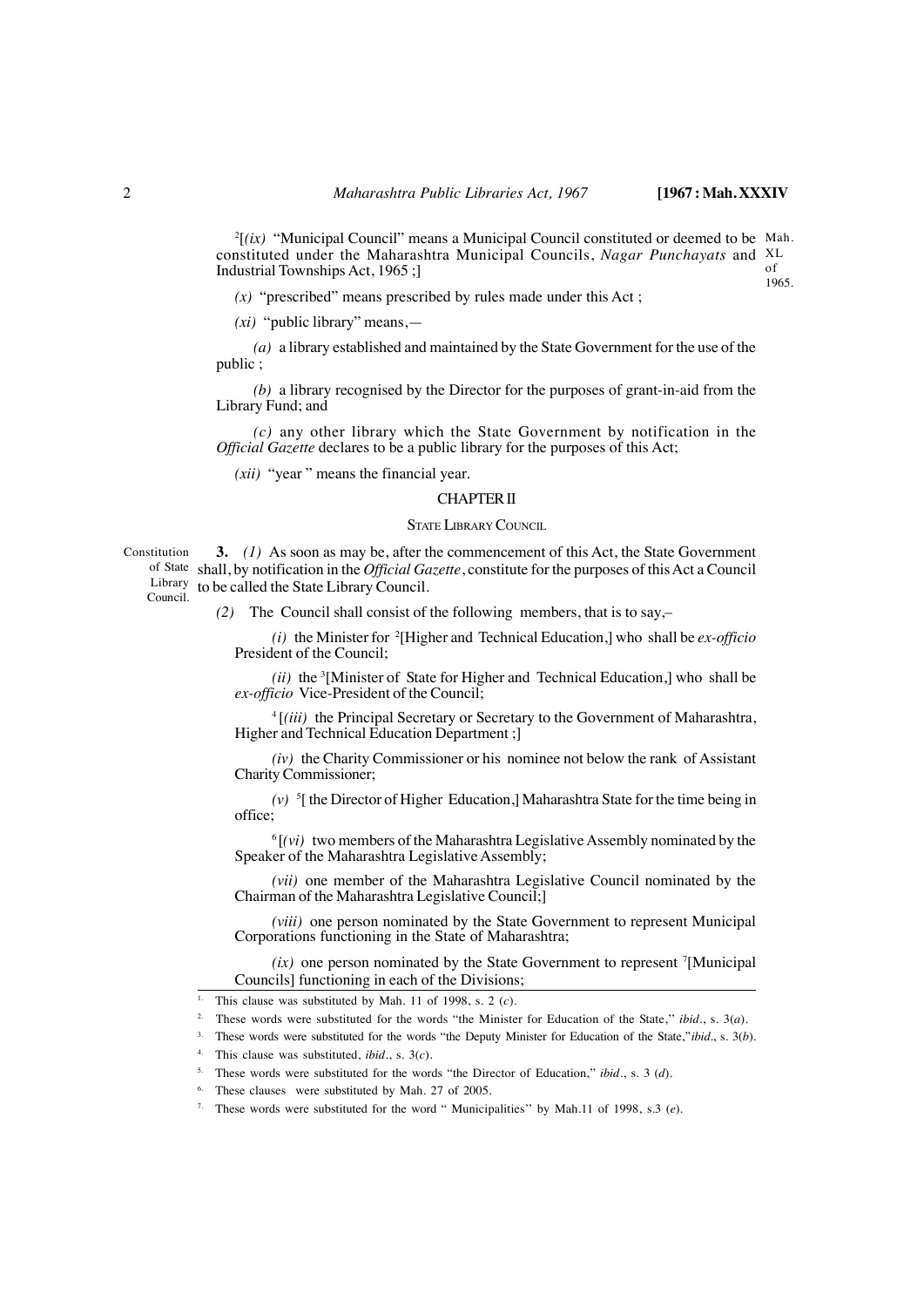[2][*(ix)* "Municipal Council" means a Municipal Council constituted or deemed to be constituted under the Maharashtra Municipal Councils, *Nagar Punchayats* and Industrial Townships Act, 1965 ;] Mah. XL of 1965.

*(x)* "prescribed" means prescribed by rules made under this Act ;

*(xi)* "public library" means,—

*(a)* a library established and maintained by the State Government for the use of the public ;

*(b)* a library recognised by the Director for the purposes of grant-in-aid from the Library Fund; and

*(c)* any other library which the State Government by notification in the *Official Gazette* declares to be a public library for the purposes of this Act;

*(xii)* "year " means the financial year.

## CHAPTER II

### STATE LIBRARY COUNCIL

Constitution of State Library Council.

**3.** *(1)* As soon as may be, after the commencement of this Act, the State Government shall, by notification in the *Official Gazette*, constitute for the purposes of this Act a Council to be called the State Library Council.

*(2)* The Council shall consist of the following members, that is to say,–

*(i)* the Minister for [2][Higher and Technical Education,] who shall be *ex-officio* President of the Council;

*(ii)* the [3][Minister of State for Higher and Technical Education,] who shall be *ex-officio* Vice-President of the Council;

[4][*(iii)* the Principal Secretary or Secretary to the Government of Maharashtra, Higher and Technical Education Department ;]

*(iv)* the Charity Commissioner or his nominee not below the rank of Assistant Charity Commissioner;

*(v)* [5][ the Director of Higher Education,] Maharashtra State for the time being in office;

[6][*(vi)* two members of the Maharashtra Legislative Assembly nominated by the Speaker of the Maharashtra Legislative Assembly;

*(vii)* one member of the Maharashtra Legislative Council nominated by the Chairman of the Maharashtra Legislative Council;]

*(viii)* one person nominated by the State Government to represent Municipal Corporations functioning in the State of Maharashtra;

*(ix)* one person nominated by the State Government to represent [7][Municipal Councils] functioning in each of the Divisions;

---

1. This clause was substituted by Mah. 11 of 1998, s. 2 (*c*).
2. These words were substituted for the words "the Minister for Education of the State," *ibid*., s. 3(*a*).
3. These words were substituted for the words "the Deputy Minister for Education of the State,"*ibid*., s. 3(*b*).
4. This clause was substituted, *ibid*., s. 3(*c*).
5. These words were substituted for the words "the Director of Education," *ibid*., s. 3 (*d*).
6. These clauses were substituted by Mah. 27 of 2005.
7. These words were substituted for the word " Municipalities" by Mah.11 of 1998, s.3 (*e*).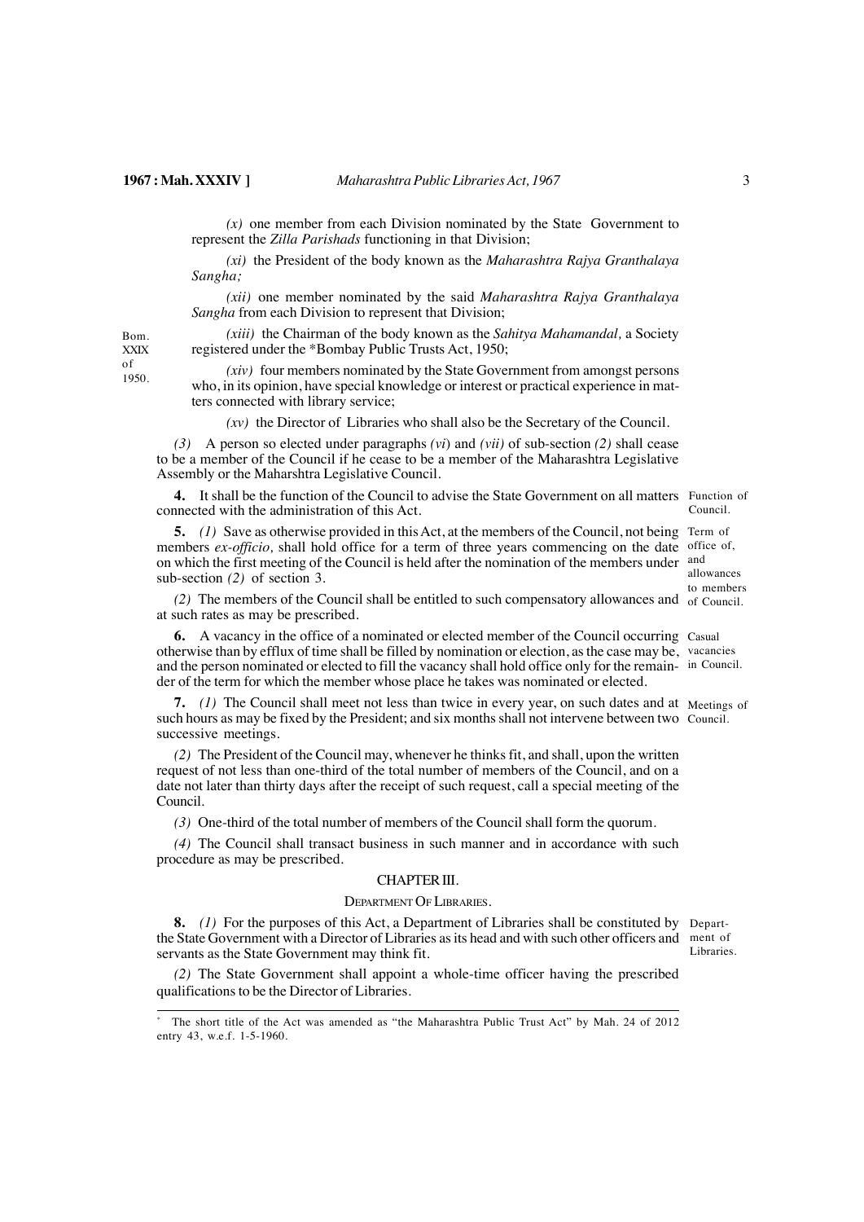*(x)* one member from each Division nominated by the State Government to represent the *Zilla Parishads* functioning in that Division;

*(xi)* the President of the body known as the *Maharashtra Rajya Granthalaya Sangha;*

*(xii)* one member nominated by the said *Maharashtra Rajya Granthalaya Sangha* from each Division to represent that Division;

Bom. XXIX of 1950.

*(xiii)* the Chairman of the body known as the *Sahitya Mahamandal,* a Society registered under the *Bombay Public Trusts Act, 1950;

*(xiv)* four members nominated by the State Government from amongst persons who, in its opinion, have special knowledge or interest or practical experience in matters connected with library service;

*(xv)* the Director of Libraries who shall also be the Secretary of the Council.

*(3)* A person so elected under paragraphs *(vi)* and *(vii)* of sub-section *(2)* shall cease to be a member of the Council if he cease to be a member of the Maharashtra Legislative Assembly or the Maharshtra Legislative Council.

Function of Council.

**4.** It shall be the function of the Council to advise the State Government on all matters connected with the administration of this Act.

Term of office of, and allowances to members of Council.

**5.** *(1)* Save as otherwise provided in this Act, at the members of the Council, not being members *ex-officio,* shall hold office for a term of three years commencing on the date on which the first meeting of the Council is held after the nomination of the members under sub-section *(2)* of section 3.

*(2)* The members of the Council shall be entitled to such compensatory allowances and at such rates as may be prescribed.

Casual vacancies in Council.

**6.** A vacancy in the office of a nominated or elected member of the Council occurring otherwise than by efflux of time shall be filled by nomination or election, as the case may be, and the person nominated or elected to fill the vacancy shall hold office only for the remainder of the term for which the member whose place he takes was nominated or elected.

Meetings of Council.

**7.** *(1)* The Council shall meet not less than twice in every year, on such dates and at such hours as may be fixed by the President; and six months shall not intervene between two successive meetings.

*(2)* The President of the Council may, whenever he thinks fit, and shall, upon the written request of not less than one-third of the total number of members of the Council, and on a date not later than thirty days after the receipt of such request, call a special meeting of the Council.

*(3)* One-third of the total number of members of the Council shall form the quorum.

*(4)* The Council shall transact business in such manner and in accordance with such procedure as may be prescribed.

## CHAPTER III.

### DEPARTMENT OF LIBRARIES.

Department of Libraries.

**8.** *(1)* For the purposes of this Act, a Department of Libraries shall be constituted by the State Government with a Director of Libraries as its head and with such other officers and servants as the State Government may think fit.

*(2)* The State Government shall appoint a whole-time officer having the prescribed qualifications to be the Director of Libraries.

---

\* The short title of the Act was amended as "the Maharashtra Public Trust Act" by Mah. 24 of 2012 entry 43, w.e.f. 1-5-1960.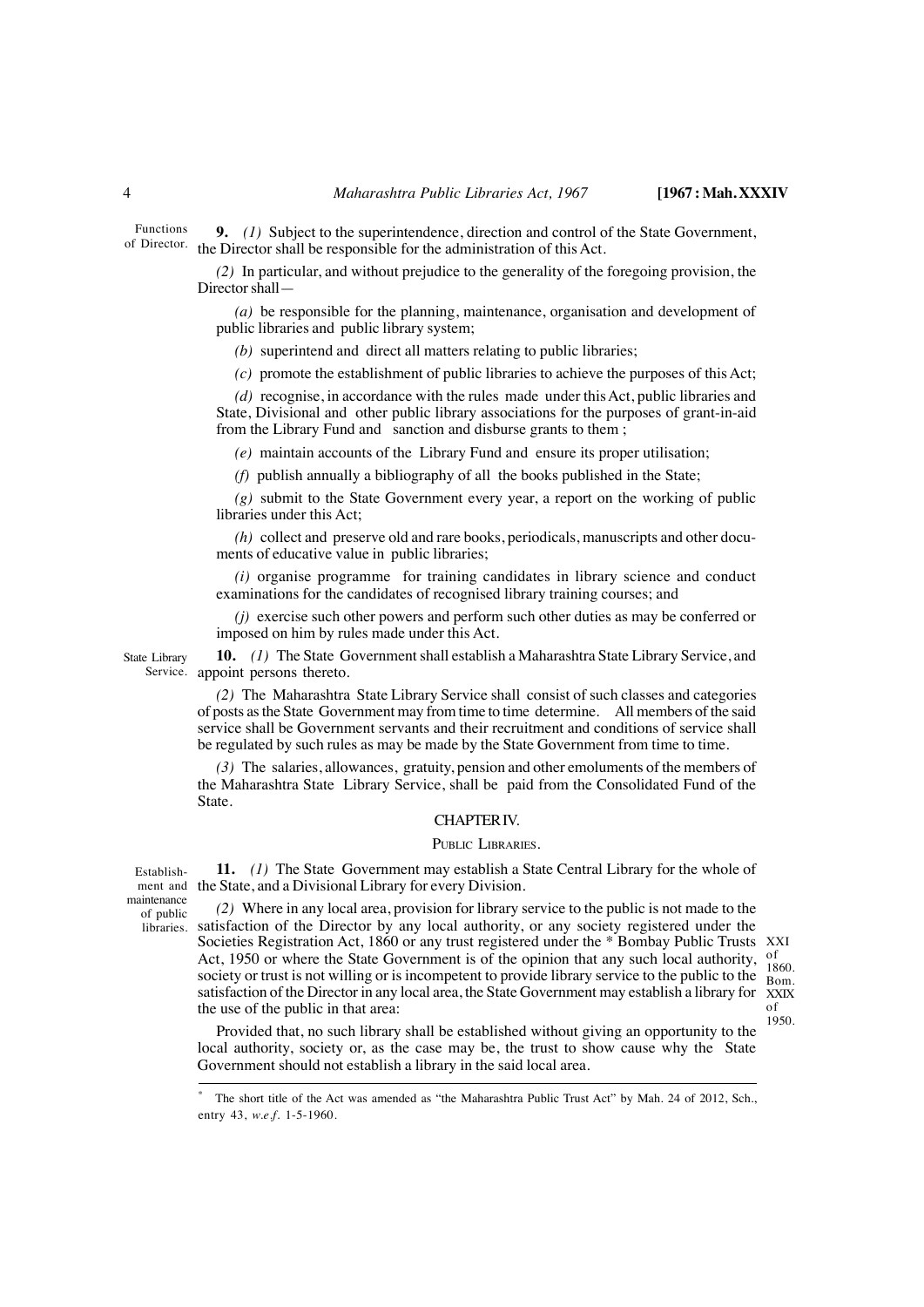**9.** *(1)* Subject to the superintendence, direction and control of the State Government, the Director shall be responsible for the administration of this Act.

Functions of Director.

*(2)* In particular, and without prejudice to the generality of the foregoing provision, the Director shall—

*(a)* be responsible for the planning, maintenance, organisation and development of public libraries and public library system;

*(b)* superintend and direct all matters relating to public libraries;

*(c)* promote the establishment of public libraries to achieve the purposes of this Act;

*(d)* recognise, in accordance with the rules made under this Act, public libraries and State, Divisional and other public library associations for the purposes of grant-in-aid from the Library Fund and sanction and disburse grants to them ;

*(e)* maintain accounts of the Library Fund and ensure its proper utilisation;

*(f)* publish annually a bibliography of all the books published in the State;

*(g)* submit to the State Government every year, a report on the working of public libraries under this Act;

*(h)* collect and preserve old and rare books, periodicals, manuscripts and other documents of educative value in public libraries;

*(i)* organise programme for training candidates in library science and conduct examinations for the candidates of recognised library training courses; and

*(j)* exercise such other powers and perform such other duties as may be conferred or imposed on him by rules made under this Act.

State Library Service.

**10.** *(1)* The State Government shall establish a Maharashtra State Library Service, and appoint persons thereto.

*(2)* The Maharashtra State Library Service shall consist of such classes and categories of posts as the State Government may from time to time determine. All members of the said service shall be Government servants and their recruitment and conditions of service shall be regulated by such rules as may be made by the State Government from time to time.

*(3)* The salaries, allowances, gratuity, pension and other emoluments of the members of the Maharashtra State Library Service, shall be paid from the Consolidated Fund of the State.

## CHAPTER IV.

### PUBLIC LIBRARIES.

Establishment and maintenance of public libraries.

**11.** *(1)* The State Government may establish a State Central Library for the whole of the State, and a Divisional Library for every Division.

*(2)* Where in any local area, provision for library service to the public is not made to the satisfaction of the Director by any local authority, or any society registered under the Societies Registration Act, 1860 or any trust registered under the * Bombay Public Trusts Act, 1950 or where the State Government is of the opinion that any such local authority, society or trust is not willing or is incompetent to provide library service to the public to the satisfaction of the Director in any local area, the State Government may establish a library for the use of the public in that area:

XXI of 1860. Bom. XXIX of 1950.

Provided that, no such library shall be established without giving an opportunity to the local authority, society or, as the case may be, the trust to show cause why the State Government should not establish a library in the said local area.

---

* The short title of the Act was amended as "the Maharashtra Public Trust Act" by Mah. 24 of 2012, Sch., entry 43, *w.e.f.* 1-5-1960.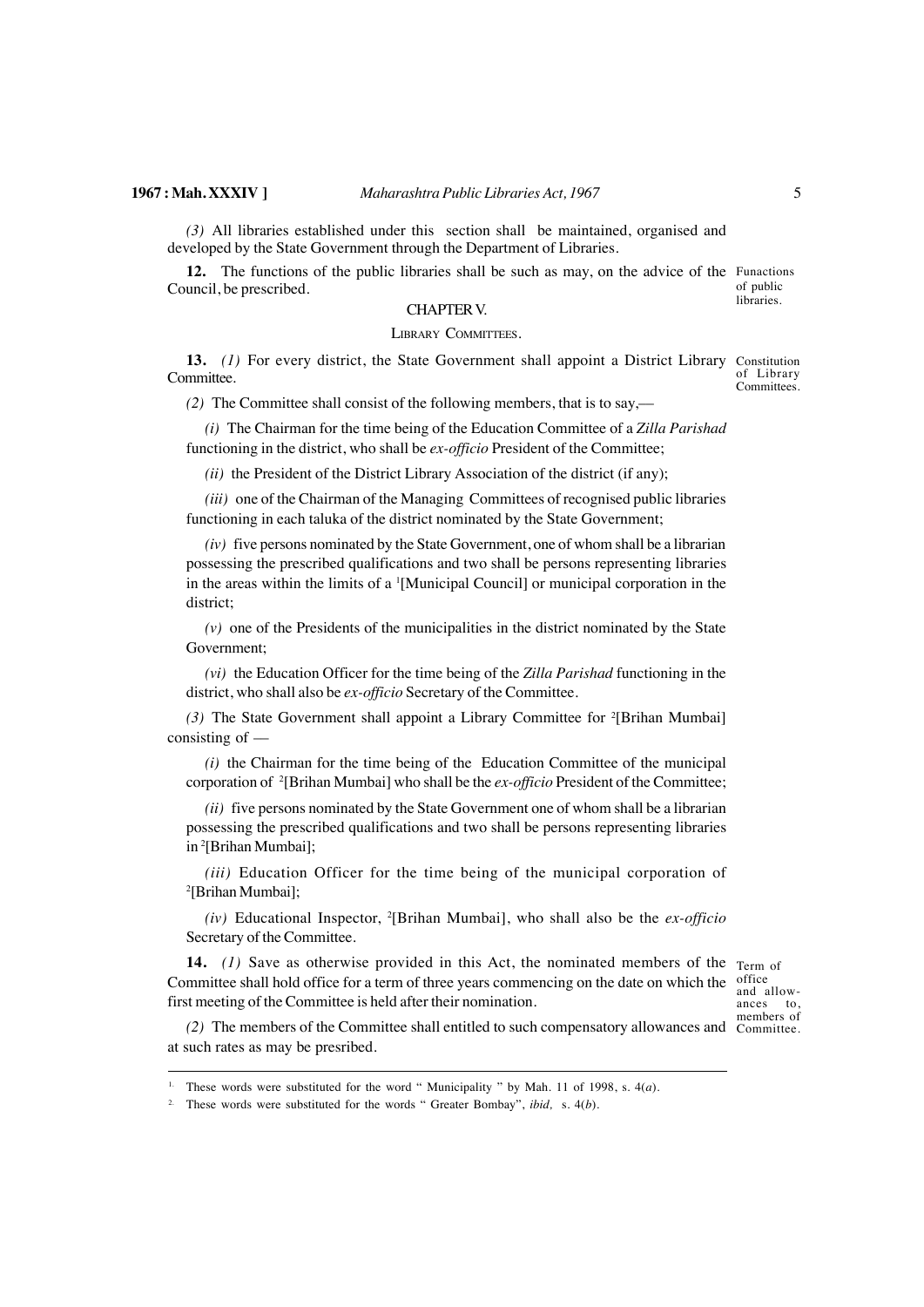*(3)* All libraries established under this section shall be maintained, organised and developed by the State Government through the Department of Libraries.

**12.** The functions of the public libraries shall be such as may, on the advice of the Council, be prescribed.

Funactions of public libraries.

## CHAPTER V.

### LIBRARY COMMITTEES.

**13.** *(1)* For every district, the State Government shall appoint a District Library Committee.

Constitution of Library Committees.

*(2)* The Committee shall consist of the following members, that is to say,—

*(i)* The Chairman for the time being of the Education Committee of a *Zilla Parishad* functioning in the district, who shall be *ex-officio* President of the Committee;

*(ii)* the President of the District Library Association of the district (if any);

*(iii)* one of the Chairman of the Managing Committees of recognised public libraries functioning in each taluka of the district nominated by the State Government;

*(iv)* five persons nominated by the State Government, one of whom shall be a librarian possessing the prescribed qualifications and two shall be persons representing libraries in the areas within the limits of a [1][Municipal Council] or municipal corporation in the district;

*(v)* one of the Presidents of the municipalities in the district nominated by the State Government;

*(vi)* the Education Officer for the time being of the *Zilla Parishad* functioning in the district, who shall also be *ex-officio* Secretary of the Committee.

*(3)* The State Government shall appoint a Library Committee for [2][Brihan Mumbai] consisting of —

*(i)* the Chairman for the time being of the Education Committee of the municipal corporation of [2][Brihan Mumbai] who shall be the *ex-officio* President of the Committee;

*(ii)* five persons nominated by the State Government one of whom shall be a librarian possessing the prescribed qualifications and two shall be persons representing libraries in [2][Brihan Mumbai];

*(iii)* Education Officer for the time being of the municipal corporation of [2][Brihan Mumbai];

*(iv)* Educational Inspector, [2][Brihan Mumbai], who shall also be the *ex-officio* Secretary of the Committee.

**14.** *(1)* Save as otherwise provided in this Act, the nominated members of the Committee shall hold office for a term of three years commencing on the date on which the first meeting of the Committee is held after their nomination.

Term of office and allowances to, members of Committee.

*(2)* The members of the Committee shall entitled to such compensatory allowances and at such rates as may be presribed.

---

[1] These words were substituted for the word " Municipality " by Mah. 11 of 1998, s. 4(*a*).

[2] These words were substituted for the words " Greater Bombay", *ibid,* s. 4(*b*).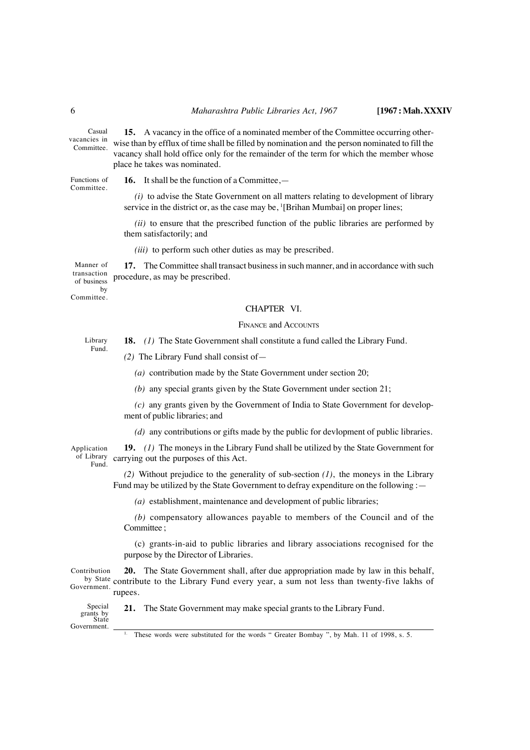Casual vacancies in Committee.

**15.** A vacancy in the office of a nominated member of the Committee occurring otherwise than by efflux of time shall be filled by nomination and the person nominated to fill the vacancy shall hold office only for the remainder of the term for which the member whose place he takes was nominated.

Functions of Committee.

**16.** It shall be the function of a Committee,—

*(i)* to advise the State Government on all matters relating to development of library service in the district or, as the case may be, [1][Brihan Mumbai] on proper lines;

*(ii)* to ensure that the prescribed function of the public libraries are performed by them satisfactorily; and

*(iii)* to perform such other duties as may be prescribed.

Manner of transaction of business by Committee.

**17.** The Committee shall transact business in such manner, and in accordance with such procedure, as may be prescribed.

## CHAPTER VI.

### FINANCE and ACCOUNTS

Library Fund.

**18.** *(1)* The State Government shall constitute a fund called the Library Fund.

*(2)* The Library Fund shall consist of—

*(a)* contribution made by the State Government under section 20;

*(b)* any special grants given by the State Government under section 21;

*(c)* any grants given by the Government of India to State Government for development of public libraries; and

*(d)* any contributions or gifts made by the public for devlopment of public libraries.

Application of Library Fund.

**19.** *(1)* The moneys in the Library Fund shall be utilized by the State Government for carrying out the purposes of this Act.

*(2)* Without prejudice to the generality of sub-section *(1)*, the moneys in the Library Fund may be utilized by the State Government to defray expenditure on the following :—

*(a)* establishment, maintenance and development of public libraries;

*(b)* compensatory allowances payable to members of the Council and of the Committee ;

(c) grants-in-aid to public libraries and library associations recognised for the purpose by the Director of Libraries.

Contribution by State Government.

**20.** The State Government shall, after due appropriation made by law in this behalf, contribute to the Library Fund every year, a sum not less than twenty-five lakhs of rupees.

Special grants by State Government.

**21.** The State Government may make special grants to the Library Fund.

---

[1] These words were substituted for the words " Greater Bombay ", by Mah. 11 of 1998, s. 5.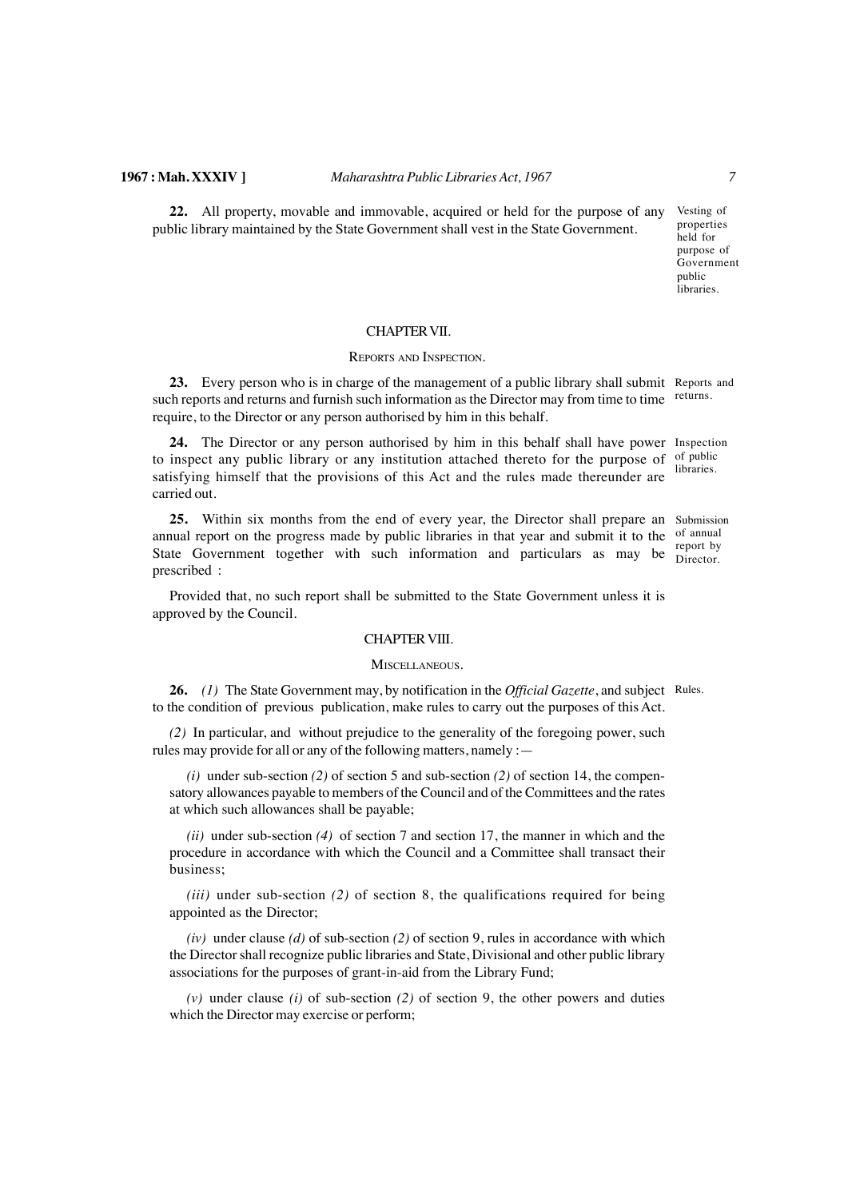**22.** All property, movable and immovable, acquired or held for the purpose of any public library maintained by the State Government shall vest in the State Government.

Vesting of properties held for purpose of Government public libraries.

## CHAPTER VII.

### REPORTS AND INSPECTION.

**23.** Every person who is in charge of the management of a public library shall submit such reports and returns and furnish such information as the Director may from time to time require, to the Director or any person authorised by him in this behalf.

Reports and returns.

**24.** The Director or any person authorised by him in this behalf shall have power to inspect any public library or any institution attached thereto for the purpose of satisfying himself that the provisions of this Act and the rules made thereunder are carried out.

Inspection of public libraries.

**25.** Within six months from the end of every year, the Director shall prepare an annual report on the progress made by public libraries in that year and submit it to the State Government together with such information and particulars as may be prescribed :

Submission of annual report by Director.

Provided that, no such report shall be submitted to the State Government unless it is approved by the Council.

## CHAPTER VIII.

### MISCELLANEOUS.

**26.** *(1)* The State Government may, by notification in the *Official Gazette*, and subject to the condition of previous publication, make rules to carry out the purposes of this Act.

Rules.

*(2)* In particular, and without prejudice to the generality of the foregoing power, such rules may provide for all or any of the following matters, namely :—

*(i)* under sub-section *(2)* of section 5 and sub-section *(2)* of section 14, the compensatory allowances payable to members of the Council and of the Committees and the rates at which such allowances shall be payable;

*(ii)* under sub-section *(4)* of section 7 and section 17, the manner in which and the procedure in accordance with which the Council and a Committee shall transact their business;

*(iii)* under sub-section *(2)* of section 8, the qualifications required for being appointed as the Director;

*(iv)* under clause *(d)* of sub-section *(2)* of section 9, rules in accordance with which the Director shall recognize public libraries and State, Divisional and other public library associations for the purposes of grant-in-aid from the Library Fund;

*(v)* under clause *(i)* of sub-section *(2)* of section 9, the other powers and duties which the Director may exercise or perform;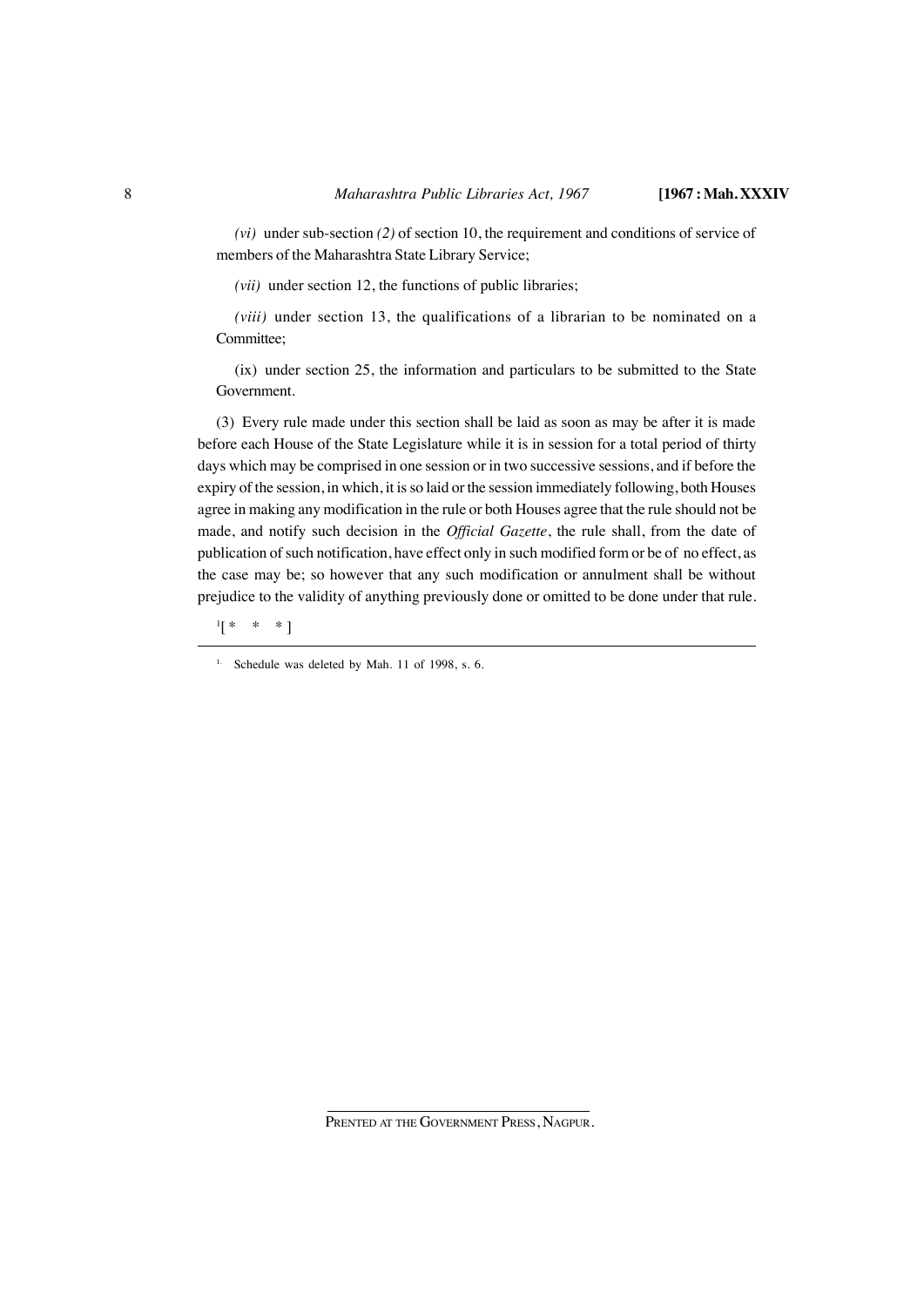*(vi)* under sub-section *(2)* of section 10, the requirement and conditions of service of members of the Maharashtra State Library Service;

*(vii)* under section 12, the functions of public libraries;

*(viii)* under section 13, the qualifications of a librarian to be nominated on a Committee;

(ix) under section 25, the information and particulars to be submitted to the State Government.

(3) Every rule made under this section shall be laid as soon as may be after it is made before each House of the State Legislature while it is in session for a total period of thirty days which may be comprised in one session or in two successive sessions, and if before the expiry of the session, in which, it is so laid or the session immediately following, both Houses agree in making any modification in the rule or both Houses agree that the rule should not be made, and notify such decision in the *Official Gazette*, the rule shall, from the date of publication of such notification, have effect only in such modified form or be of no effect, as the case may be; so however that any such modification or annulment shall be without prejudice to the validity of anything previously done or omitted to be done under that rule.

[1][ * * * ]

---

1. Schedule was deleted by Mah. 11 of 1998, s. 6.

PRENTED AT THE GOVERNMENT PRESS, NAGPUR.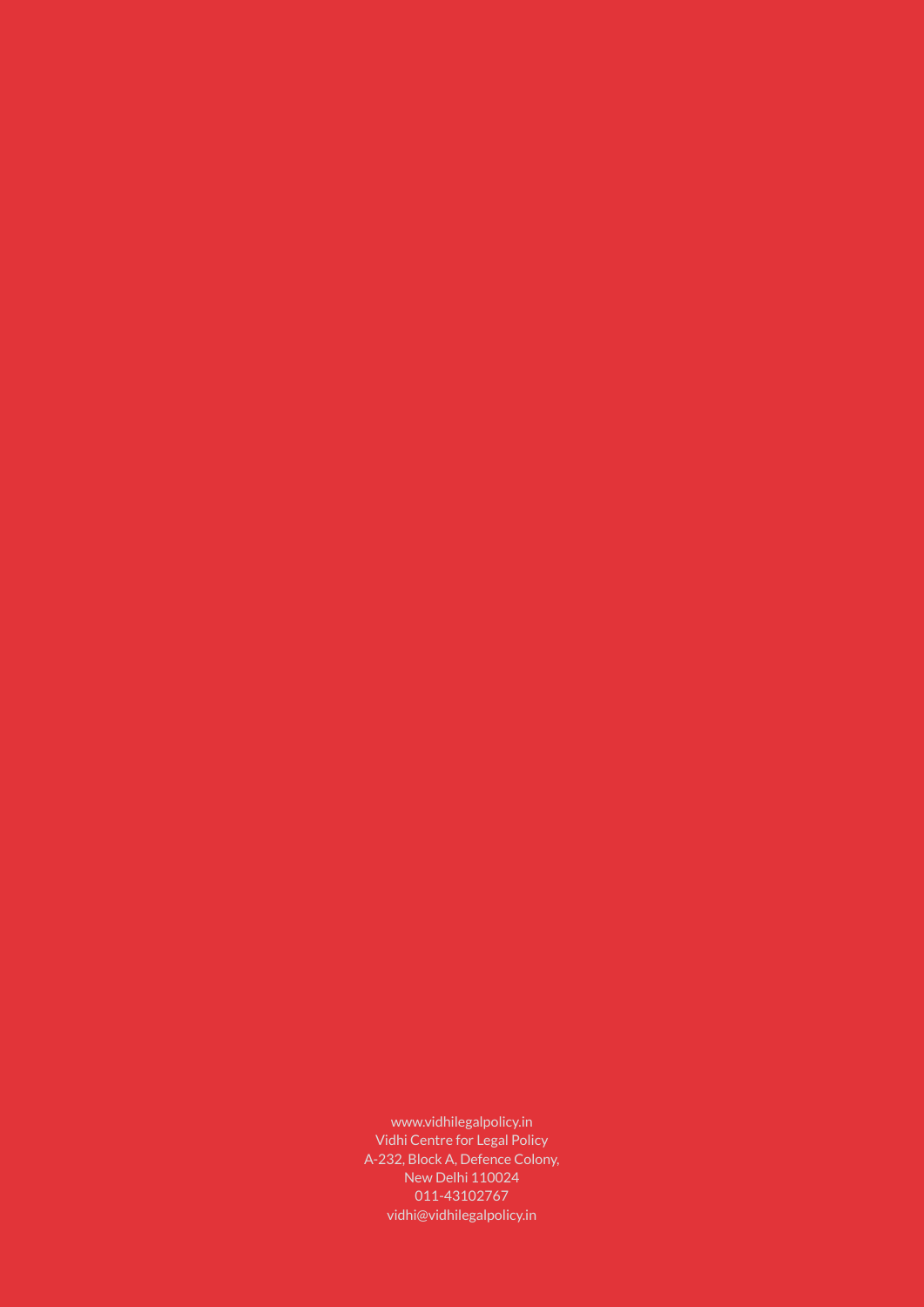www.vidhilegalpolicy.in
Vidhi Centre for Legal Policy
A-232, Block A, Defence Colony,
New Delhi 110024
011-43102767
vidhi@vidhilegalpolicy.in